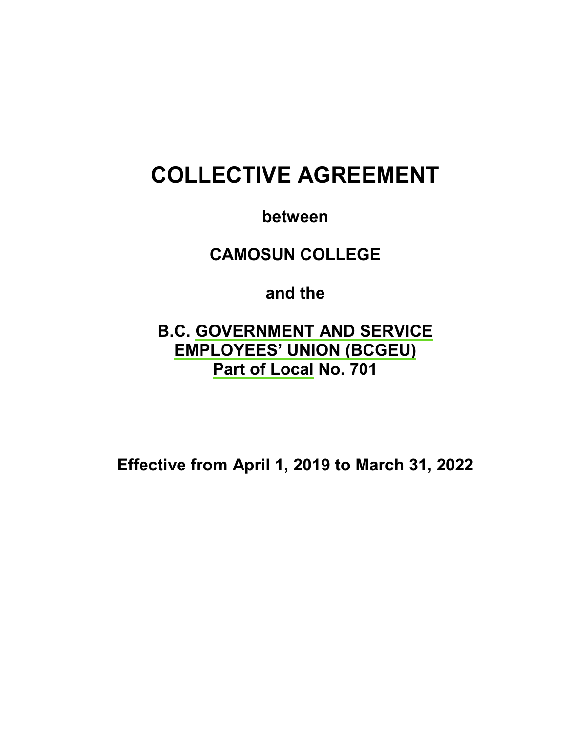# COLLECTIVE AGREEMENT

**between**

**CAMOSUN COLLEGE**

**and the**

**B.C. GOVERNMENT AND SERVICE EMPLOYEES' UNION (BCGEU) Part of Local No. 701**

**Effective from April 1, 2019 to March 31, 2022**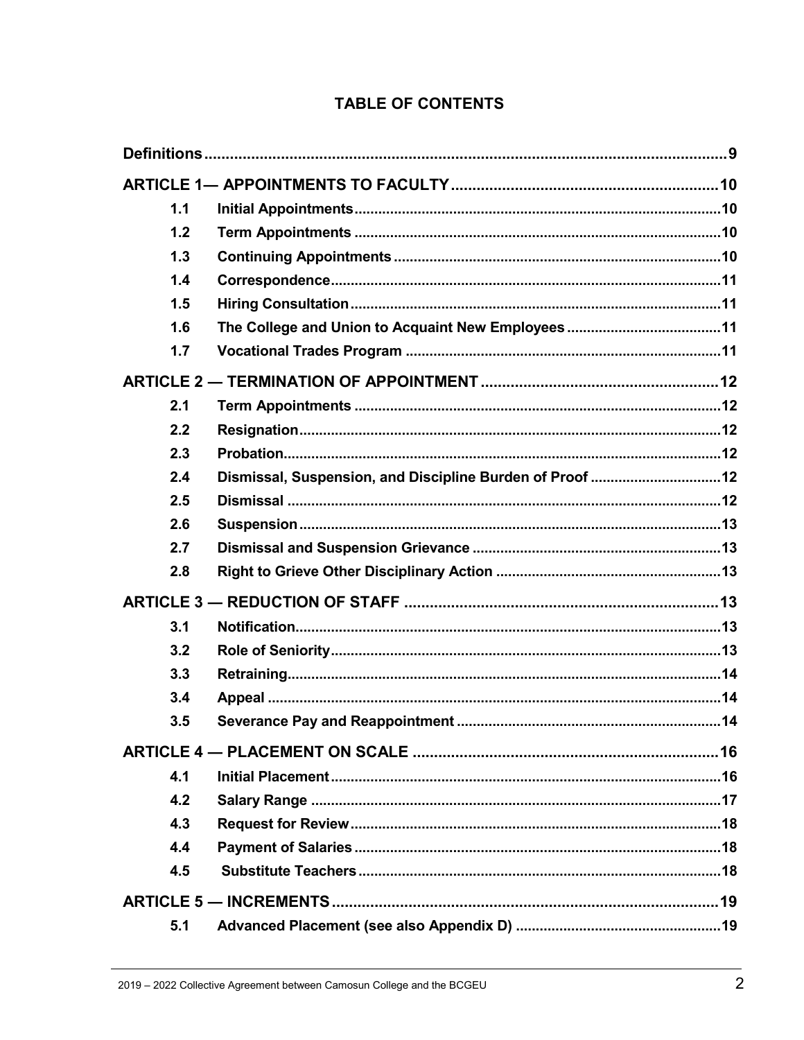# TABLE OF CONTENTS

| | | |
|---|---|---|
| **Definitions** | | **9** |
| **ARTICLE 1— APPOINTMENTS TO FACULTY** | | **10** |
| **1.1** | **Initial Appointments** | **10** |
| **1.2** | **Term Appointments** | **10** |
| **1.3** | **Continuing Appointments** | **10** |
| **1.4** | **Correspondence** | **11** |
| **1.5** | **Hiring Consultation** | **11** |
| **1.6** | **The College and Union to Acquaint New Employees** | **11** |
| **1.7** | **Vocational Trades Program** | **11** |
| **ARTICLE 2 — TERMINATION OF APPOINTMENT** | | **12** |
| **2.1** | **Term Appointments** | **12** |
| **2.2** | **Resignation** | **12** |
| **2.3** | **Probation** | **12** |
| **2.4** | **Dismissal, Suspension, and Discipline Burden of Proof** | **12** |
| **2.5** | **Dismissal** | **12** |
| **2.6** | **Suspension** | **13** |
| **2.7** | **Dismissal and Suspension Grievance** | **13** |
| **2.8** | **Right to Grieve Other Disciplinary Action** | **13** |
| **ARTICLE 3 — REDUCTION OF STAFF** | | **13** |
| **3.1** | **Notification** | **13** |
| **3.2** | **Role of Seniority** | **13** |
| **3.3** | **Retraining** | **14** |
| **3.4** | **Appeal** | **14** |
| **3.5** | **Severance Pay and Reappointment** | **14** |
| **ARTICLE 4 — PLACEMENT ON SCALE** | | **16** |
| **4.1** | **Initial Placement** | **16** |
| **4.2** | **Salary Range** | **17** |
| **4.3** | **Request for Review** | **18** |
| **4.4** | **Payment of Salaries** | **18** |
| **4.5** | **Substitute Teachers** | **18** |
| **ARTICLE 5 — INCREMENTS** | | **19** |
| **5.1** | **Advanced Placement (see also Appendix D)** | **19** |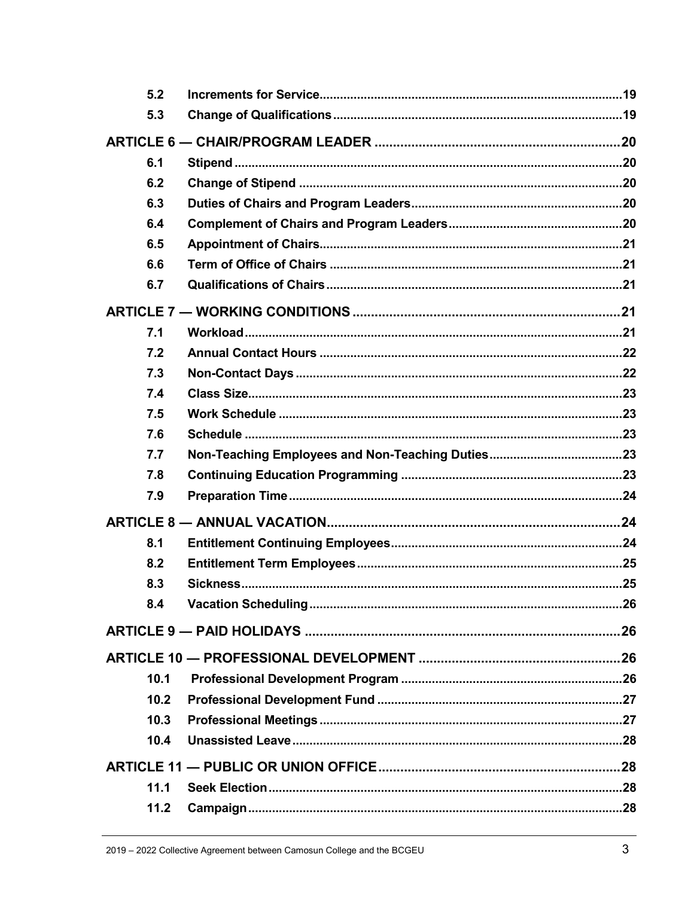| | | |
|---|---|---|
| 5.2 | **Increments for Service** | 19 |
| 5.3 | **Change of Qualifications** | 19 |
| **ARTICLE 6 — CHAIR/PROGRAM LEADER** | | **20** |
| 6.1 | **Stipend** | 20 |
| 6.2 | **Change of Stipend** | 20 |
| 6.3 | **Duties of Chairs and Program Leaders** | 20 |
| 6.4 | **Complement of Chairs and Program Leaders** | 20 |
| 6.5 | **Appointment of Chairs** | 21 |
| 6.6 | **Term of Office of Chairs** | 21 |
| 6.7 | **Qualifications of Chairs** | 21 |
| **ARTICLE 7 — WORKING CONDITIONS** | | **21** |
| 7.1 | **Workload** | 21 |
| 7.2 | **Annual Contact Hours** | 22 |
| 7.3 | **Non-Contact Days** | 22 |
| 7.4 | **Class Size** | 23 |
| 7.5 | **Work Schedule** | 23 |
| 7.6 | **Schedule** | 23 |
| 7.7 | **Non-Teaching Employees and Non-Teaching Duties** | 23 |
| 7.8 | **Continuing Education Programming** | 23 |
| 7.9 | **Preparation Time** | 24 |
| **ARTICLE 8 — ANNUAL VACATION** | | **24** |
| 8.1 | **Entitlement Continuing Employees** | 24 |
| 8.2 | **Entitlement Term Employees** | 25 |
| 8.3 | **Sickness** | 25 |
| 8.4 | **Vacation Scheduling** | 26 |
| **ARTICLE 9 — PAID HOLIDAYS** | | **26** |
| **ARTICLE 10 — PROFESSIONAL DEVELOPMENT** | | **26** |
| 10.1 | **Professional Development Program** | 26 |
| 10.2 | **Professional Development Fund** | 27 |
| 10.3 | **Professional Meetings** | 27 |
| 10.4 | **Unassisted Leave** | 28 |
| **ARTICLE 11 — PUBLIC OR UNION OFFICE** | | **28** |
| 11.1 | **Seek Election** | 28 |
| 11.2 | **Campaign** | 28 |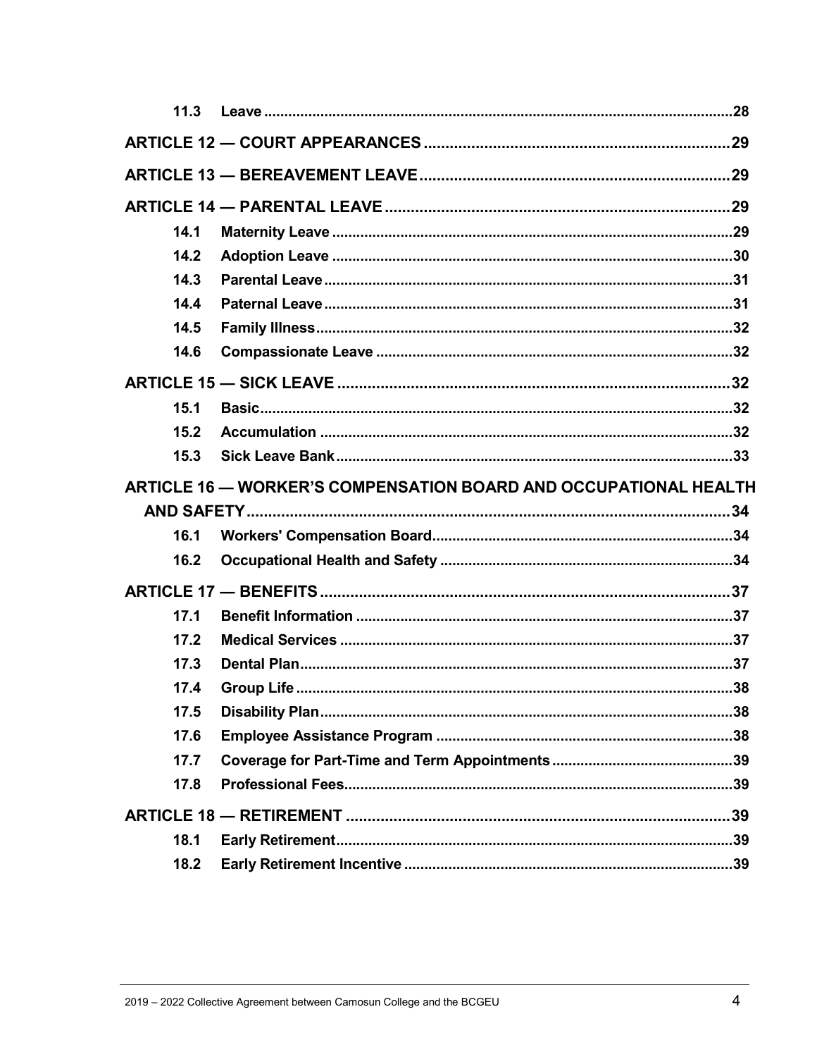| | | |
|---|---|---|
| 11.3 | Leave | 28 |
| **ARTICLE 12 — COURT APPEARANCES** | | 29 |
| **ARTICLE 13 — BEREAVEMENT LEAVE** | | 29 |
| **ARTICLE 14 — PARENTAL LEAVE** | | 29 |
| 14.1 | Maternity Leave | 29 |
| 14.2 | Adoption Leave | 30 |
| 14.3 | Parental Leave | 31 |
| 14.4 | Paternal Leave | 31 |
| 14.5 | Family Illness | 32 |
| 14.6 | Compassionate Leave | 32 |
| **ARTICLE 15 — SICK LEAVE** | | 32 |
| 15.1 | Basic | 32 |
| 15.2 | Accumulation | 32 |
| 15.3 | Sick Leave Bank | 33 |
| **ARTICLE 16 — WORKER'S COMPENSATION BOARD AND OCCUPATIONAL HEALTH AND SAFETY** | | 34 |
| 16.1 | Workers' Compensation Board | 34 |
| 16.2 | Occupational Health and Safety | 34 |
| **ARTICLE 17 — BENEFITS** | | 37 |
| 17.1 | Benefit Information | 37 |
| 17.2 | Medical Services | 37 |
| 17.3 | Dental Plan | 37 |
| 17.4 | Group Life | 38 |
| 17.5 | Disability Plan | 38 |
| 17.6 | Employee Assistance Program | 38 |
| 17.7 | Coverage for Part-Time and Term Appointments | 39 |
| 17.8 | Professional Fees | 39 |
| **ARTICLE 18 — RETIREMENT** | | 39 |
| 18.1 | Early Retirement | 39 |
| 18.2 | Early Retirement Incentive | 39 |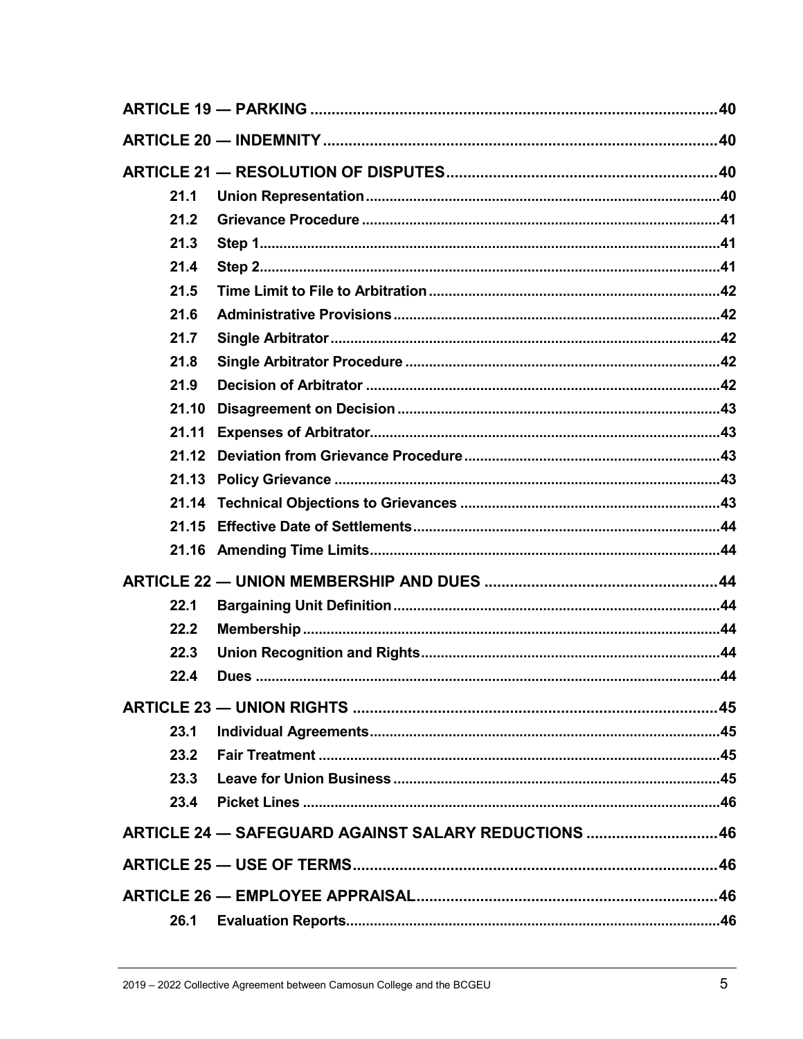| | | |
|---|---|---|
| **ARTICLE 19 — PARKING** | | **40** |
| **ARTICLE 20 — INDEMNITY** | | **40** |
| **ARTICLE 21 — RESOLUTION OF DISPUTES** | | **40** |
| **21.1** | **Union Representation** | **40** |
| **21.2** | **Grievance Procedure** | **41** |
| **21.3** | **Step 1** | **41** |
| **21.4** | **Step 2** | **41** |
| **21.5** | **Time Limit to File to Arbitration** | **42** |
| **21.6** | **Administrative Provisions** | **42** |
| **21.7** | **Single Arbitrator** | **42** |
| **21.8** | **Single Arbitrator Procedure** | **42** |
| **21.9** | **Decision of Arbitrator** | **42** |
| **21.10** | **Disagreement on Decision** | **43** |
| **21.11** | **Expenses of Arbitrator** | **43** |
| **21.12** | **Deviation from Grievance Procedure** | **43** |
| **21.13** | **Policy Grievance** | **43** |
| **21.14** | **Technical Objections to Grievances** | **43** |
| **21.15** | **Effective Date of Settlements** | **44** |
| **21.16** | **Amending Time Limits** | **44** |
| **ARTICLE 22 — UNION MEMBERSHIP AND DUES** | | **44** |
| **22.1** | **Bargaining Unit Definition** | **44** |
| **22.2** | **Membership** | **44** |
| **22.3** | **Union Recognition and Rights** | **44** |
| **22.4** | **Dues** | **44** |
| **ARTICLE 23 — UNION RIGHTS** | | **45** |
| **23.1** | **Individual Agreements** | **45** |
| **23.2** | **Fair Treatment** | **45** |
| **23.3** | **Leave for Union Business** | **45** |
| **23.4** | **Picket Lines** | **46** |
| **ARTICLE 24 — SAFEGUARD AGAINST SALARY REDUCTIONS** | | **46** |
| **ARTICLE 25 — USE OF TERMS** | | **46** |
| **ARTICLE 26 — EMPLOYEE APPRAISAL** | | **46** |
| **26.1** | **Evaluation Reports** | **46** |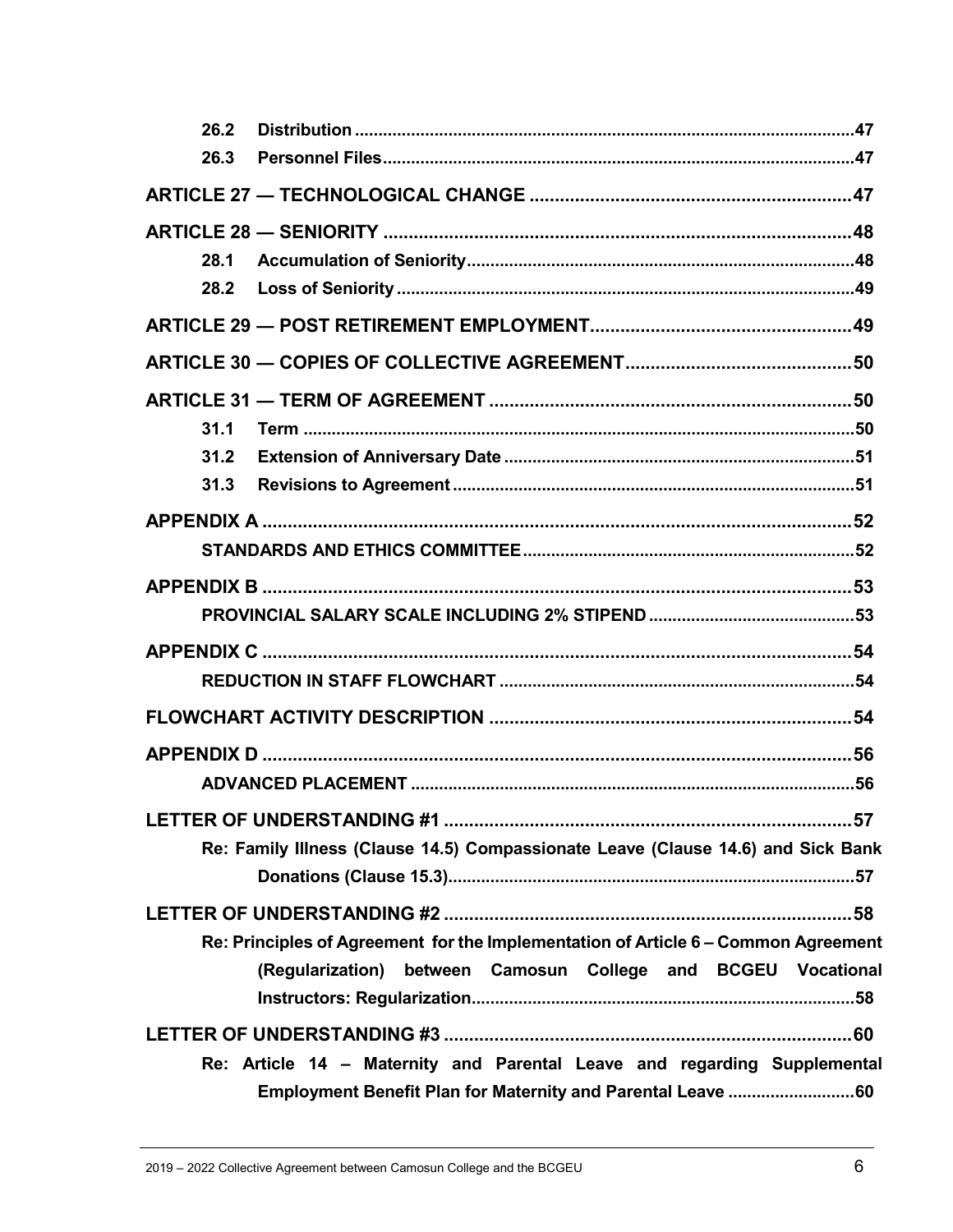26.2 **Distribution** .....47

26.3 **Personnel Files** .....47

**ARTICLE 27 — TECHNOLOGICAL CHANGE** .....47

**ARTICLE 28 — SENIORITY** .....48

28.1 **Accumulation of Seniority** .....48

28.2 **Loss of Seniority** .....49

**ARTICLE 29 — POST RETIREMENT EMPLOYMENT** .....49

**ARTICLE 30 — COPIES OF COLLECTIVE AGREEMENT** .....50

**ARTICLE 31 — TERM OF AGREEMENT** .....50

31.1 **Term** .....50

31.2 **Extension of Anniversary Date** .....51

31.3 **Revisions to Agreement** .....51

**APPENDIX A** .....52

**STANDARDS AND ETHICS COMMITTEE** .....52

**APPENDIX B** .....53

**PROVINCIAL SALARY SCALE INCLUDING 2% STIPEND** .....53

**APPENDIX C** .....54

**REDUCTION IN STAFF FLOWCHART** .....54

**FLOWCHART ACTIVITY DESCRIPTION** .....54

**APPENDIX D** .....56

**ADVANCED PLACEMENT** .....56

**LETTER OF UNDERSTANDING #1** .....57

**Re: Family Illness (Clause 14.5) Compassionate Leave (Clause 14.6) and Sick Bank Donations (Clause 15.3)** .....57

**LETTER OF UNDERSTANDING #2** .....58

**Re: Principles of Agreement for the Implementation of Article 6 – Common Agreement (Regularization) between Camosun College and BCGEU Vocational Instructors: Regularization** .....58

**LETTER OF UNDERSTANDING #3** .....60

**Re: Article 14 – Maternity and Parental Leave and regarding Supplemental Employment Benefit Plan for Maternity and Parental Leave** .....60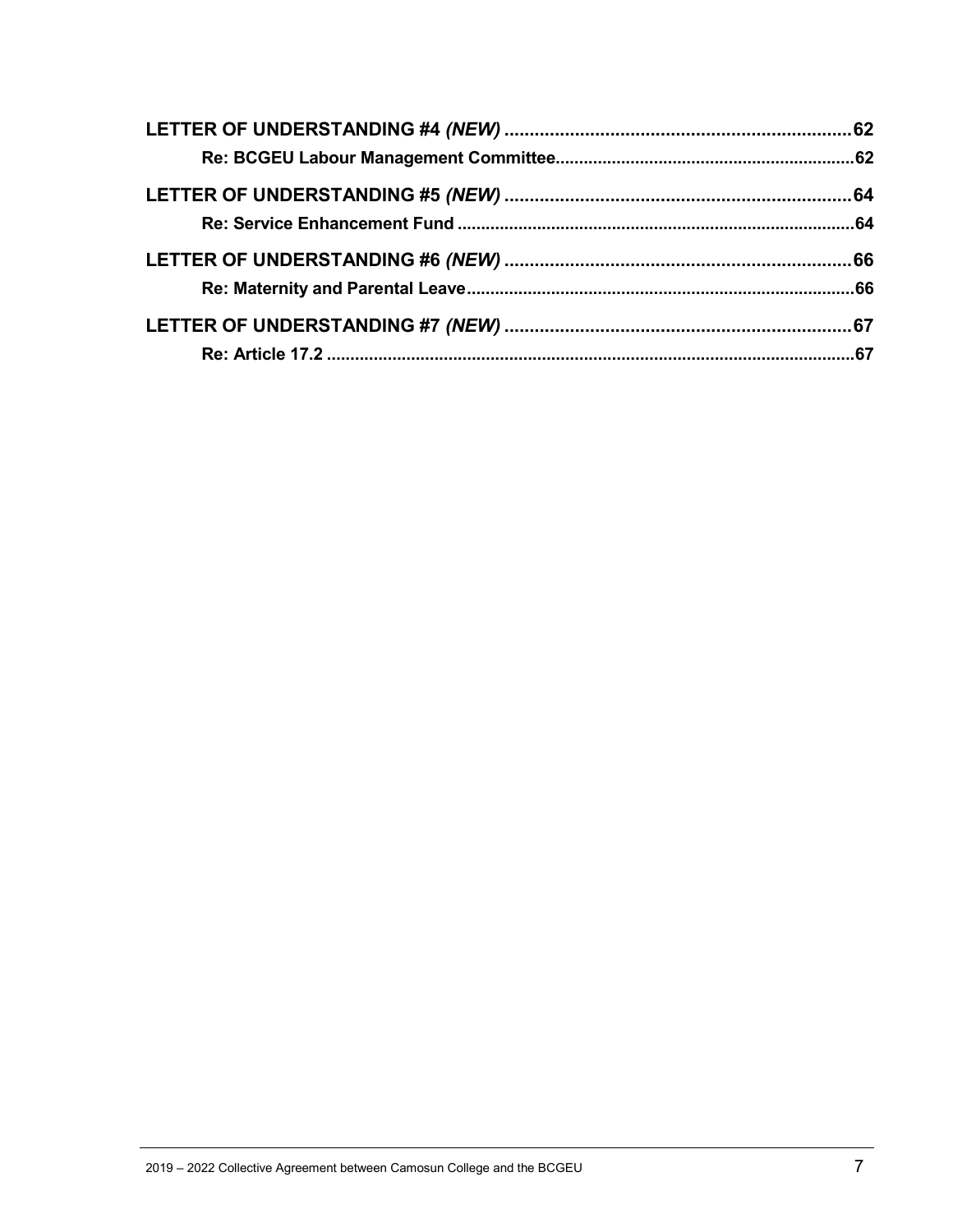**LETTER OF UNDERSTANDING #4 *(NEW)*** ....................................................................62

**Re: BCGEU Labour Management Committee**...............................................................62

**LETTER OF UNDERSTANDING #5 *(NEW)*** ....................................................................64

**Re: Service Enhancement Fund** ....................................................................................64

**LETTER OF UNDERSTANDING #6 *(NEW)*** ....................................................................66

**Re: Maternity and Parental Leave**.................................................................................66

**LETTER OF UNDERSTANDING #7 *(NEW)*** ....................................................................67

**Re: Article 17.2** ...............................................................................................................67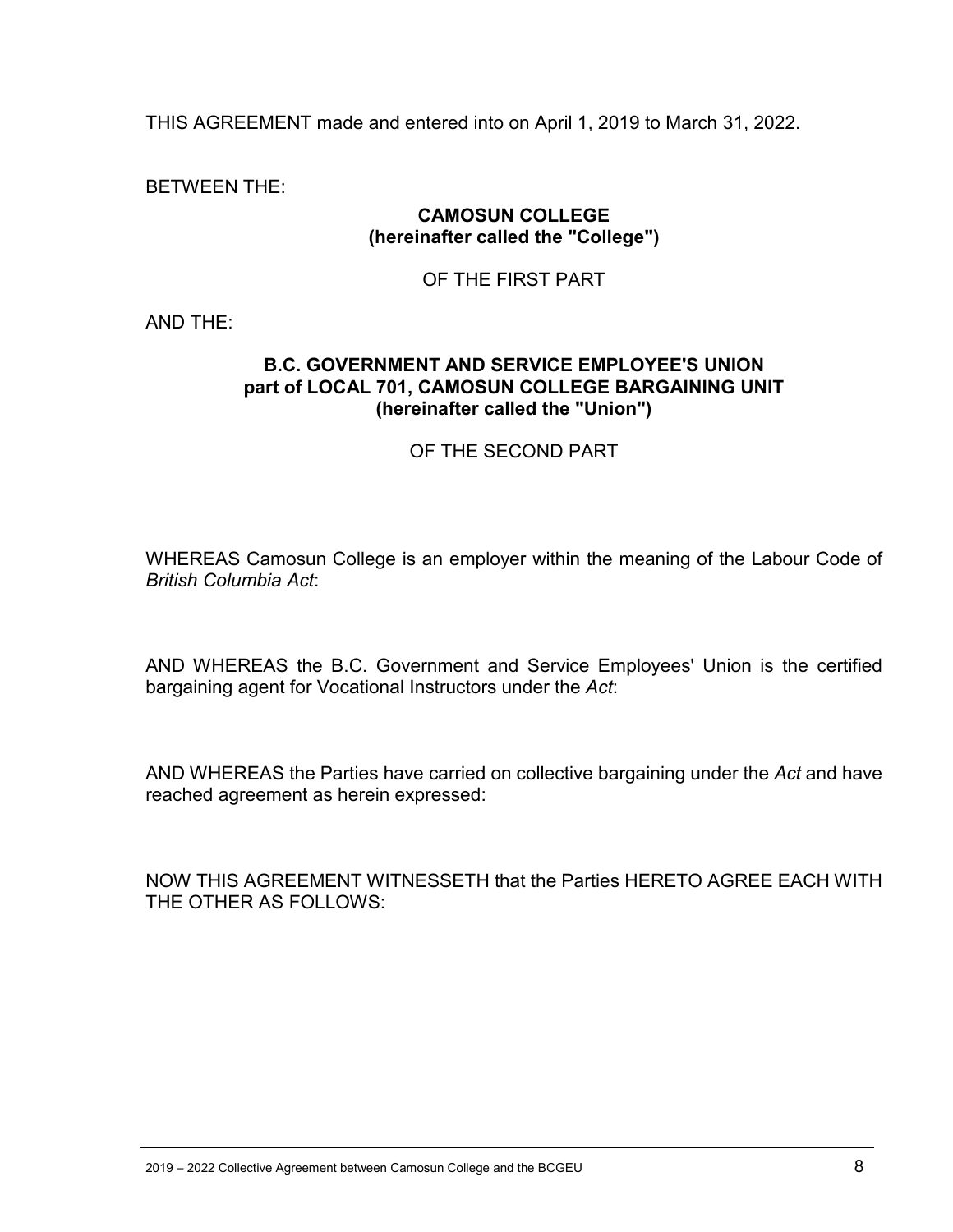THIS AGREEMENT made and entered into on April 1, 2019 to March 31, 2022.

BETWEEN THE:

**CAMOSUN COLLEGE**
**(hereinafter called the "College")**

OF THE FIRST PART

AND THE:

**B.C. GOVERNMENT AND SERVICE EMPLOYEE'S UNION**
**part of LOCAL 701, CAMOSUN COLLEGE BARGAINING UNIT**
**(hereinafter called the "Union")**

OF THE SECOND PART

WHEREAS Camosun College is an employer within the meaning of the Labour Code of *British Columbia Act*:

AND WHEREAS the B.C. Government and Service Employees' Union is the certified bargaining agent for Vocational Instructors under the *Act*:

AND WHEREAS the Parties have carried on collective bargaining under the *Act* and have reached agreement as herein expressed:

NOW THIS AGREEMENT WITNESSETH that the Parties HERETO AGREE EACH WITH THE OTHER AS FOLLOWS: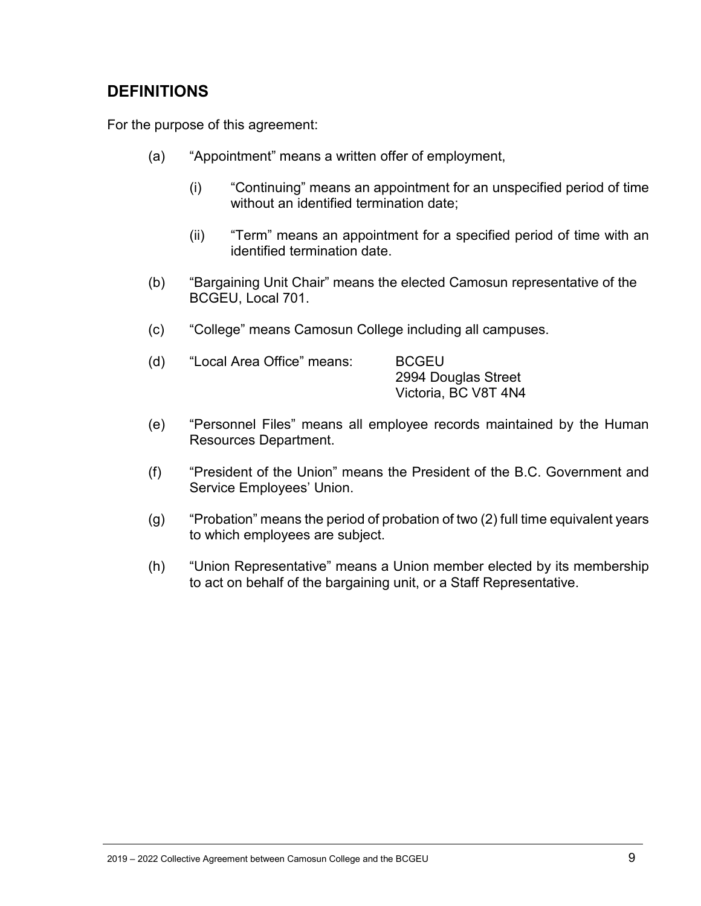## DEFINITIONS

For the purpose of this agreement:

(a) "Appointment" means a written offer of employment,

  (i) "Continuing" means an appointment for an unspecified period of time without an identified termination date;

  (ii) "Term" means an appointment for a specified period of time with an identified termination date.

(b) "Bargaining Unit Chair" means the elected Camosun representative of the BCGEU, Local 701.

(c) "College" means Camosun College including all campuses.

(d) "Local Area Office" means: BCGEU
2994 Douglas Street
Victoria, BC V8T 4N4

(e) "Personnel Files" means all employee records maintained by the Human Resources Department.

(f) "President of the Union" means the President of the B.C. Government and Service Employees' Union.

(g) "Probation" means the period of probation of two (2) full time equivalent years to which employees are subject.

(h) "Union Representative" means a Union member elected by its membership to act on behalf of the bargaining unit, or a Staff Representative.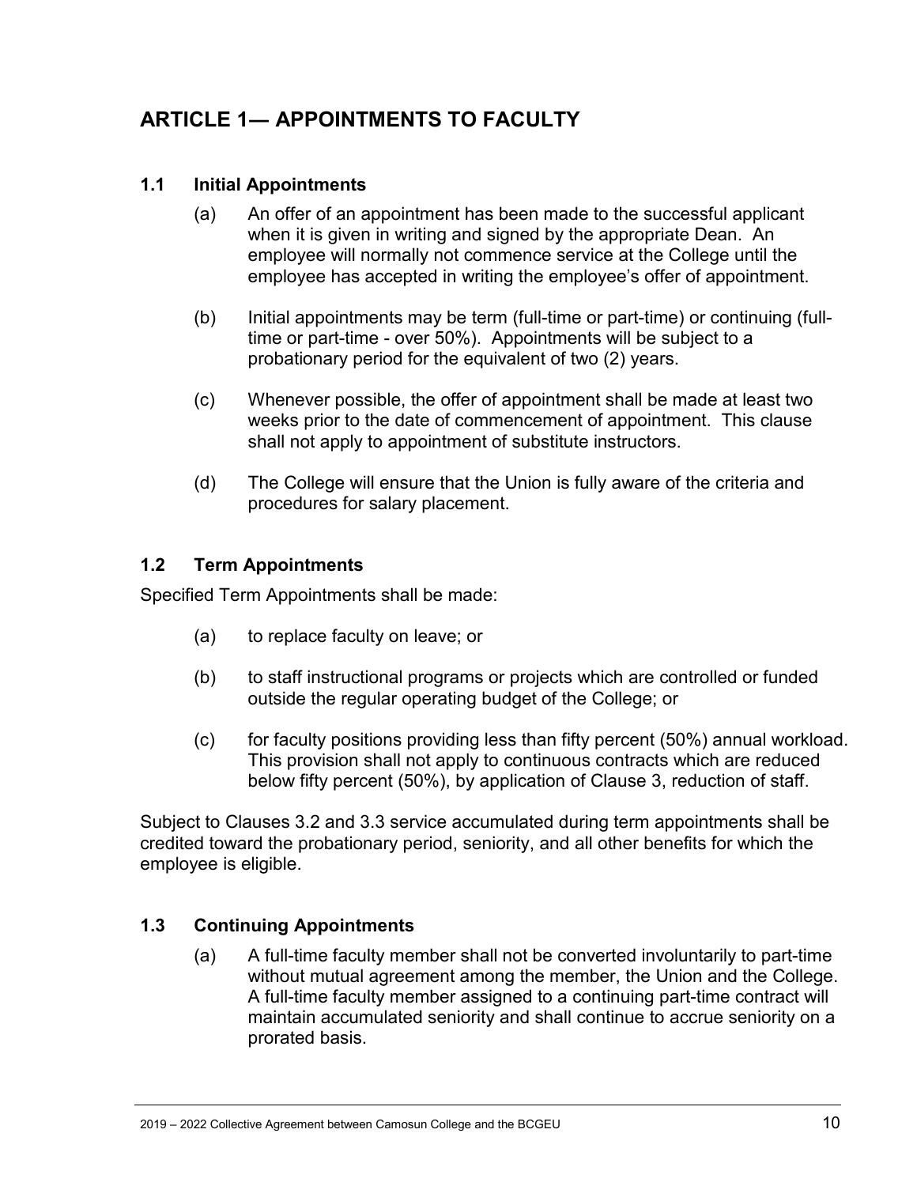# ARTICLE 1— APPOINTMENTS TO FACULTY

## 1.1 Initial Appointments

(a) An offer of an appointment has been made to the successful applicant when it is given in writing and signed by the appropriate Dean. An employee will normally not commence service at the College until the employee has accepted in writing the employee's offer of appointment.

(b) Initial appointments may be term (full-time or part-time) or continuing (full-time or part-time - over 50%). Appointments will be subject to a probationary period for the equivalent of two (2) years.

(c) Whenever possible, the offer of appointment shall be made at least two weeks prior to the date of commencement of appointment. This clause shall not apply to appointment of substitute instructors.

(d) The College will ensure that the Union is fully aware of the criteria and procedures for salary placement.

## 1.2 Term Appointments

Specified Term Appointments shall be made:

(a) to replace faculty on leave; or

(b) to staff instructional programs or projects which are controlled or funded outside the regular operating budget of the College; or

(c) for faculty positions providing less than fifty percent (50%) annual workload. This provision shall not apply to continuous contracts which are reduced below fifty percent (50%), by application of Clause 3, reduction of staff.

Subject to Clauses 3.2 and 3.3 service accumulated during term appointments shall be credited toward the probationary period, seniority, and all other benefits for which the employee is eligible.

## 1.3 Continuing Appointments

(a) A full-time faculty member shall not be converted involuntarily to part-time without mutual agreement among the member, the Union and the College. A full-time faculty member assigned to a continuing part-time contract will maintain accumulated seniority and shall continue to accrue seniority on a prorated basis.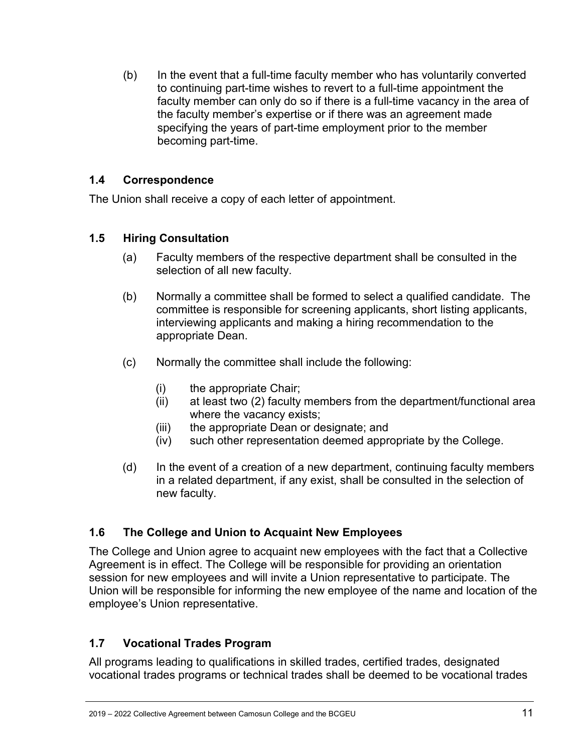(b) In the event that a full-time faculty member who has voluntarily converted to continuing part-time wishes to revert to a full-time appointment the faculty member can only do so if there is a full-time vacancy in the area of the faculty member's expertise or if there was an agreement made specifying the years of part-time employment prior to the member becoming part-time.

### 1.4 Correspondence

The Union shall receive a copy of each letter of appointment.

### 1.5 Hiring Consultation

(a) Faculty members of the respective department shall be consulted in the selection of all new faculty.

(b) Normally a committee shall be formed to select a qualified candidate. The committee is responsible for screening applicants, short listing applicants, interviewing applicants and making a hiring recommendation to the appropriate Dean.

(c) Normally the committee shall include the following:

  (i) the appropriate Chair;
  (ii) at least two (2) faculty members from the department/functional area where the vacancy exists;
  (iii) the appropriate Dean or designate; and
  (iv) such other representation deemed appropriate by the College.

(d) In the event of a creation of a new department, continuing faculty members in a related department, if any exist, shall be consulted in the selection of new faculty.

### 1.6 The College and Union to Acquaint New Employees

The College and Union agree to acquaint new employees with the fact that a Collective Agreement is in effect. The College will be responsible for providing an orientation session for new employees and will invite a Union representative to participate. The Union will be responsible for informing the new employee of the name and location of the employee's Union representative.

### 1.7 Vocational Trades Program

All programs leading to qualifications in skilled trades, certified trades, designated vocational trades programs or technical trades shall be deemed to be vocational trades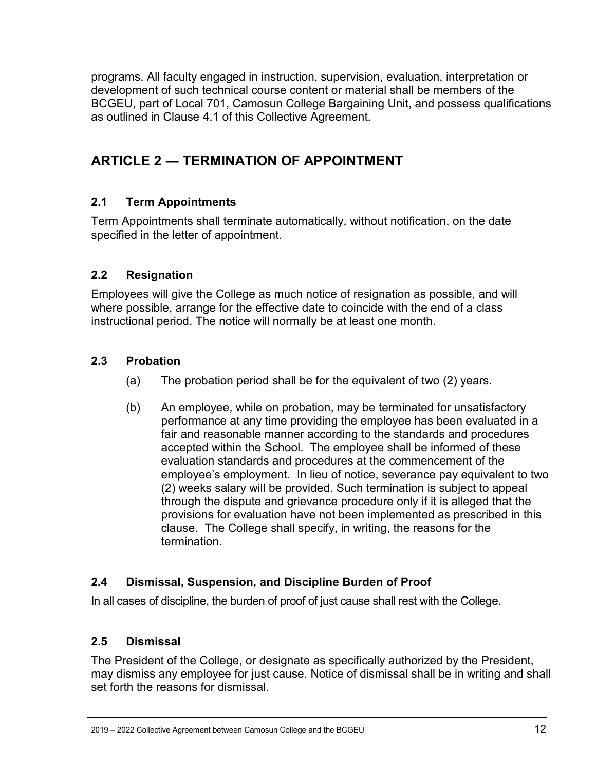programs. All faculty engaged in instruction, supervision, evaluation, interpretation or development of such technical course content or material shall be members of the BCGEU, part of Local 701, Camosun College Bargaining Unit, and possess qualifications as outlined in Clause 4.1 of this Collective Agreement.

## ARTICLE 2 — TERMINATION OF APPOINTMENT

### 2.1 Term Appointments

Term Appointments shall terminate automatically, without notification, on the date specified in the letter of appointment.

### 2.2 Resignation

Employees will give the College as much notice of resignation as possible, and will where possible, arrange for the effective date to coincide with the end of a class instructional period. The notice will normally be at least one month.

### 2.3 Probation

(a) The probation period shall be for the equivalent of two (2) years.

(b) An employee, while on probation, may be terminated for unsatisfactory performance at any time providing the employee has been evaluated in a fair and reasonable manner according to the standards and procedures accepted within the School. The employee shall be informed of these evaluation standards and procedures at the commencement of the employee's employment. In lieu of notice, severance pay equivalent to two (2) weeks salary will be provided. Such termination is subject to appeal through the dispute and grievance procedure only if it is alleged that the provisions for evaluation have not been implemented as prescribed in this clause. The College shall specify, in writing, the reasons for the termination.

### 2.4 Dismissal, Suspension, and Discipline Burden of Proof

In all cases of discipline, the burden of proof of just cause shall rest with the College.

### 2.5 Dismissal

The President of the College, or designate as specifically authorized by the President, may dismiss any employee for just cause. Notice of dismissal shall be in writing and shall set forth the reasons for dismissal.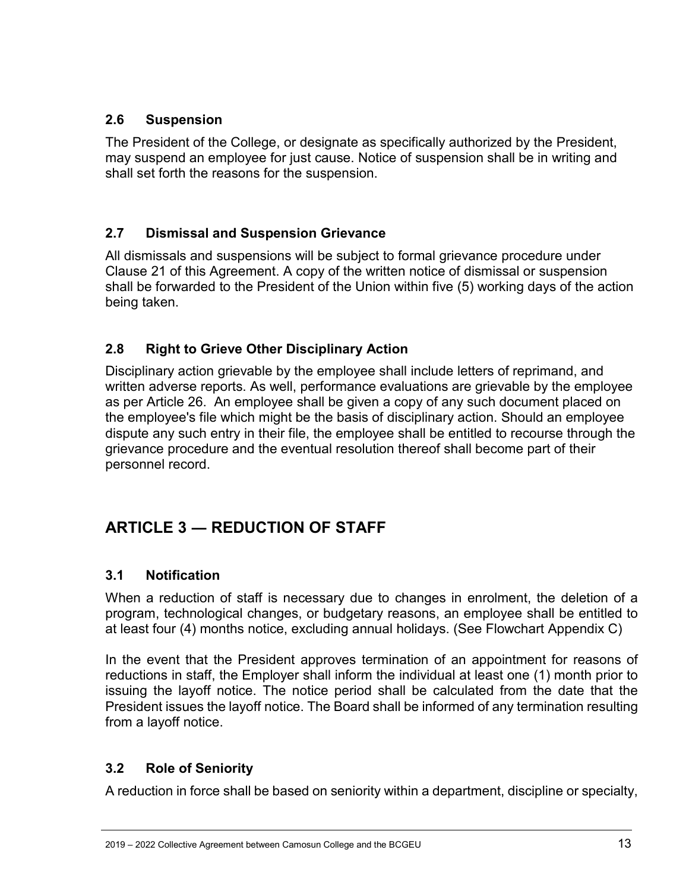### 2.6 Suspension

The President of the College, or designate as specifically authorized by the President, may suspend an employee for just cause. Notice of suspension shall be in writing and shall set forth the reasons for the suspension.

### 2.7 Dismissal and Suspension Grievance

All dismissals and suspensions will be subject to formal grievance procedure under Clause 21 of this Agreement. A copy of the written notice of dismissal or suspension shall be forwarded to the President of the Union within five (5) working days of the action being taken.

### 2.8 Right to Grieve Other Disciplinary Action

Disciplinary action grievable by the employee shall include letters of reprimand, and written adverse reports. As well, performance evaluations are grievable by the employee as per Article 26. An employee shall be given a copy of any such document placed on the employee's file which might be the basis of disciplinary action. Should an employee dispute any such entry in their file, the employee shall be entitled to recourse through the grievance procedure and the eventual resolution thereof shall become part of their personnel record.

## ARTICLE 3 — REDUCTION OF STAFF

### 3.1 Notification

When a reduction of staff is necessary due to changes in enrolment, the deletion of a program, technological changes, or budgetary reasons, an employee shall be entitled to at least four (4) months notice, excluding annual holidays. (See Flowchart Appendix C)

In the event that the President approves termination of an appointment for reasons of reductions in staff, the Employer shall inform the individual at least one (1) month prior to issuing the layoff notice. The notice period shall be calculated from the date that the President issues the layoff notice. The Board shall be informed of any termination resulting from a layoff notice.

### 3.2 Role of Seniority

A reduction in force shall be based on seniority within a department, discipline or specialty,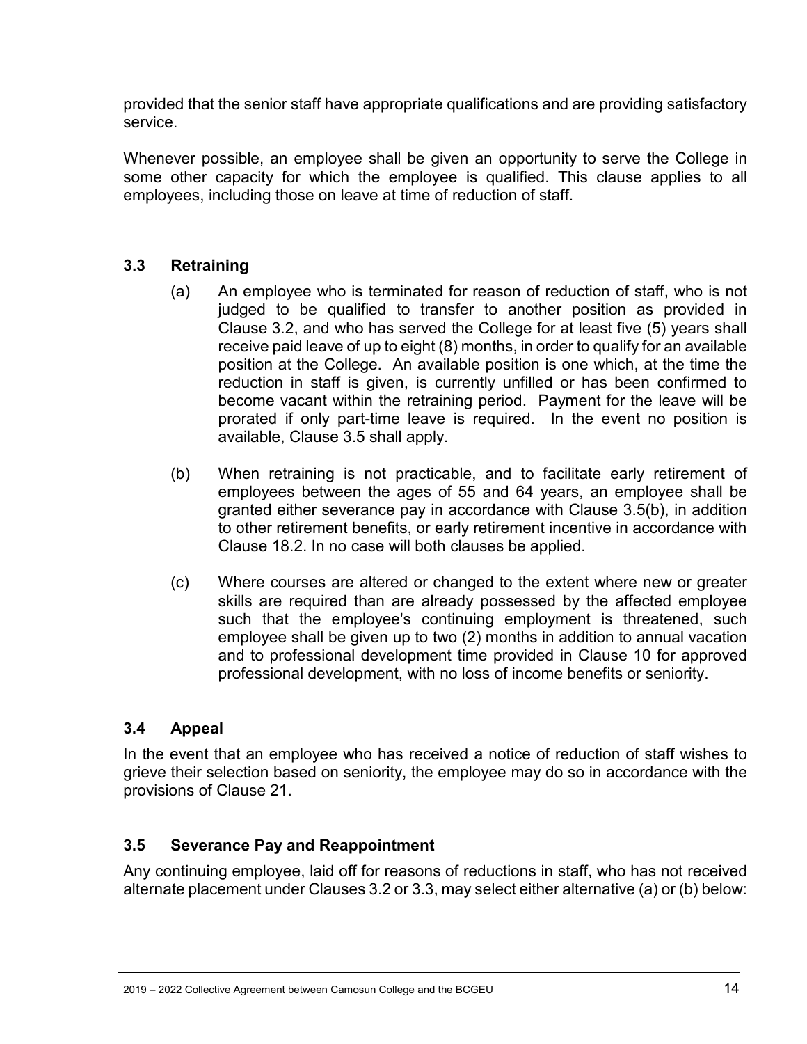provided that the senior staff have appropriate qualifications and are providing satisfactory service.

Whenever possible, an employee shall be given an opportunity to serve the College in some other capacity for which the employee is qualified. This clause applies to all employees, including those on leave at time of reduction of staff.

### 3.3 Retraining

(a) An employee who is terminated for reason of reduction of staff, who is not judged to be qualified to transfer to another position as provided in Clause 3.2, and who has served the College for at least five (5) years shall receive paid leave of up to eight (8) months, in order to qualify for an available position at the College. An available position is one which, at the time the reduction in staff is given, is currently unfilled or has been confirmed to become vacant within the retraining period. Payment for the leave will be prorated if only part-time leave is required. In the event no position is available, Clause 3.5 shall apply.

(b) When retraining is not practicable, and to facilitate early retirement of employees between the ages of 55 and 64 years, an employee shall be granted either severance pay in accordance with Clause 3.5(b), in addition to other retirement benefits, or early retirement incentive in accordance with Clause 18.2. In no case will both clauses be applied.

(c) Where courses are altered or changed to the extent where new or greater skills are required than are already possessed by the affected employee such that the employee's continuing employment is threatened, such employee shall be given up to two (2) months in addition to annual vacation and to professional development time provided in Clause 10 for approved professional development, with no loss of income benefits or seniority.

### 3.4 Appeal

In the event that an employee who has received a notice of reduction of staff wishes to grieve their selection based on seniority, the employee may do so in accordance with the provisions of Clause 21.

### 3.5 Severance Pay and Reappointment

Any continuing employee, laid off for reasons of reductions in staff, who has not received alternate placement under Clauses 3.2 or 3.3, may select either alternative (a) or (b) below: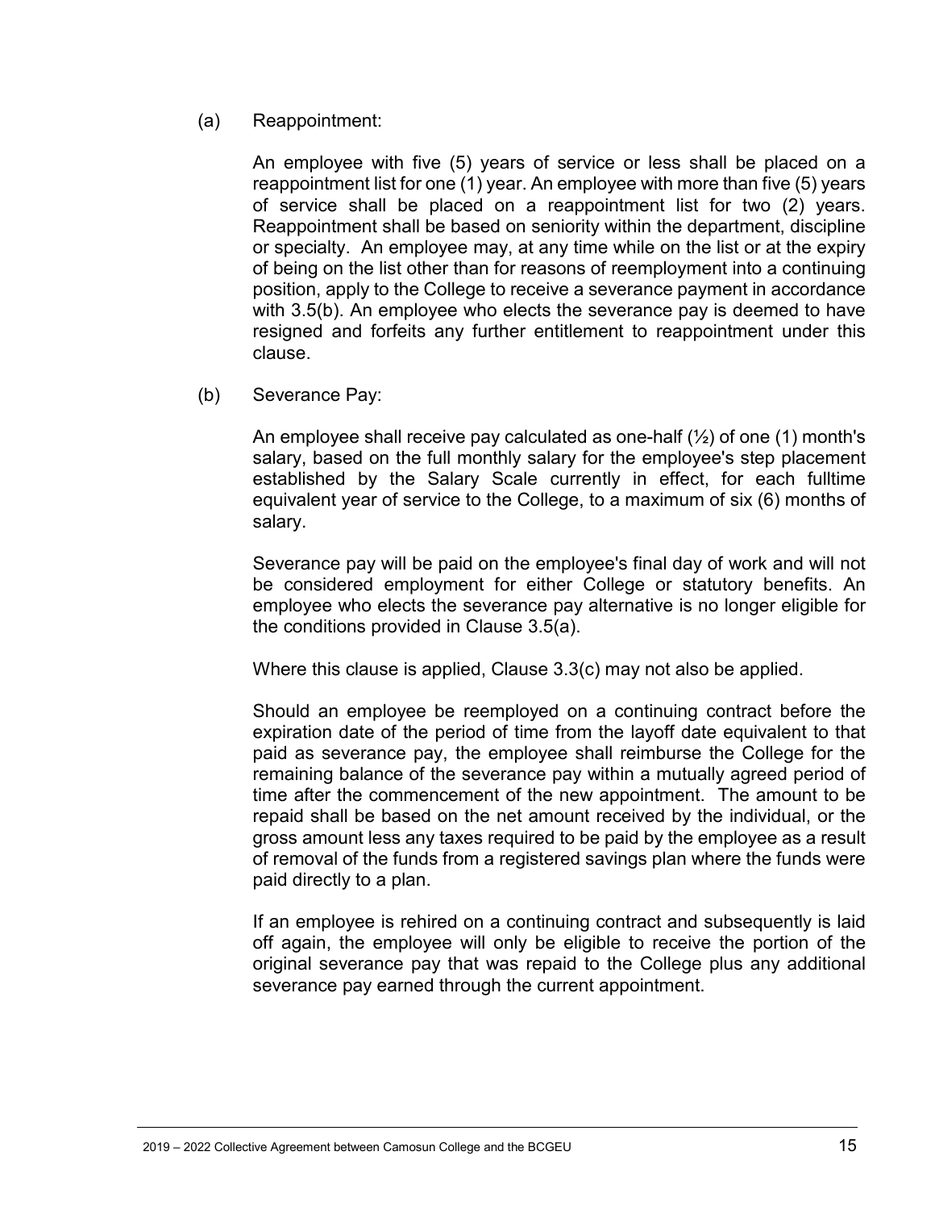(a) Reappointment:

An employee with five (5) years of service or less shall be placed on a reappointment list for one (1) year. An employee with more than five (5) years of service shall be placed on a reappointment list for two (2) years. Reappointment shall be based on seniority within the department, discipline or specialty. An employee may, at any time while on the list or at the expiry of being on the list other than for reasons of reemployment into a continuing position, apply to the College to receive a severance payment in accordance with 3.5(b). An employee who elects the severance pay is deemed to have resigned and forfeits any further entitlement to reappointment under this clause.

(b) Severance Pay:

An employee shall receive pay calculated as one-half (½) of one (1) month's salary, based on the full monthly salary for the employee's step placement established by the Salary Scale currently in effect, for each fulltime equivalent year of service to the College, to a maximum of six (6) months of salary.

Severance pay will be paid on the employee's final day of work and will not be considered employment for either College or statutory benefits. An employee who elects the severance pay alternative is no longer eligible for the conditions provided in Clause 3.5(a).

Where this clause is applied, Clause 3.3(c) may not also be applied.

Should an employee be reemployed on a continuing contract before the expiration date of the period of time from the layoff date equivalent to that paid as severance pay, the employee shall reimburse the College for the remaining balance of the severance pay within a mutually agreed period of time after the commencement of the new appointment. The amount to be repaid shall be based on the net amount received by the individual, or the gross amount less any taxes required to be paid by the employee as a result of removal of the funds from a registered savings plan where the funds were paid directly to a plan.

If an employee is rehired on a continuing contract and subsequently is laid off again, the employee will only be eligible to receive the portion of the original severance pay that was repaid to the College plus any additional severance pay earned through the current appointment.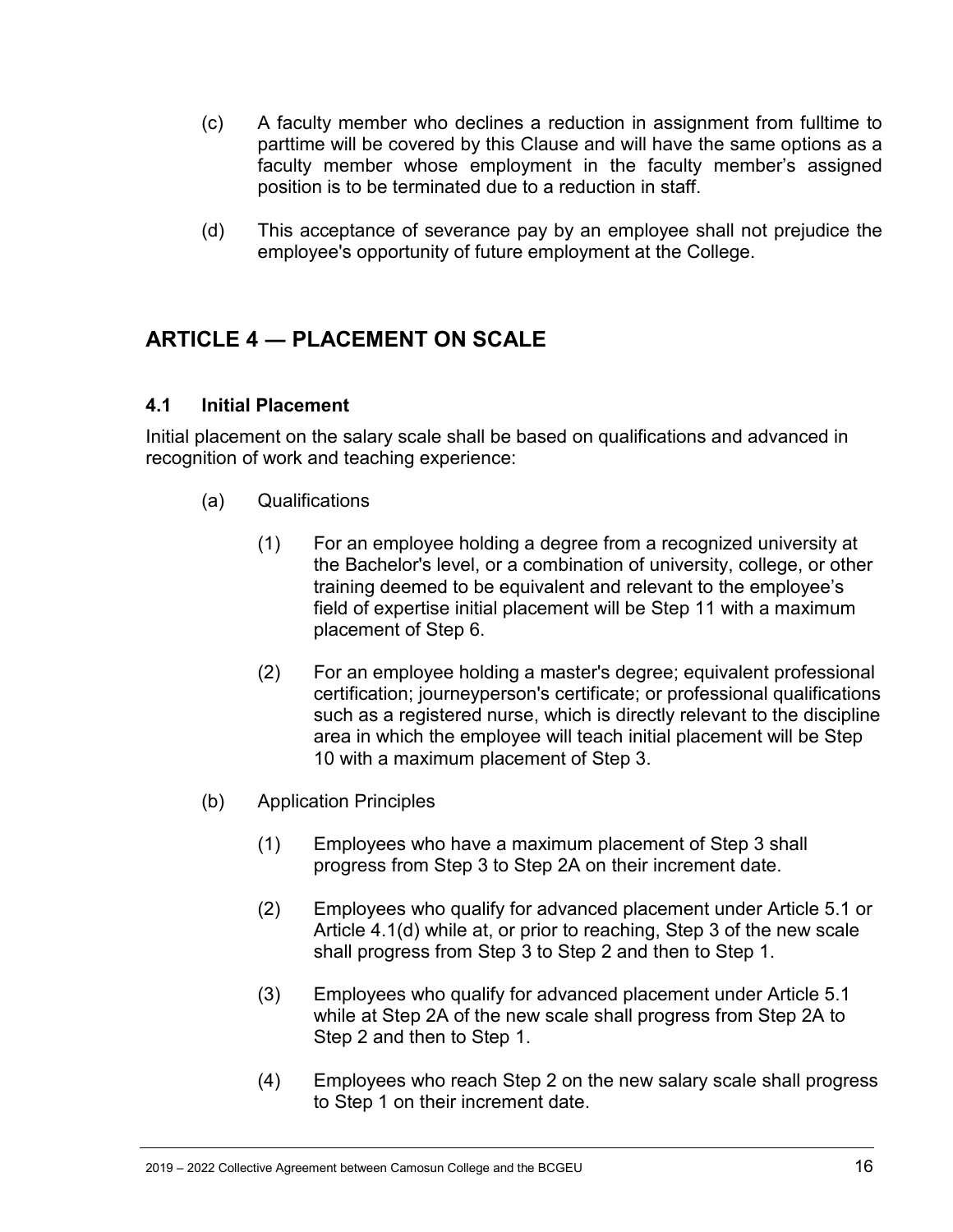(c) A faculty member who declines a reduction in assignment from fulltime to parttime will be covered by this Clause and will have the same options as a faculty member whose employment in the faculty member's assigned position is to be terminated due to a reduction in staff.

(d) This acceptance of severance pay by an employee shall not prejudice the employee's opportunity of future employment at the College.

## ARTICLE 4 — PLACEMENT ON SCALE

### 4.1 Initial Placement

Initial placement on the salary scale shall be based on qualifications and advanced in recognition of work and teaching experience:

(a) Qualifications

(1) For an employee holding a degree from a recognized university at the Bachelor's level, or a combination of university, college, or other training deemed to be equivalent and relevant to the employee's field of expertise initial placement will be Step 11 with a maximum placement of Step 6.

(2) For an employee holding a master's degree; equivalent professional certification; journeyperson's certificate; or professional qualifications such as a registered nurse, which is directly relevant to the discipline area in which the employee will teach initial placement will be Step 10 with a maximum placement of Step 3.

(b) Application Principles

(1) Employees who have a maximum placement of Step 3 shall progress from Step 3 to Step 2A on their increment date.

(2) Employees who qualify for advanced placement under Article 5.1 or Article 4.1(d) while at, or prior to reaching, Step 3 of the new scale shall progress from Step 3 to Step 2 and then to Step 1.

(3) Employees who qualify for advanced placement under Article 5.1 while at Step 2A of the new scale shall progress from Step 2A to Step 2 and then to Step 1.

(4) Employees who reach Step 2 on the new salary scale shall progress to Step 1 on their increment date.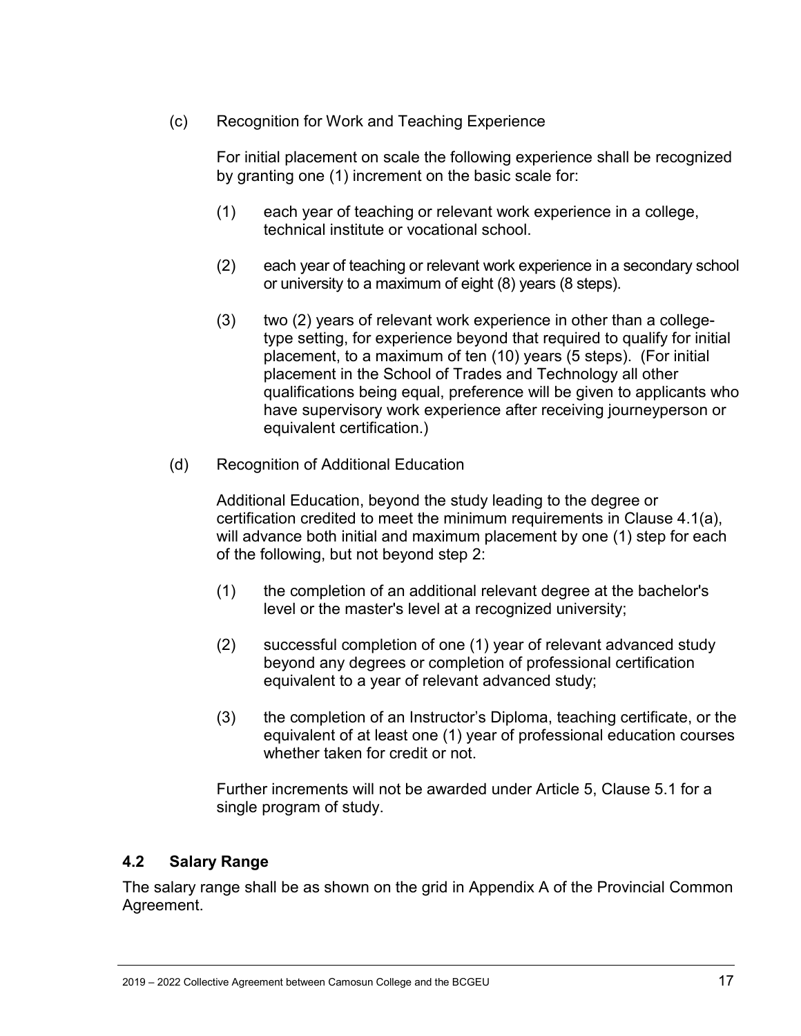(c) Recognition for Work and Teaching Experience

For initial placement on scale the following experience shall be recognized by granting one (1) increment on the basic scale for:

(1) each year of teaching or relevant work experience in a college, technical institute or vocational school.

(2) each year of teaching or relevant work experience in a secondary school or university to a maximum of eight (8) years (8 steps).

(3) two (2) years of relevant work experience in other than a college-type setting, for experience beyond that required to qualify for initial placement, to a maximum of ten (10) years (5 steps). (For initial placement in the School of Trades and Technology all other qualifications being equal, preference will be given to applicants who have supervisory work experience after receiving journeyperson or equivalent certification.)

(d) Recognition of Additional Education

Additional Education, beyond the study leading to the degree or certification credited to meet the minimum requirements in Clause 4.1(a), will advance both initial and maximum placement by one (1) step for each of the following, but not beyond step 2:

(1) the completion of an additional relevant degree at the bachelor's level or the master's level at a recognized university;

(2) successful completion of one (1) year of relevant advanced study beyond any degrees or completion of professional certification equivalent to a year of relevant advanced study;

(3) the completion of an Instructor's Diploma, teaching certificate, or the equivalent of at least one (1) year of professional education courses whether taken for credit or not.

Further increments will not be awarded under Article 5, Clause 5.1 for a single program of study.

### 4.2 Salary Range

The salary range shall be as shown on the grid in Appendix A of the Provincial Common Agreement.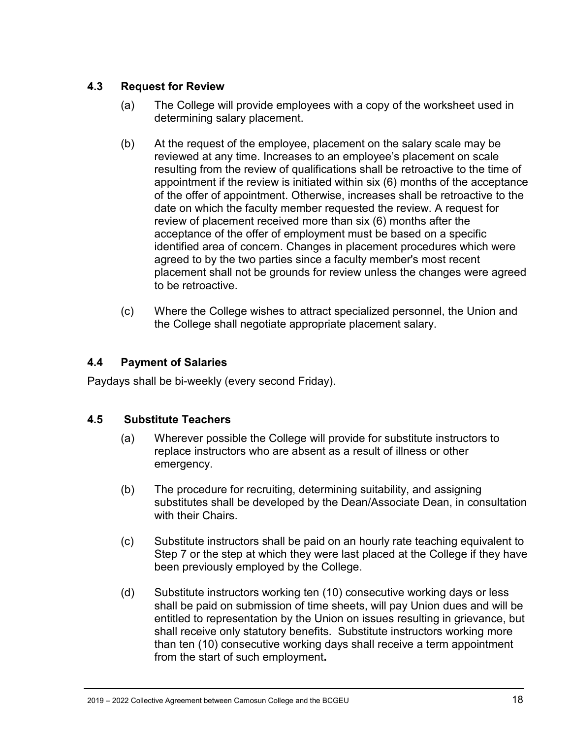### 4.3 Request for Review

(a) The College will provide employees with a copy of the worksheet used in determining salary placement.

(b) At the request of the employee, placement on the salary scale may be reviewed at any time. Increases to an employee's placement on scale resulting from the review of qualifications shall be retroactive to the time of appointment if the review is initiated within six (6) months of the acceptance of the offer of appointment. Otherwise, increases shall be retroactive to the date on which the faculty member requested the review. A request for review of placement received more than six (6) months after the acceptance of the offer of employment must be based on a specific identified area of concern. Changes in placement procedures which were agreed to by the two parties since a faculty member's most recent placement shall not be grounds for review unless the changes were agreed to be retroactive.

(c) Where the College wishes to attract specialized personnel, the Union and the College shall negotiate appropriate placement salary.

### 4.4 Payment of Salaries

Paydays shall be bi-weekly (every second Friday).

### 4.5 Substitute Teachers

(a) Wherever possible the College will provide for substitute instructors to replace instructors who are absent as a result of illness or other emergency.

(b) The procedure for recruiting, determining suitability, and assigning substitutes shall be developed by the Dean/Associate Dean, in consultation with their Chairs.

(c) Substitute instructors shall be paid on an hourly rate teaching equivalent to Step 7 or the step at which they were last placed at the College if they have been previously employed by the College.

(d) Substitute instructors working ten (10) consecutive working days or less shall be paid on submission of time sheets, will pay Union dues and will be entitled to representation by the Union on issues resulting in grievance, but shall receive only statutory benefits. Substitute instructors working more than ten (10) consecutive working days shall receive a term appointment from the start of such employment.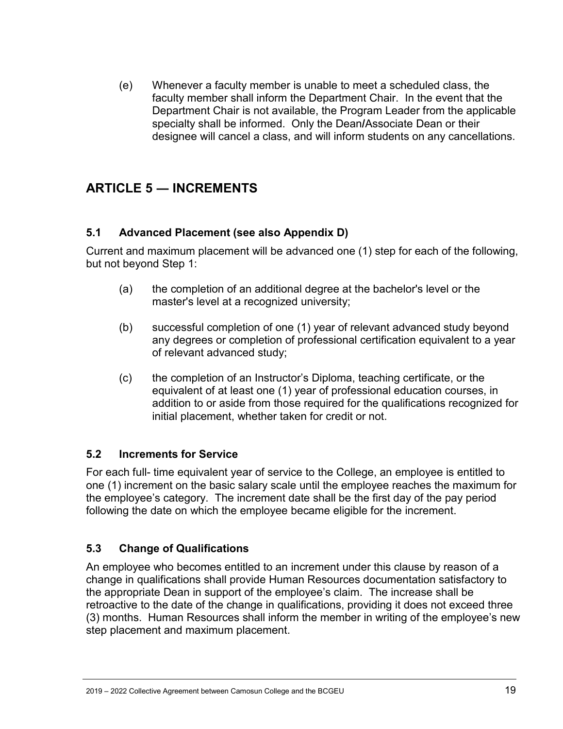(e) Whenever a faculty member is unable to meet a scheduled class, the faculty member shall inform the Department Chair. In the event that the Department Chair is not available, the Program Leader from the applicable specialty shall be informed. Only the Dean/Associate Dean or their designee will cancel a class, and will inform students on any cancellations.

## ARTICLE 5 — INCREMENTS

### 5.1 Advanced Placement (see also Appendix D)

Current and maximum placement will be advanced one (1) step for each of the following, but not beyond Step 1:

(a) the completion of an additional degree at the bachelor's level or the master's level at a recognized university;

(b) successful completion of one (1) year of relevant advanced study beyond any degrees or completion of professional certification equivalent to a year of relevant advanced study;

(c) the completion of an Instructor's Diploma, teaching certificate, or the equivalent of at least one (1) year of professional education courses, in addition to or aside from those required for the qualifications recognized for initial placement, whether taken for credit or not.

### 5.2 Increments for Service

For each full- time equivalent year of service to the College, an employee is entitled to one (1) increment on the basic salary scale until the employee reaches the maximum for the employee's category. The increment date shall be the first day of the pay period following the date on which the employee became eligible for the increment.

### 5.3 Change of Qualifications

An employee who becomes entitled to an increment under this clause by reason of a change in qualifications shall provide Human Resources documentation satisfactory to the appropriate Dean in support of the employee's claim. The increase shall be retroactive to the date of the change in qualifications, providing it does not exceed three (3) months. Human Resources shall inform the member in writing of the employee's new step placement and maximum placement.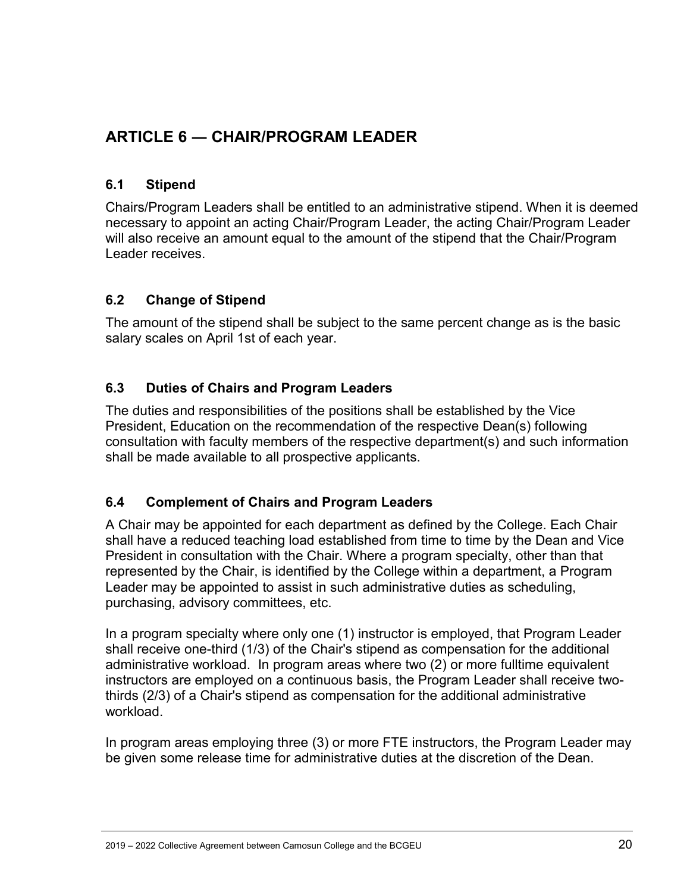## ARTICLE 6 — CHAIR/PROGRAM LEADER

### 6.1 Stipend

Chairs/Program Leaders shall be entitled to an administrative stipend. When it is deemed necessary to appoint an acting Chair/Program Leader, the acting Chair/Program Leader will also receive an amount equal to the amount of the stipend that the Chair/Program Leader receives.

### 6.2 Change of Stipend

The amount of the stipend shall be subject to the same percent change as is the basic salary scales on April 1st of each year.

### 6.3 Duties of Chairs and Program Leaders

The duties and responsibilities of the positions shall be established by the Vice President, Education on the recommendation of the respective Dean(s) following consultation with faculty members of the respective department(s) and such information shall be made available to all prospective applicants.

### 6.4 Complement of Chairs and Program Leaders

A Chair may be appointed for each department as defined by the College. Each Chair shall have a reduced teaching load established from time to time by the Dean and Vice President in consultation with the Chair. Where a program specialty, other than that represented by the Chair, is identified by the College within a department, a Program Leader may be appointed to assist in such administrative duties as scheduling, purchasing, advisory committees, etc.

In a program specialty where only one (1) instructor is employed, that Program Leader shall receive one-third (1/3) of the Chair's stipend as compensation for the additional administrative workload. In program areas where two (2) or more fulltime equivalent instructors are employed on a continuous basis, the Program Leader shall receive two-thirds (2/3) of a Chair's stipend as compensation for the additional administrative workload.

In program areas employing three (3) or more FTE instructors, the Program Leader may be given some release time for administrative duties at the discretion of the Dean.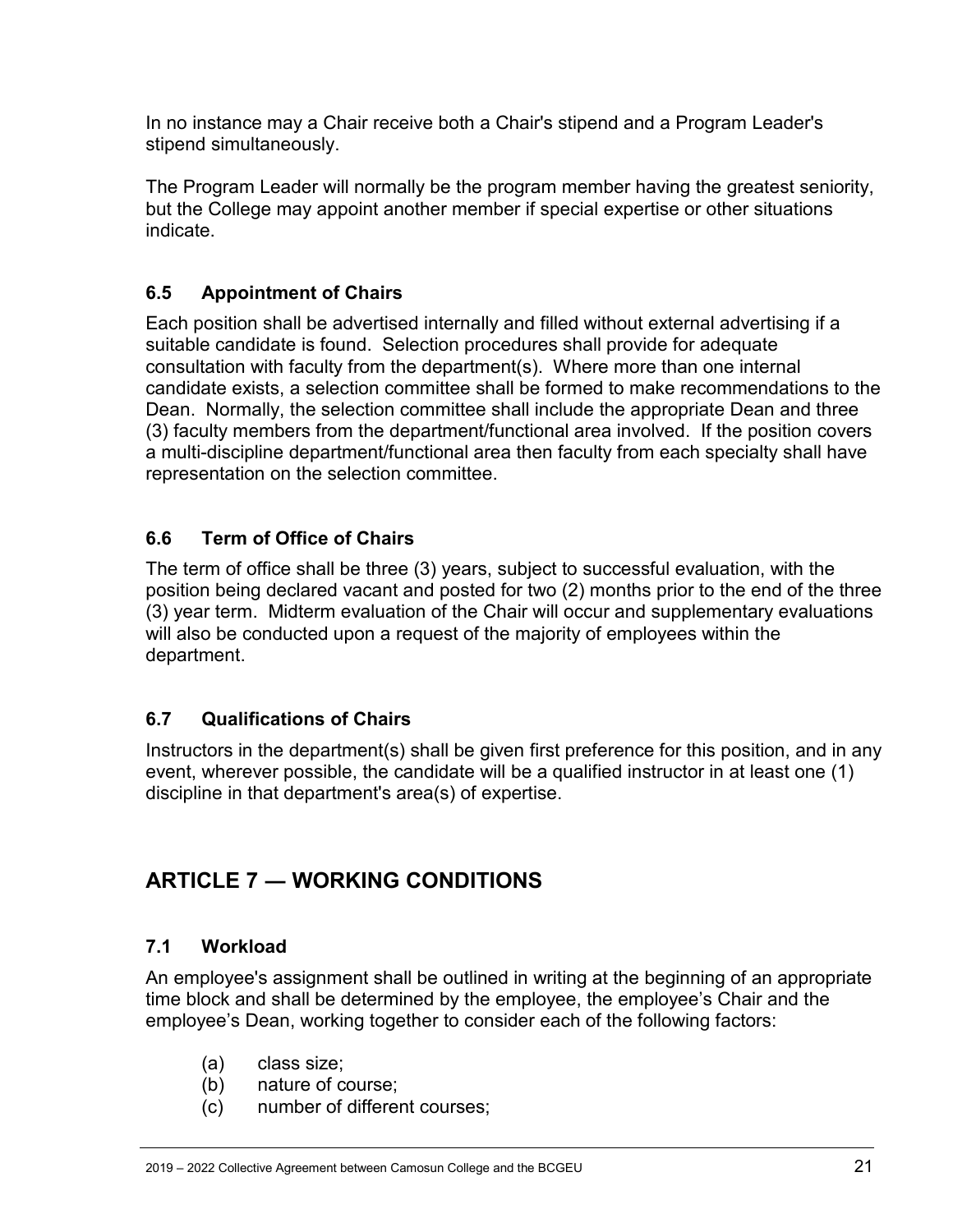In no instance may a Chair receive both a Chair's stipend and a Program Leader's stipend simultaneously.

The Program Leader will normally be the program member having the greatest seniority, but the College may appoint another member if special expertise or other situations indicate.

### 6.5 Appointment of Chairs

Each position shall be advertised internally and filled without external advertising if a suitable candidate is found. Selection procedures shall provide for adequate consultation with faculty from the department(s). Where more than one internal candidate exists, a selection committee shall be formed to make recommendations to the Dean. Normally, the selection committee shall include the appropriate Dean and three (3) faculty members from the department/functional area involved. If the position covers a multi-discipline department/functional area then faculty from each specialty shall have representation on the selection committee.

### 6.6 Term of Office of Chairs

The term of office shall be three (3) years, subject to successful evaluation, with the position being declared vacant and posted for two (2) months prior to the end of the three (3) year term. Midterm evaluation of the Chair will occur and supplementary evaluations will also be conducted upon a request of the majority of employees within the department.

### 6.7 Qualifications of Chairs

Instructors in the department(s) shall be given first preference for this position, and in any event, wherever possible, the candidate will be a qualified instructor in at least one (1) discipline in that department's area(s) of expertise.

## ARTICLE 7 — WORKING CONDITIONS

### 7.1 Workload

An employee's assignment shall be outlined in writing at the beginning of an appropriate time block and shall be determined by the employee, the employee's Chair and the employee's Dean, working together to consider each of the following factors:

(a) class size;
(b) nature of course;
(c) number of different courses;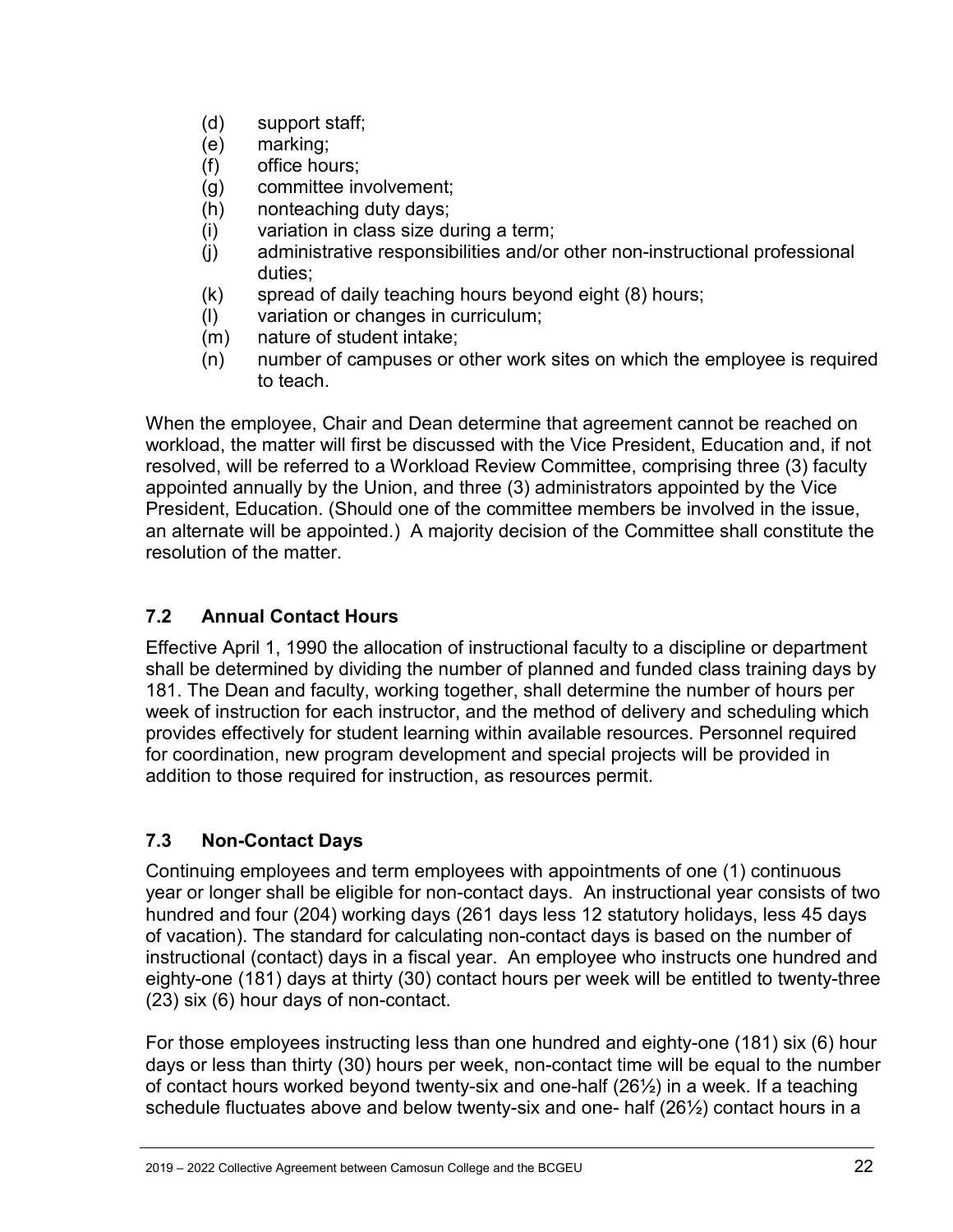(d) support staff;
(e) marking;
(f) office hours;
(g) committee involvement;
(h) nonteaching duty days;
(i) variation in class size during a term;
(j) administrative responsibilities and/or other non-instructional professional duties;
(k) spread of daily teaching hours beyond eight (8) hours;
(l) variation or changes in curriculum;
(m) nature of student intake;
(n) number of campuses or other work sites on which the employee is required to teach.

When the employee, Chair and Dean determine that agreement cannot be reached on workload, the matter will first be discussed with the Vice President, Education and, if not resolved, will be referred to a Workload Review Committee, comprising three (3) faculty appointed annually by the Union, and three (3) administrators appointed by the Vice President, Education. (Should one of the committee members be involved in the issue, an alternate will be appointed.) A majority decision of the Committee shall constitute the resolution of the matter.

## 7.2 Annual Contact Hours

Effective April 1, 1990 the allocation of instructional faculty to a discipline or department shall be determined by dividing the number of planned and funded class training days by 181. The Dean and faculty, working together, shall determine the number of hours per week of instruction for each instructor, and the method of delivery and scheduling which provides effectively for student learning within available resources. Personnel required for coordination, new program development and special projects will be provided in addition to those required for instruction, as resources permit.

## 7.3 Non-Contact Days

Continuing employees and term employees with appointments of one (1) continuous year or longer shall be eligible for non-contact days. An instructional year consists of two hundred and four (204) working days (261 days less 12 statutory holidays, less 45 days of vacation). The standard for calculating non-contact days is based on the number of instructional (contact) days in a fiscal year. An employee who instructs one hundred and eighty-one (181) days at thirty (30) contact hours per week will be entitled to twenty-three (23) six (6) hour days of non-contact.

For those employees instructing less than one hundred and eighty-one (181) six (6) hour days or less than thirty (30) hours per week, non-contact time will be equal to the number of contact hours worked beyond twenty-six and one-half (26½) in a week. If a teaching schedule fluctuates above and below twenty-six and one- half (26½) contact hours in a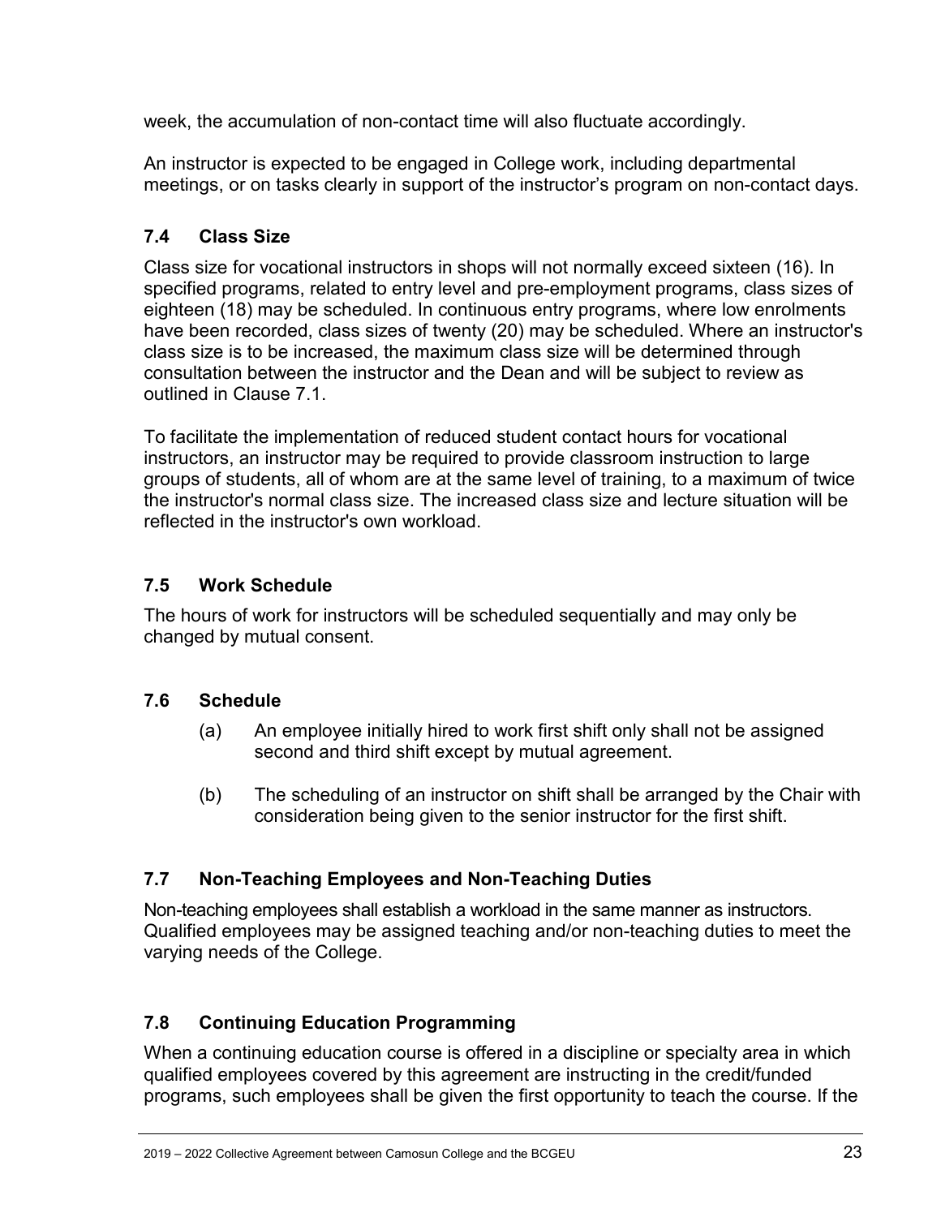week, the accumulation of non-contact time will also fluctuate accordingly.

An instructor is expected to be engaged in College work, including departmental meetings, or on tasks clearly in support of the instructor's program on non-contact days.

## 7.4 Class Size

Class size for vocational instructors in shops will not normally exceed sixteen (16). In specified programs, related to entry level and pre-employment programs, class sizes of eighteen (18) may be scheduled. In continuous entry programs, where low enrolments have been recorded, class sizes of twenty (20) may be scheduled. Where an instructor's class size is to be increased, the maximum class size will be determined through consultation between the instructor and the Dean and will be subject to review as outlined in Clause 7.1.

To facilitate the implementation of reduced student contact hours for vocational instructors, an instructor may be required to provide classroom instruction to large groups of students, all of whom are at the same level of training, to a maximum of twice the instructor's normal class size. The increased class size and lecture situation will be reflected in the instructor's own workload.

## 7.5 Work Schedule

The hours of work for instructors will be scheduled sequentially and may only be changed by mutual consent.

## 7.6 Schedule

(a) An employee initially hired to work first shift only shall not be assigned second and third shift except by mutual agreement.

(b) The scheduling of an instructor on shift shall be arranged by the Chair with consideration being given to the senior instructor for the first shift.

## 7.7 Non-Teaching Employees and Non-Teaching Duties

Non-teaching employees shall establish a workload in the same manner as instructors. Qualified employees may be assigned teaching and/or non-teaching duties to meet the varying needs of the College.

## 7.8 Continuing Education Programming

When a continuing education course is offered in a discipline or specialty area in which qualified employees covered by this agreement are instructing in the credit/funded programs, such employees shall be given the first opportunity to teach the course. If the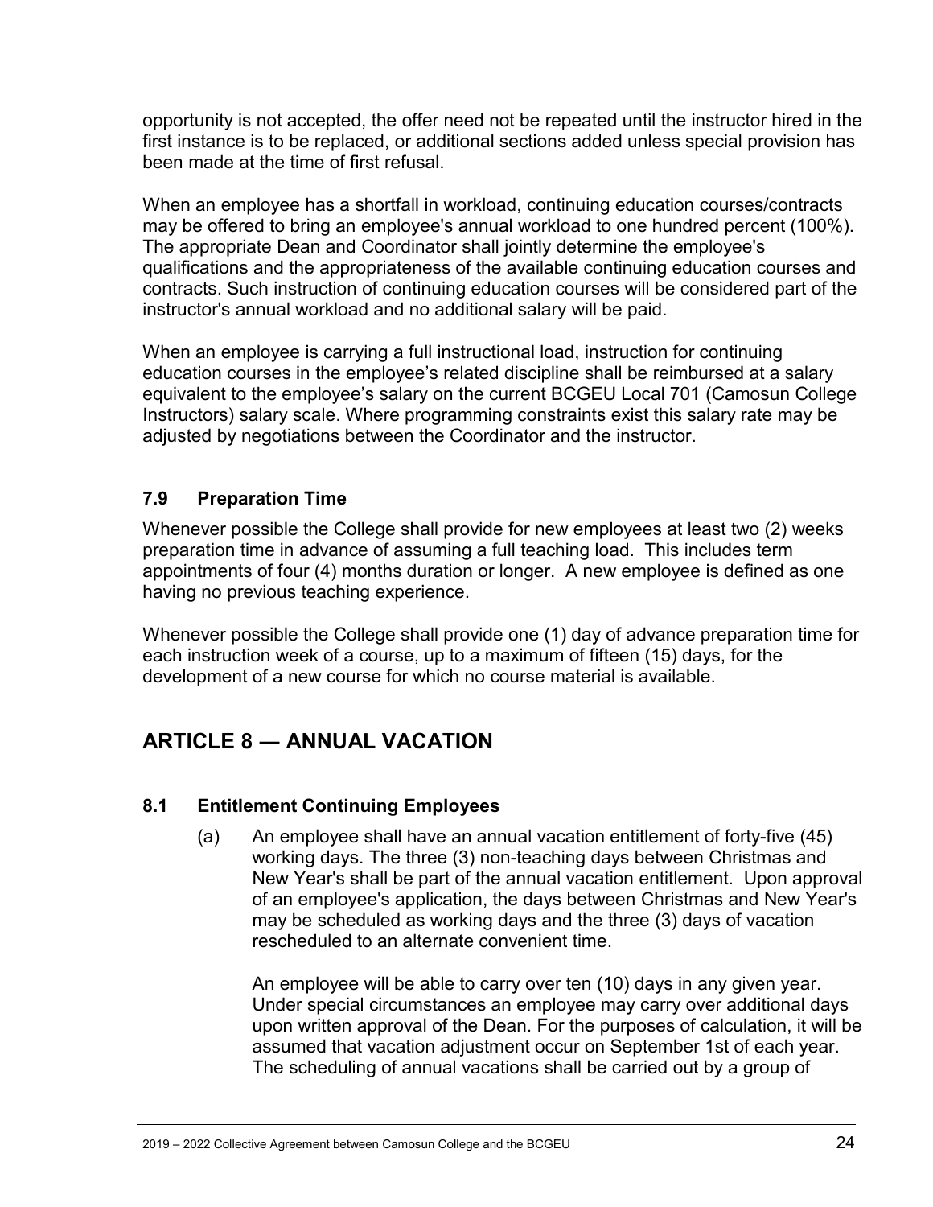opportunity is not accepted, the offer need not be repeated until the instructor hired in the first instance is to be replaced, or additional sections added unless special provision has been made at the time of first refusal.

When an employee has a shortfall in workload, continuing education courses/contracts may be offered to bring an employee's annual workload to one hundred percent (100%). The appropriate Dean and Coordinator shall jointly determine the employee's qualifications and the appropriateness of the available continuing education courses and contracts. Such instruction of continuing education courses will be considered part of the instructor's annual workload and no additional salary will be paid.

When an employee is carrying a full instructional load, instruction for continuing education courses in the employee's related discipline shall be reimbursed at a salary equivalent to the employee's salary on the current BCGEU Local 701 (Camosun College Instructors) salary scale. Where programming constraints exist this salary rate may be adjusted by negotiations between the Coordinator and the instructor.

### 7.9 Preparation Time

Whenever possible the College shall provide for new employees at least two (2) weeks preparation time in advance of assuming a full teaching load. This includes term appointments of four (4) months duration or longer. A new employee is defined as one having no previous teaching experience.

Whenever possible the College shall provide one (1) day of advance preparation time for each instruction week of a course, up to a maximum of fifteen (15) days, for the development of a new course for which no course material is available.

## ARTICLE 8 — ANNUAL VACATION

### 8.1 Entitlement Continuing Employees

(a) An employee shall have an annual vacation entitlement of forty-five (45) working days. The three (3) non-teaching days between Christmas and New Year's shall be part of the annual vacation entitlement. Upon approval of an employee's application, the days between Christmas and New Year's may be scheduled as working days and the three (3) days of vacation rescheduled to an alternate convenient time.

An employee will be able to carry over ten (10) days in any given year. Under special circumstances an employee may carry over additional days upon written approval of the Dean. For the purposes of calculation, it will be assumed that vacation adjustment occur on September 1st of each year. The scheduling of annual vacations shall be carried out by a group of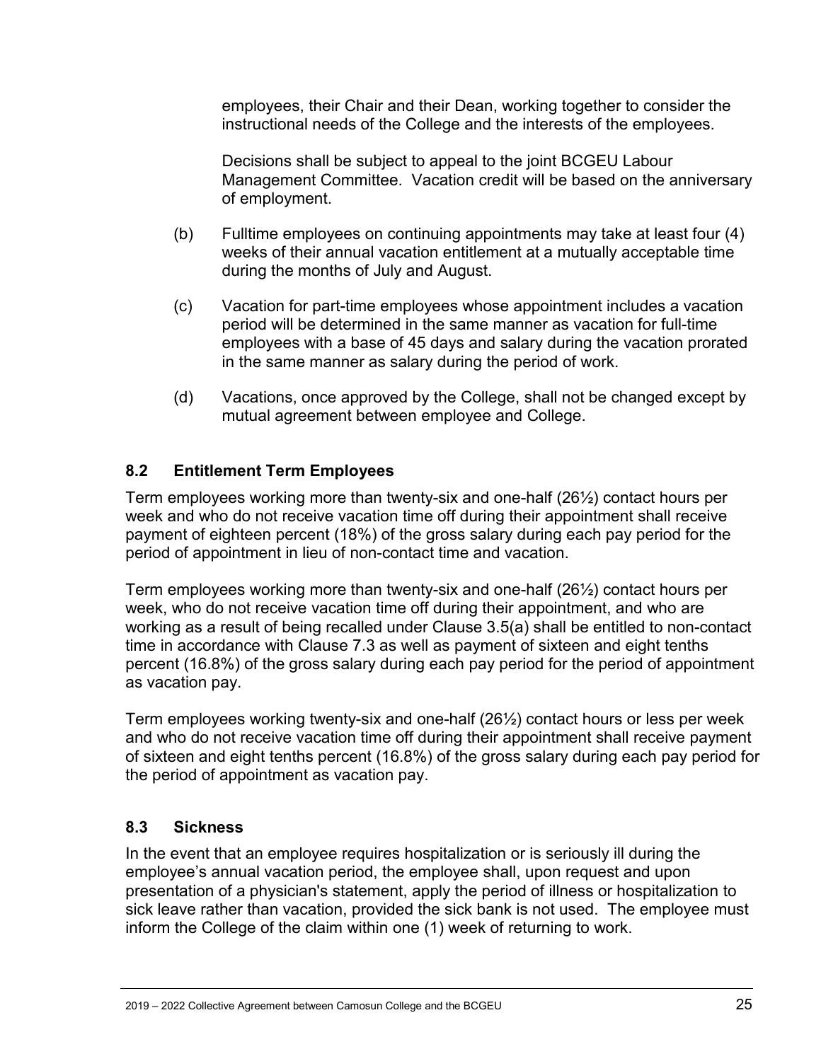employees, their Chair and their Dean, working together to consider the instructional needs of the College and the interests of the employees.

Decisions shall be subject to appeal to the joint BCGEU Labour Management Committee. Vacation credit will be based on the anniversary of employment.

(b) Fulltime employees on continuing appointments may take at least four (4) weeks of their annual vacation entitlement at a mutually acceptable time during the months of July and August.

(c) Vacation for part-time employees whose appointment includes a vacation period will be determined in the same manner as vacation for full-time employees with a base of 45 days and salary during the vacation prorated in the same manner as salary during the period of work.

(d) Vacations, once approved by the College, shall not be changed except by mutual agreement between employee and College.

### 8.2 Entitlement Term Employees

Term employees working more than twenty-six and one-half (26½) contact hours per week and who do not receive vacation time off during their appointment shall receive payment of eighteen percent (18%) of the gross salary during each pay period for the period of appointment in lieu of non-contact time and vacation.

Term employees working more than twenty-six and one-half (26½) contact hours per week, who do not receive vacation time off during their appointment, and who are working as a result of being recalled under Clause 3.5(a) shall be entitled to non-contact time in accordance with Clause 7.3 as well as payment of sixteen and eight tenths percent (16.8%) of the gross salary during each pay period for the period of appointment as vacation pay.

Term employees working twenty-six and one-half (26½) contact hours or less per week and who do not receive vacation time off during their appointment shall receive payment of sixteen and eight tenths percent (16.8%) of the gross salary during each pay period for the period of appointment as vacation pay.

### 8.3 Sickness

In the event that an employee requires hospitalization or is seriously ill during the employee's annual vacation period, the employee shall, upon request and upon presentation of a physician's statement, apply the period of illness or hospitalization to sick leave rather than vacation, provided the sick bank is not used. The employee must inform the College of the claim within one (1) week of returning to work.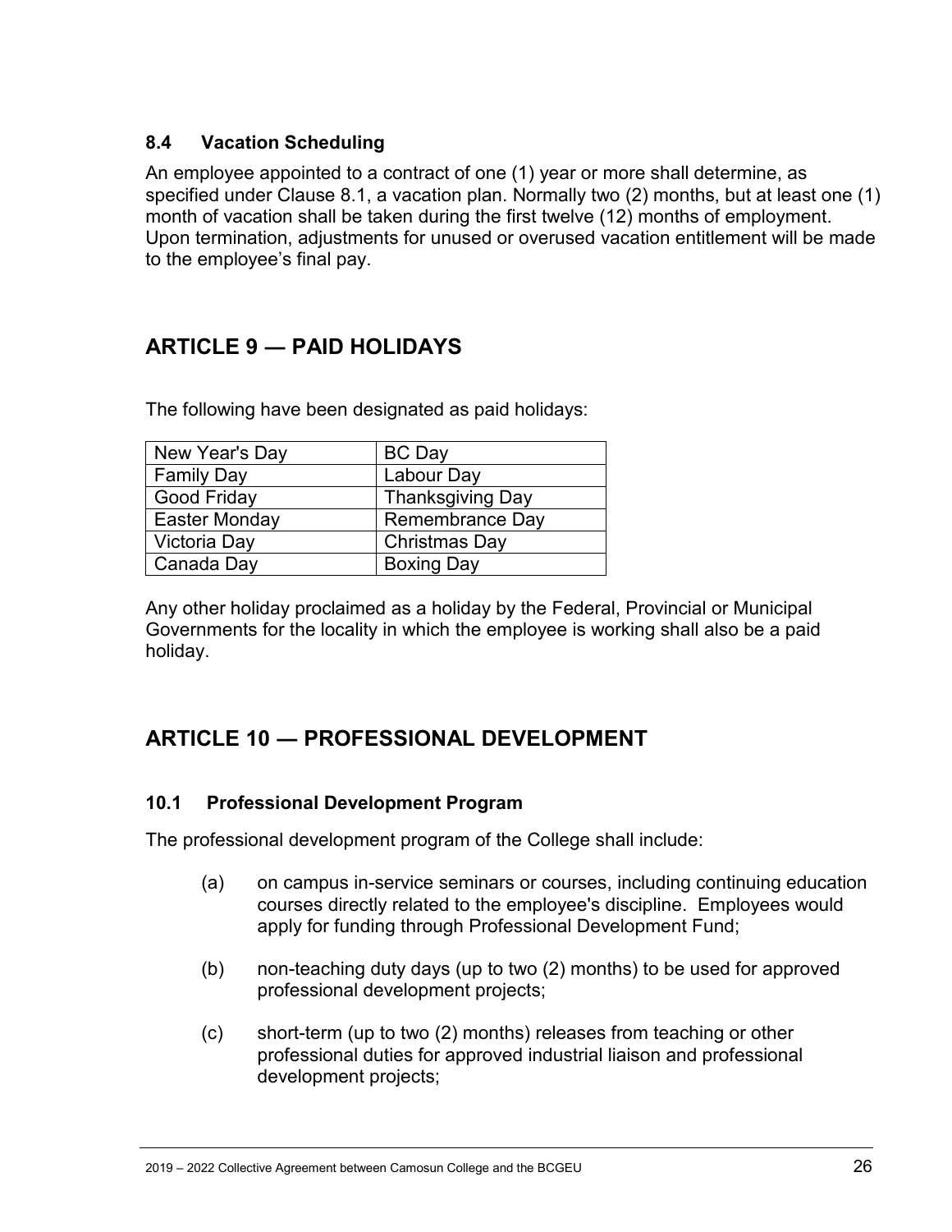### 8.4 Vacation Scheduling

An employee appointed to a contract of one (1) year or more shall determine, as specified under Clause 8.1, a vacation plan. Normally two (2) months, but at least one (1) month of vacation shall be taken during the first twelve (12) months of employment. Upon termination, adjustments for unused or overused vacation entitlement will be made to the employee's final pay.

## ARTICLE 9 — PAID HOLIDAYS

The following have been designated as paid holidays:

| | |
|---|---|
| New Year's Day | BC Day |
| Family Day | Labour Day |
| Good Friday | Thanksgiving Day |
| Easter Monday | Remembrance Day |
| Victoria Day | Christmas Day |
| Canada Day | Boxing Day |

Any other holiday proclaimed as a holiday by the Federal, Provincial or Municipal Governments for the locality in which the employee is working shall also be a paid holiday.

## ARTICLE 10 — PROFESSIONAL DEVELOPMENT

### 10.1 Professional Development Program

The professional development program of the College shall include:

(a) on campus in-service seminars or courses, including continuing education courses directly related to the employee's discipline. Employees would apply for funding through Professional Development Fund;

(b) non-teaching duty days (up to two (2) months) to be used for approved professional development projects;

(c) short-term (up to two (2) months) releases from teaching or other professional duties for approved industrial liaison and professional development projects;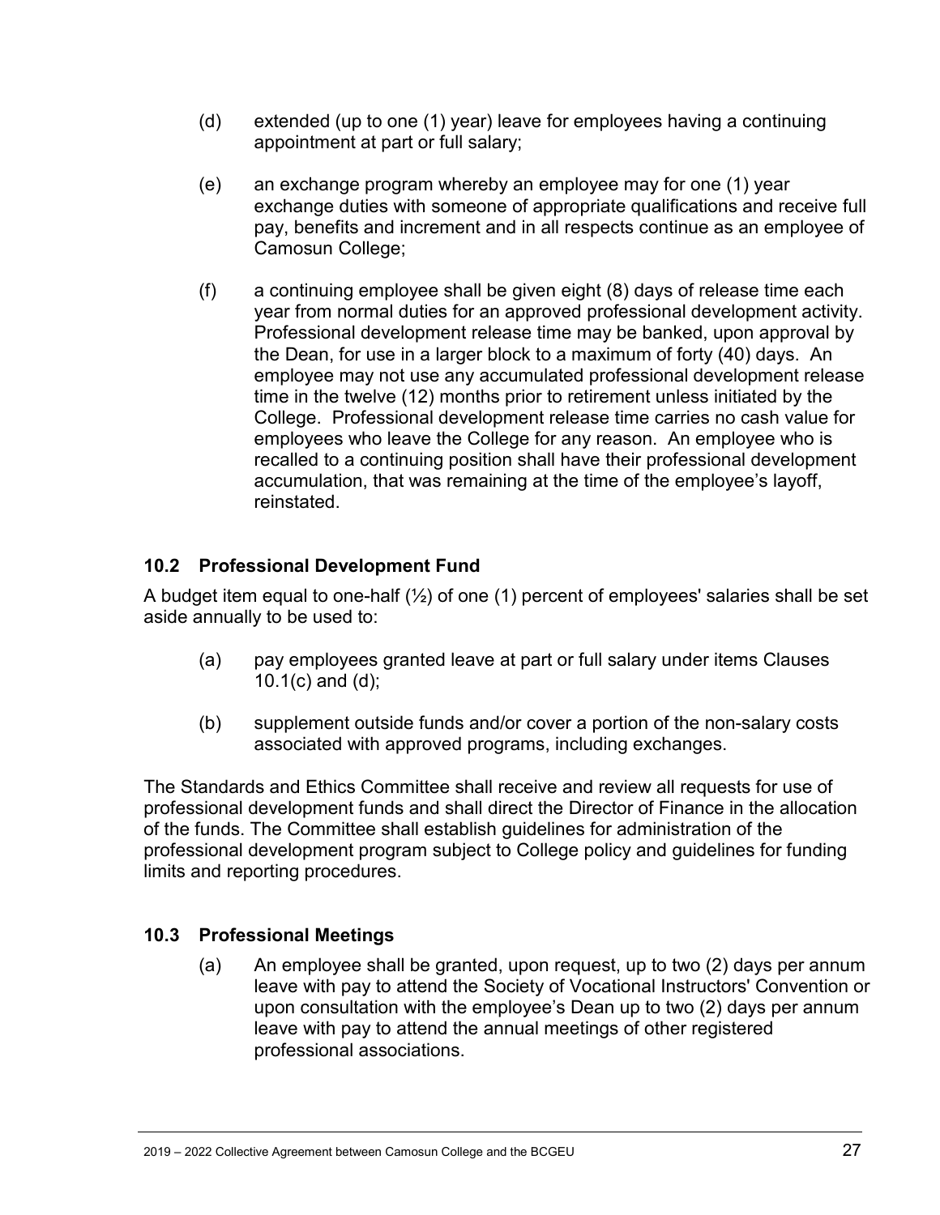(d) extended (up to one (1) year) leave for employees having a continuing appointment at part or full salary;

(e) an exchange program whereby an employee may for one (1) year exchange duties with someone of appropriate qualifications and receive full pay, benefits and increment and in all respects continue as an employee of Camosun College;

(f) a continuing employee shall be given eight (8) days of release time each year from normal duties for an approved professional development activity. Professional development release time may be banked, upon approval by the Dean, for use in a larger block to a maximum of forty (40) days. An employee may not use any accumulated professional development release time in the twelve (12) months prior to retirement unless initiated by the College. Professional development release time carries no cash value for employees who leave the College for any reason. An employee who is recalled to a continuing position shall have their professional development accumulation, that was remaining at the time of the employee's layoff, reinstated.

### 10.2 Professional Development Fund

A budget item equal to one-half (½) of one (1) percent of employees' salaries shall be set aside annually to be used to:

(a) pay employees granted leave at part or full salary under items Clauses 10.1(c) and (d);

(b) supplement outside funds and/or cover a portion of the non-salary costs associated with approved programs, including exchanges.

The Standards and Ethics Committee shall receive and review all requests for use of professional development funds and shall direct the Director of Finance in the allocation of the funds. The Committee shall establish guidelines for administration of the professional development program subject to College policy and guidelines for funding limits and reporting procedures.

### 10.3 Professional Meetings

(a) An employee shall be granted, upon request, up to two (2) days per annum leave with pay to attend the Society of Vocational Instructors' Convention or upon consultation with the employee's Dean up to two (2) days per annum leave with pay to attend the annual meetings of other registered professional associations.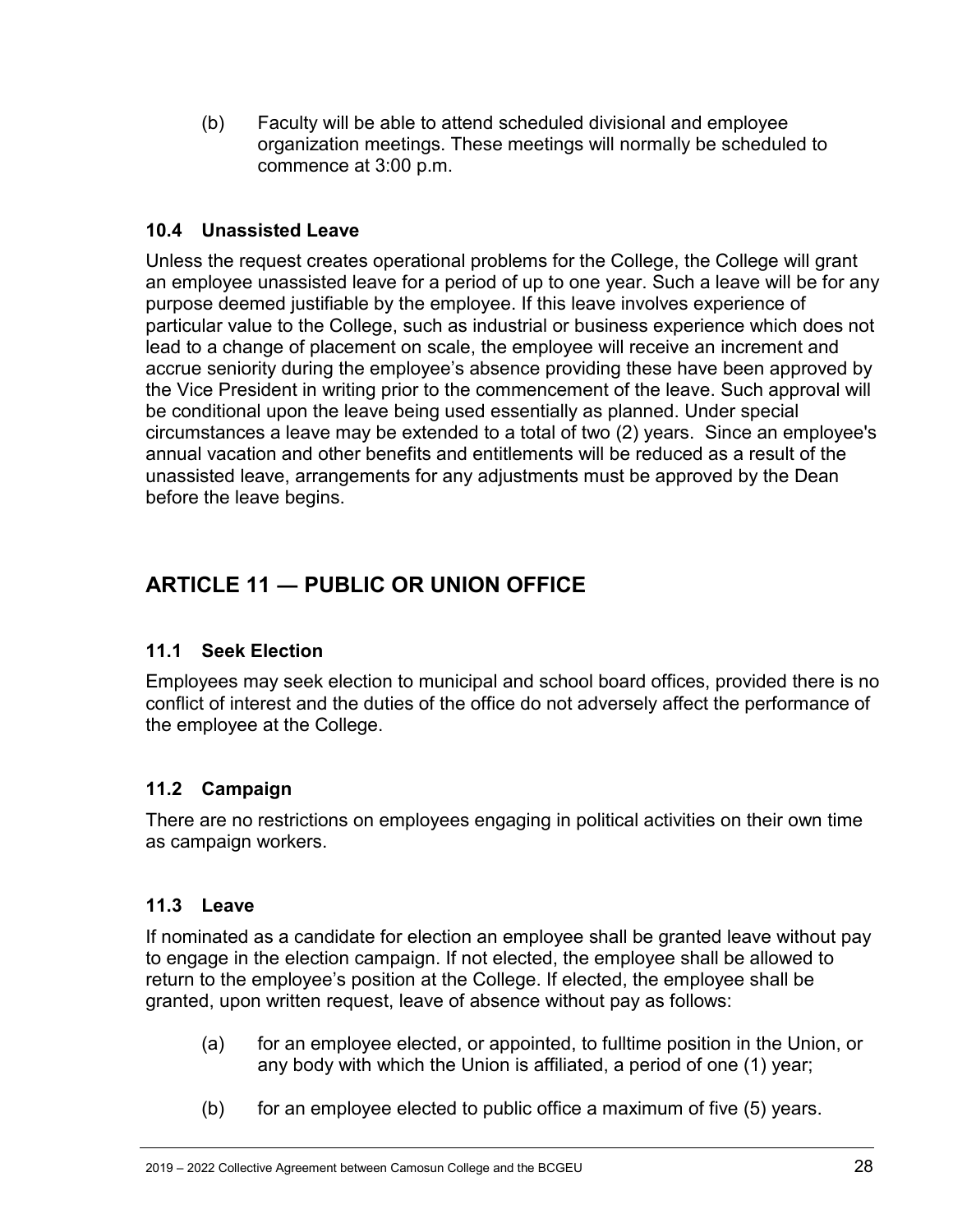(b) Faculty will be able to attend scheduled divisional and employee organization meetings. These meetings will normally be scheduled to commence at 3:00 p.m.

### 10.4 Unassisted Leave

Unless the request creates operational problems for the College, the College will grant an employee unassisted leave for a period of up to one year. Such a leave will be for any purpose deemed justifiable by the employee. If this leave involves experience of particular value to the College, such as industrial or business experience which does not lead to a change of placement on scale, the employee will receive an increment and accrue seniority during the employee's absence providing these have been approved by the Vice President in writing prior to the commencement of the leave. Such approval will be conditional upon the leave being used essentially as planned. Under special circumstances a leave may be extended to a total of two (2) years. Since an employee's annual vacation and other benefits and entitlements will be reduced as a result of the unassisted leave, arrangements for any adjustments must be approved by the Dean before the leave begins.

## ARTICLE 11 — PUBLIC OR UNION OFFICE

### 11.1 Seek Election

Employees may seek election to municipal and school board offices, provided there is no conflict of interest and the duties of the office do not adversely affect the performance of the employee at the College.

### 11.2 Campaign

There are no restrictions on employees engaging in political activities on their own time as campaign workers.

### 11.3 Leave

If nominated as a candidate for election an employee shall be granted leave without pay to engage in the election campaign. If not elected, the employee shall be allowed to return to the employee's position at the College. If elected, the employee shall be granted, upon written request, leave of absence without pay as follows:

(a) for an employee elected, or appointed, to fulltime position in the Union, or any body with which the Union is affiliated, a period of one (1) year;

(b) for an employee elected to public office a maximum of five (5) years.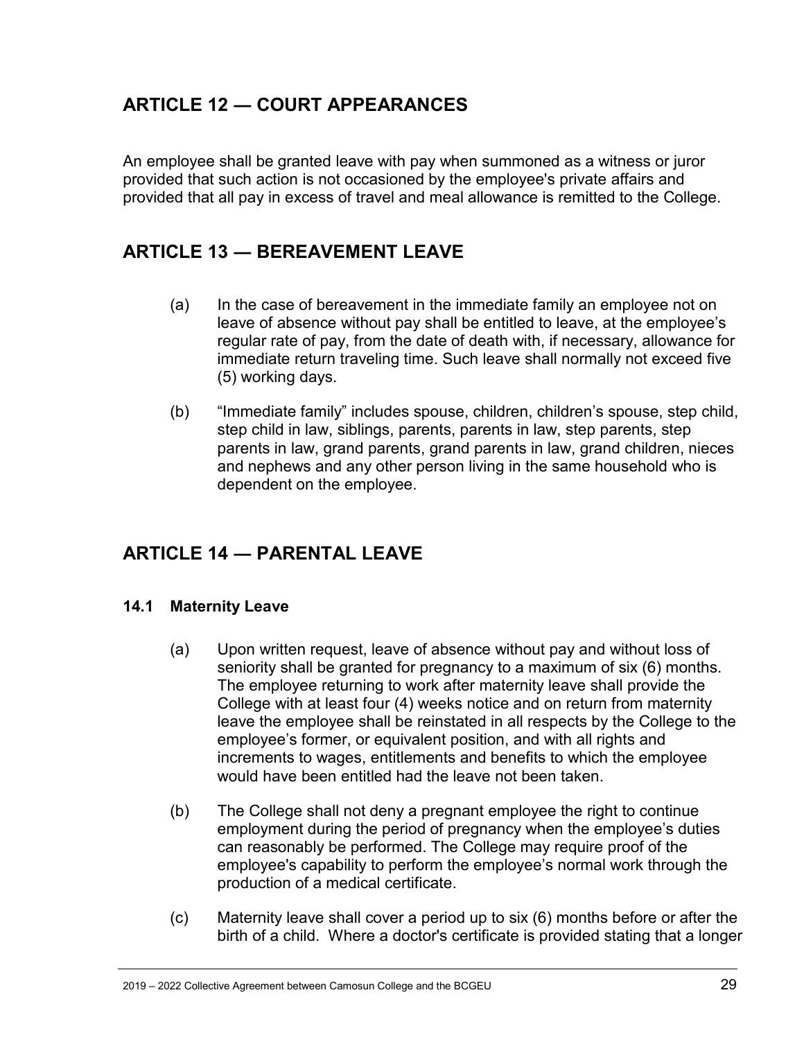## ARTICLE 12 — COURT APPEARANCES

An employee shall be granted leave with pay when summoned as a witness or juror provided that such action is not occasioned by the employee's private affairs and provided that all pay in excess of travel and meal allowance is remitted to the College.

## ARTICLE 13 — BEREAVEMENT LEAVE

(a) In the case of bereavement in the immediate family an employee not on leave of absence without pay shall be entitled to leave, at the employee's regular rate of pay, from the date of death with, if necessary, allowance for immediate return traveling time. Such leave shall normally not exceed five (5) working days.

(b) "Immediate family" includes spouse, children, children's spouse, step child, step child in law, siblings, parents, parents in law, step parents, step parents in law, grand parents, grand parents in law, grand children, nieces and nephews and any other person living in the same household who is dependent on the employee.

## ARTICLE 14 — PARENTAL LEAVE

### 14.1 Maternity Leave

(a) Upon written request, leave of absence without pay and without loss of seniority shall be granted for pregnancy to a maximum of six (6) months. The employee returning to work after maternity leave shall provide the College with at least four (4) weeks notice and on return from maternity leave the employee shall be reinstated in all respects by the College to the employee's former, or equivalent position, and with all rights and increments to wages, entitlements and benefits to which the employee would have been entitled had the leave not been taken.

(b) The College shall not deny a pregnant employee the right to continue employment during the period of pregnancy when the employee's duties can reasonably be performed. The College may require proof of the employee's capability to perform the employee's normal work through the production of a medical certificate.

(c) Maternity leave shall cover a period up to six (6) months before or after the birth of a child. Where a doctor's certificate is provided stating that a longer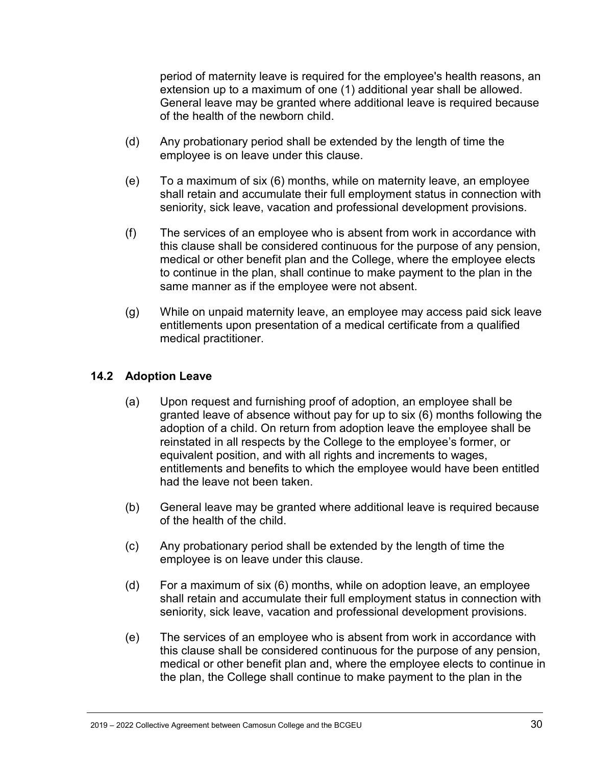period of maternity leave is required for the employee's health reasons, an extension up to a maximum of one (1) additional year shall be allowed. General leave may be granted where additional leave is required because of the health of the newborn child.

(d) Any probationary period shall be extended by the length of time the employee is on leave under this clause.

(e) To a maximum of six (6) months, while on maternity leave, an employee shall retain and accumulate their full employment status in connection with seniority, sick leave, vacation and professional development provisions.

(f) The services of an employee who is absent from work in accordance with this clause shall be considered continuous for the purpose of any pension, medical or other benefit plan and the College, where the employee elects to continue in the plan, shall continue to make payment to the plan in the same manner as if the employee were not absent.

(g) While on unpaid maternity leave, an employee may access paid sick leave entitlements upon presentation of a medical certificate from a qualified medical practitioner.

### 14.2 Adoption Leave

(a) Upon request and furnishing proof of adoption, an employee shall be granted leave of absence without pay for up to six (6) months following the adoption of a child. On return from adoption leave the employee shall be reinstated in all respects by the College to the employee's former, or equivalent position, and with all rights and increments to wages, entitlements and benefits to which the employee would have been entitled had the leave not been taken.

(b) General leave may be granted where additional leave is required because of the health of the child.

(c) Any probationary period shall be extended by the length of time the employee is on leave under this clause.

(d) For a maximum of six (6) months, while on adoption leave, an employee shall retain and accumulate their full employment status in connection with seniority, sick leave, vacation and professional development provisions.

(e) The services of an employee who is absent from work in accordance with this clause shall be considered continuous for the purpose of any pension, medical or other benefit plan and, where the employee elects to continue in the plan, the College shall continue to make payment to the plan in the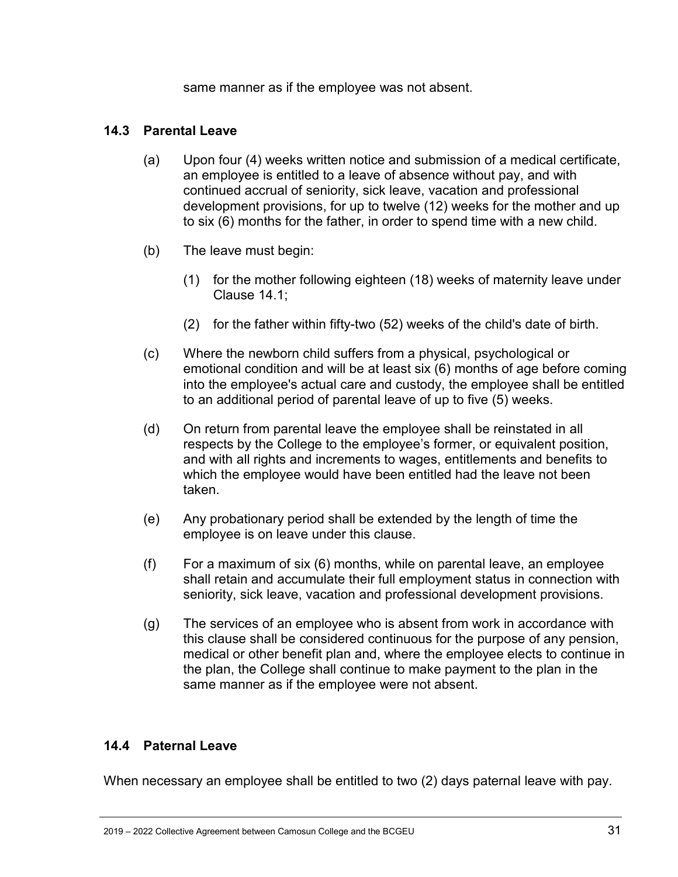same manner as if the employee was not absent.

## 14.3 Parental Leave

(a) Upon four (4) weeks written notice and submission of a medical certificate, an employee is entitled to a leave of absence without pay, and with continued accrual of seniority, sick leave, vacation and professional development provisions, for up to twelve (12) weeks for the mother and up to six (6) months for the father, in order to spend time with a new child.

(b) The leave must begin:

(1) for the mother following eighteen (18) weeks of maternity leave under Clause 14.1;

(2) for the father within fifty-two (52) weeks of the child's date of birth.

(c) Where the newborn child suffers from a physical, psychological or emotional condition and will be at least six (6) months of age before coming into the employee's actual care and custody, the employee shall be entitled to an additional period of parental leave of up to five (5) weeks.

(d) On return from parental leave the employee shall be reinstated in all respects by the College to the employee's former, or equivalent position, and with all rights and increments to wages, entitlements and benefits to which the employee would have been entitled had the leave not been taken.

(e) Any probationary period shall be extended by the length of time the employee is on leave under this clause.

(f) For a maximum of six (6) months, while on parental leave, an employee shall retain and accumulate their full employment status in connection with seniority, sick leave, vacation and professional development provisions.

(g) The services of an employee who is absent from work in accordance with this clause shall be considered continuous for the purpose of any pension, medical or other benefit plan and, where the employee elects to continue in the plan, the College shall continue to make payment to the plan in the same manner as if the employee were not absent.

## 14.4 Paternal Leave

When necessary an employee shall be entitled to two (2) days paternal leave with pay.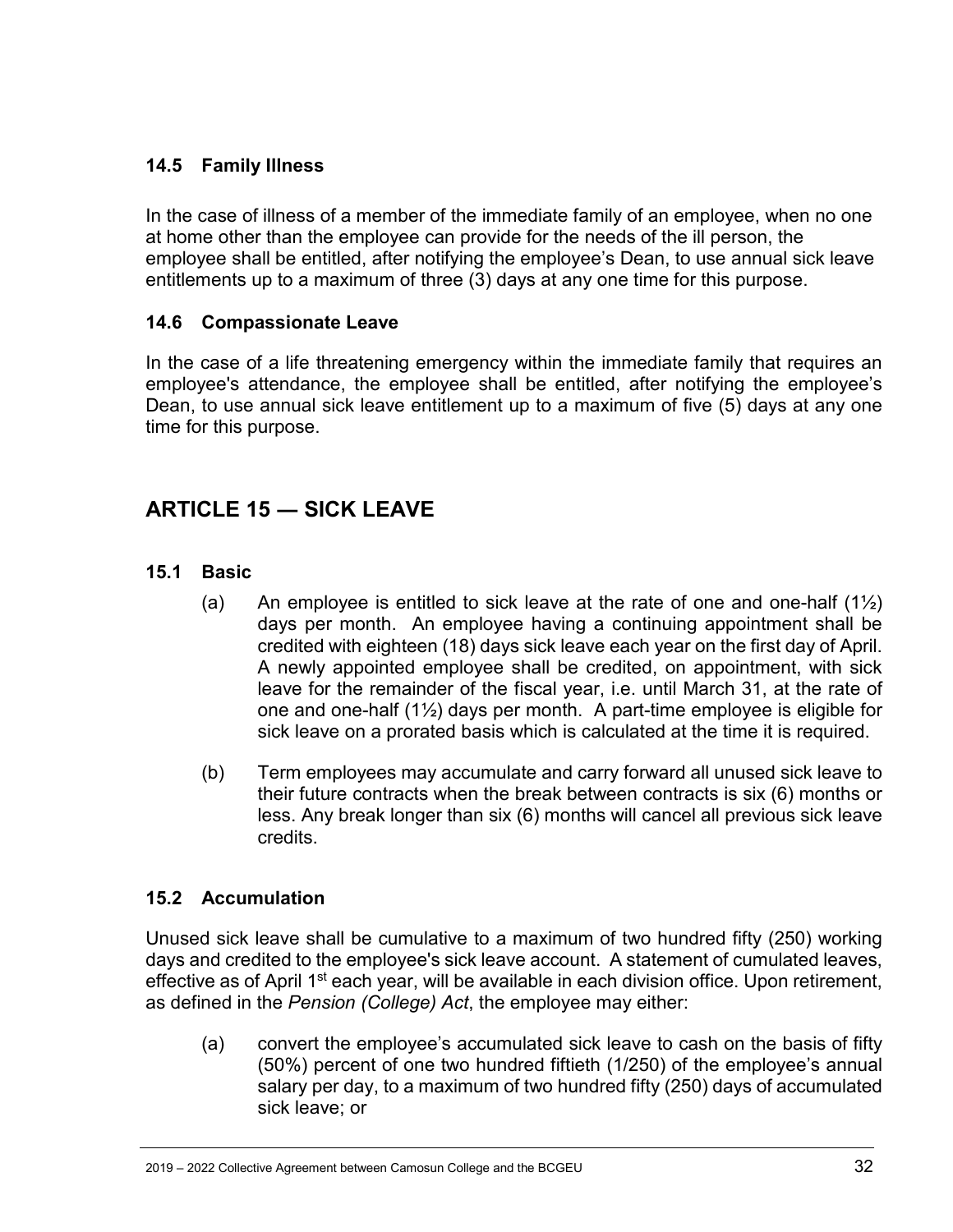### 14.5 Family Illness

In the case of illness of a member of the immediate family of an employee, when no one at home other than the employee can provide for the needs of the ill person, the employee shall be entitled, after notifying the employee's Dean, to use annual sick leave entitlements up to a maximum of three (3) days at any one time for this purpose.

### 14.6 Compassionate Leave

In the case of a life threatening emergency within the immediate family that requires an employee's attendance, the employee shall be entitled, after notifying the employee's Dean, to use annual sick leave entitlement up to a maximum of five (5) days at any one time for this purpose.

## ARTICLE 15 — SICK LEAVE

### 15.1 Basic

(a) An employee is entitled to sick leave at the rate of one and one-half (1½) days per month. An employee having a continuing appointment shall be credited with eighteen (18) days sick leave each year on the first day of April. A newly appointed employee shall be credited, on appointment, with sick leave for the remainder of the fiscal year, i.e. until March 31, at the rate of one and one-half (1½) days per month. A part-time employee is eligible for sick leave on a prorated basis which is calculated at the time it is required.

(b) Term employees may accumulate and carry forward all unused sick leave to their future contracts when the break between contracts is six (6) months or less. Any break longer than six (6) months will cancel all previous sick leave credits.

### 15.2 Accumulation

Unused sick leave shall be cumulative to a maximum of two hundred fifty (250) working days and credited to the employee's sick leave account. A statement of cumulated leaves, effective as of April 1st each year, will be available in each division office. Upon retirement, as defined in the *Pension (College) Act*, the employee may either:

(a) convert the employee's accumulated sick leave to cash on the basis of fifty (50%) percent of one two hundred fiftieth (1/250) of the employee's annual salary per day, to a maximum of two hundred fifty (250) days of accumulated sick leave; or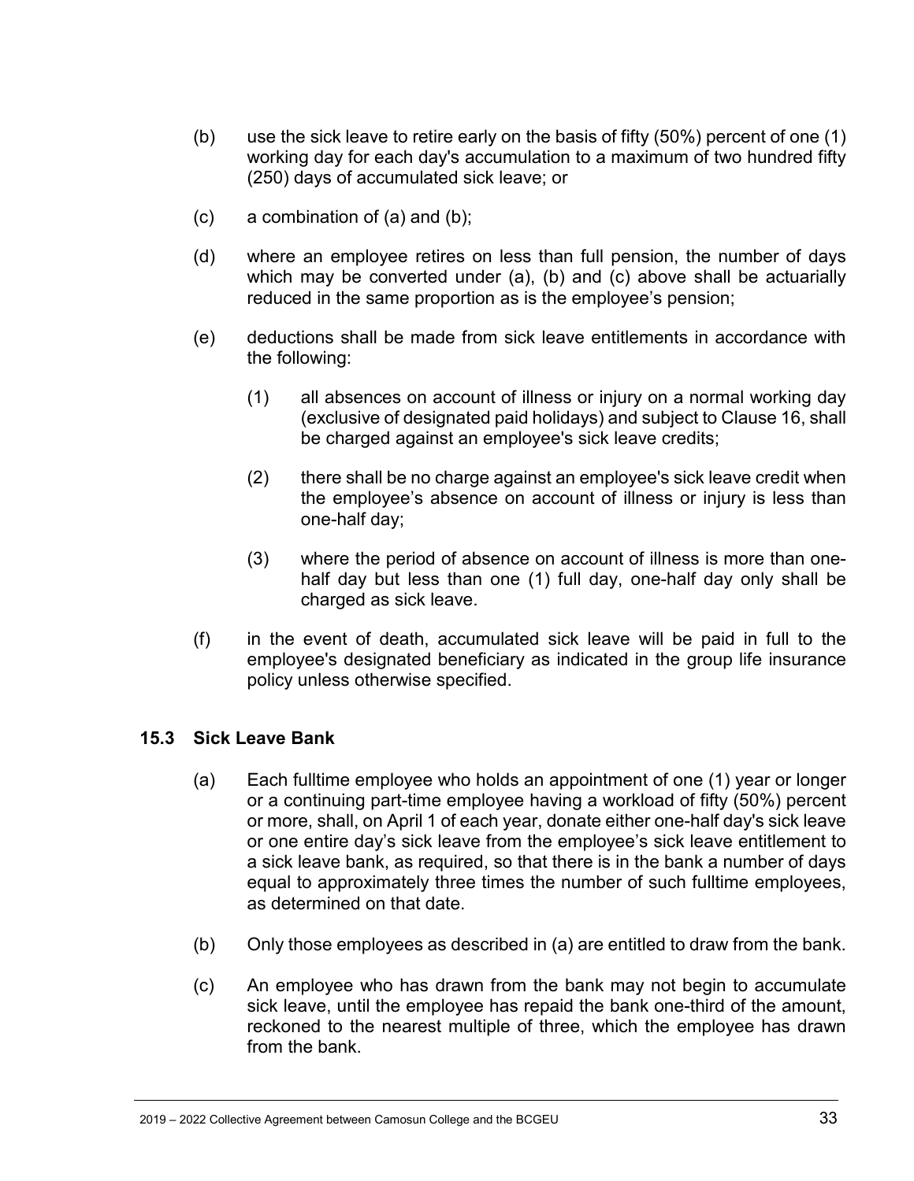(b) use the sick leave to retire early on the basis of fifty (50%) percent of one (1) working day for each day's accumulation to a maximum of two hundred fifty (250) days of accumulated sick leave; or

(c) a combination of (a) and (b);

(d) where an employee retires on less than full pension, the number of days which may be converted under (a), (b) and (c) above shall be actuarially reduced in the same proportion as is the employee's pension;

(e) deductions shall be made from sick leave entitlements in accordance with the following:

  (1) all absences on account of illness or injury on a normal working day (exclusive of designated paid holidays) and subject to Clause 16, shall be charged against an employee's sick leave credits;

  (2) there shall be no charge against an employee's sick leave credit when the employee's absence on account of illness or injury is less than one-half day;

  (3) where the period of absence on account of illness is more than one-half day but less than one (1) full day, one-half day only shall be charged as sick leave.

(f) in the event of death, accumulated sick leave will be paid in full to the employee's designated beneficiary as indicated in the group life insurance policy unless otherwise specified.

### 15.3 Sick Leave Bank

(a) Each fulltime employee who holds an appointment of one (1) year or longer or a continuing part-time employee having a workload of fifty (50%) percent or more, shall, on April 1 of each year, donate either one-half day's sick leave or one entire day's sick leave from the employee's sick leave entitlement to a sick leave bank, as required, so that there is in the bank a number of days equal to approximately three times the number of such fulltime employees, as determined on that date.

(b) Only those employees as described in (a) are entitled to draw from the bank.

(c) An employee who has drawn from the bank may not begin to accumulate sick leave, until the employee has repaid the bank one-third of the amount, reckoned to the nearest multiple of three, which the employee has drawn from the bank.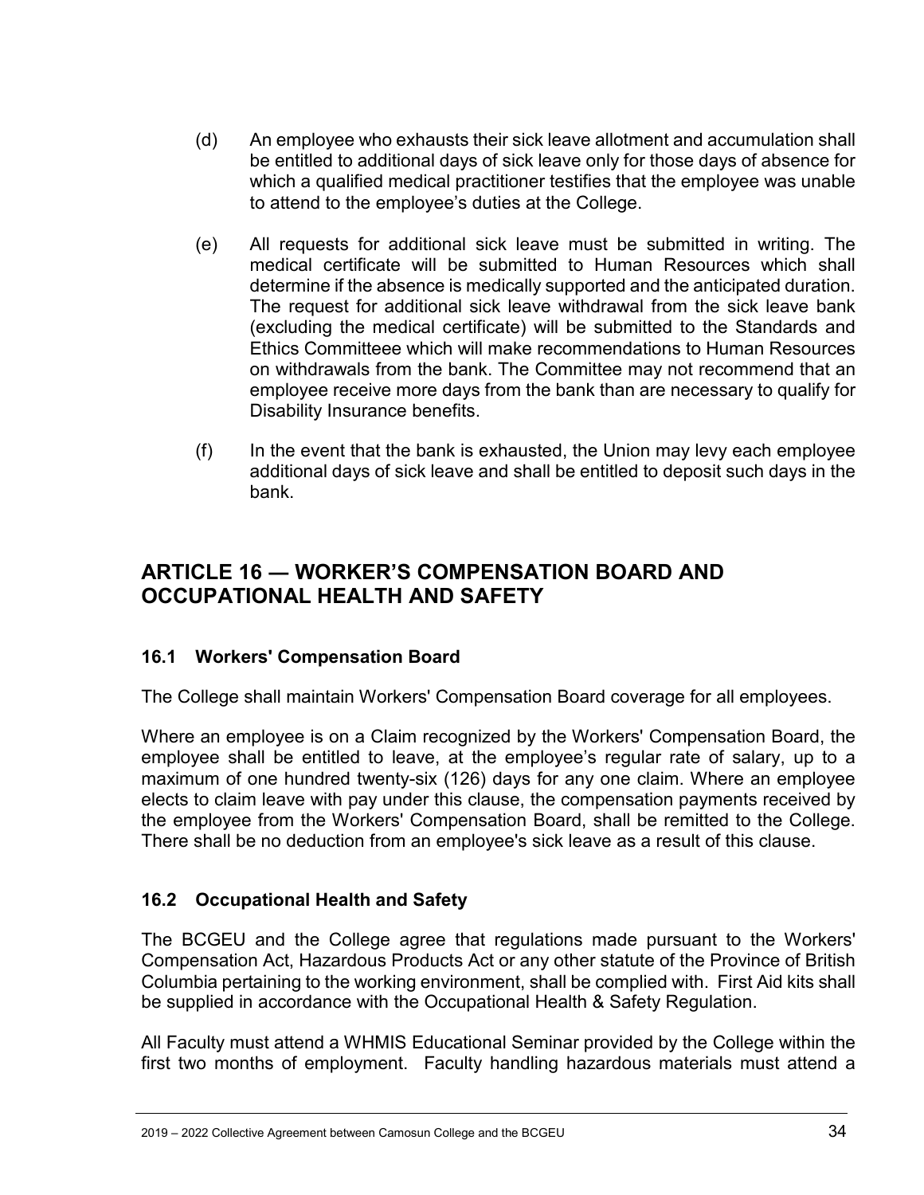(d) An employee who exhausts their sick leave allotment and accumulation shall be entitled to additional days of sick leave only for those days of absence for which a qualified medical practitioner testifies that the employee was unable to attend to the employee's duties at the College.

(e) All requests for additional sick leave must be submitted in writing. The medical certificate will be submitted to Human Resources which shall determine if the absence is medically supported and the anticipated duration. The request for additional sick leave withdrawal from the sick leave bank (excluding the medical certificate) will be submitted to the Standards and Ethics Committeee which will make recommendations to Human Resources on withdrawals from the bank. The Committee may not recommend that an employee receive more days from the bank than are necessary to qualify for Disability Insurance benefits.

(f) In the event that the bank is exhausted, the Union may levy each employee additional days of sick leave and shall be entitled to deposit such days in the bank.

## ARTICLE 16 — WORKER'S COMPENSATION BOARD AND OCCUPATIONAL HEALTH AND SAFETY

### 16.1 Workers' Compensation Board

The College shall maintain Workers' Compensation Board coverage for all employees.

Where an employee is on a Claim recognized by the Workers' Compensation Board, the employee shall be entitled to leave, at the employee's regular rate of salary, up to a maximum of one hundred twenty-six (126) days for any one claim. Where an employee elects to claim leave with pay under this clause, the compensation payments received by the employee from the Workers' Compensation Board, shall be remitted to the College. There shall be no deduction from an employee's sick leave as a result of this clause.

### 16.2 Occupational Health and Safety

The BCGEU and the College agree that regulations made pursuant to the Workers' Compensation Act, Hazardous Products Act or any other statute of the Province of British Columbia pertaining to the working environment, shall be complied with. First Aid kits shall be supplied in accordance with the Occupational Health & Safety Regulation.

All Faculty must attend a WHMIS Educational Seminar provided by the College within the first two months of employment. Faculty handling hazardous materials must attend a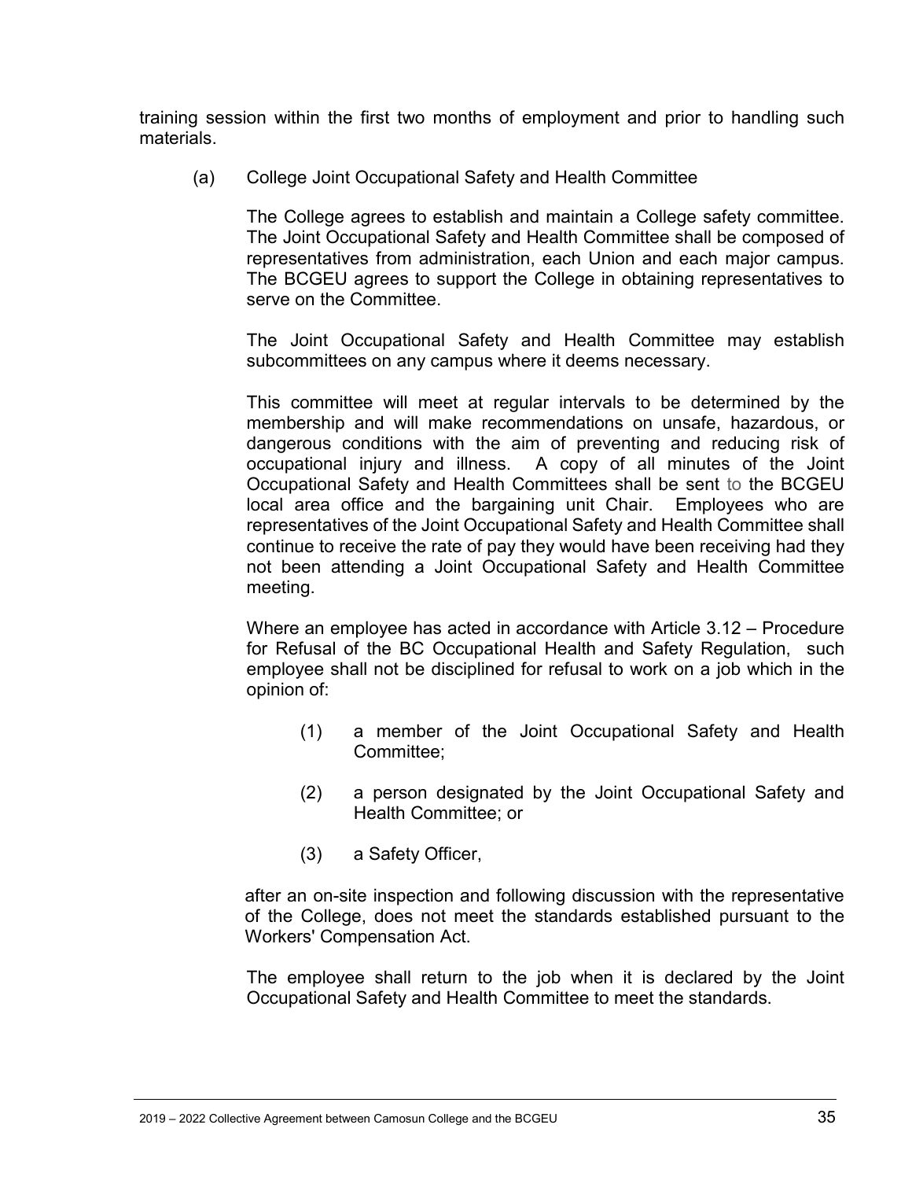training session within the first two months of employment and prior to handling such materials.

(a) College Joint Occupational Safety and Health Committee

The College agrees to establish and maintain a College safety committee. The Joint Occupational Safety and Health Committee shall be composed of representatives from administration, each Union and each major campus. The BCGEU agrees to support the College in obtaining representatives to serve on the Committee.

The Joint Occupational Safety and Health Committee may establish subcommittees on any campus where it deems necessary.

This committee will meet at regular intervals to be determined by the membership and will make recommendations on unsafe, hazardous, or dangerous conditions with the aim of preventing and reducing risk of occupational injury and illness. A copy of all minutes of the Joint Occupational Safety and Health Committees shall be sent to the BCGEU local area office and the bargaining unit Chair. Employees who are representatives of the Joint Occupational Safety and Health Committee shall continue to receive the rate of pay they would have been receiving had they not been attending a Joint Occupational Safety and Health Committee meeting.

Where an employee has acted in accordance with Article 3.12 – Procedure for Refusal of the BC Occupational Health and Safety Regulation, such employee shall not be disciplined for refusal to work on a job which in the opinion of:

(1) a member of the Joint Occupational Safety and Health Committee;

(2) a person designated by the Joint Occupational Safety and Health Committee; or

(3) a Safety Officer,

after an on-site inspection and following discussion with the representative of the College, does not meet the standards established pursuant to the Workers' Compensation Act.

The employee shall return to the job when it is declared by the Joint Occupational Safety and Health Committee to meet the standards.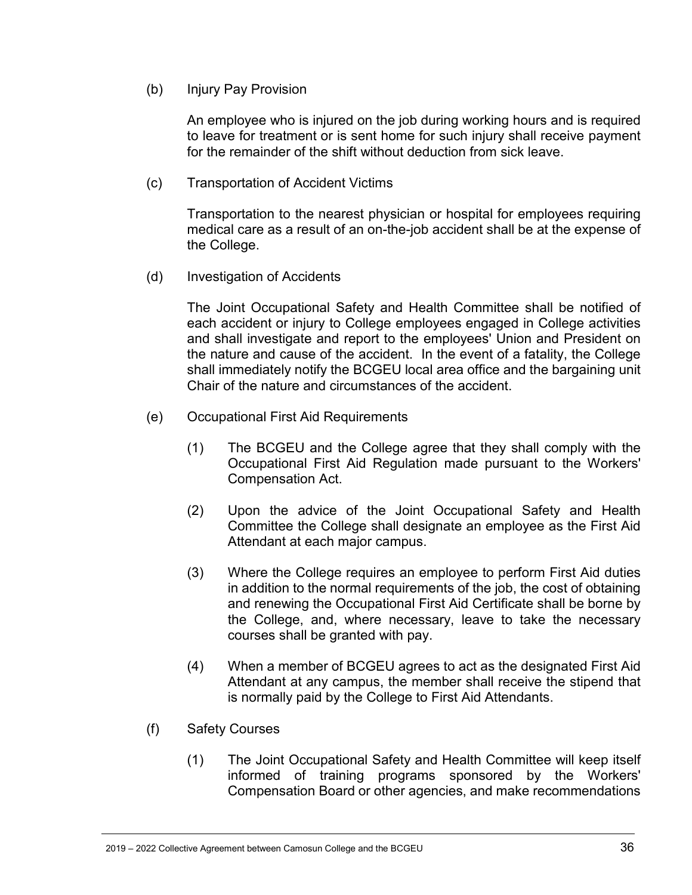(b) Injury Pay Provision

An employee who is injured on the job during working hours and is required to leave for treatment or is sent home for such injury shall receive payment for the remainder of the shift without deduction from sick leave.

(c) Transportation of Accident Victims

Transportation to the nearest physician or hospital for employees requiring medical care as a result of an on-the-job accident shall be at the expense of the College.

(d) Investigation of Accidents

The Joint Occupational Safety and Health Committee shall be notified of each accident or injury to College employees engaged in College activities and shall investigate and report to the employees' Union and President on the nature and cause of the accident. In the event of a fatality, the College shall immediately notify the BCGEU local area office and the bargaining unit Chair of the nature and circumstances of the accident.

(e) Occupational First Aid Requirements

(1) The BCGEU and the College agree that they shall comply with the Occupational First Aid Regulation made pursuant to the Workers' Compensation Act.

(2) Upon the advice of the Joint Occupational Safety and Health Committee the College shall designate an employee as the First Aid Attendant at each major campus.

(3) Where the College requires an employee to perform First Aid duties in addition to the normal requirements of the job, the cost of obtaining and renewing the Occupational First Aid Certificate shall be borne by the College, and, where necessary, leave to take the necessary courses shall be granted with pay.

(4) When a member of BCGEU agrees to act as the designated First Aid Attendant at any campus, the member shall receive the stipend that is normally paid by the College to First Aid Attendants.

(f) Safety Courses

(1) The Joint Occupational Safety and Health Committee will keep itself informed of training programs sponsored by the Workers' Compensation Board or other agencies, and make recommendations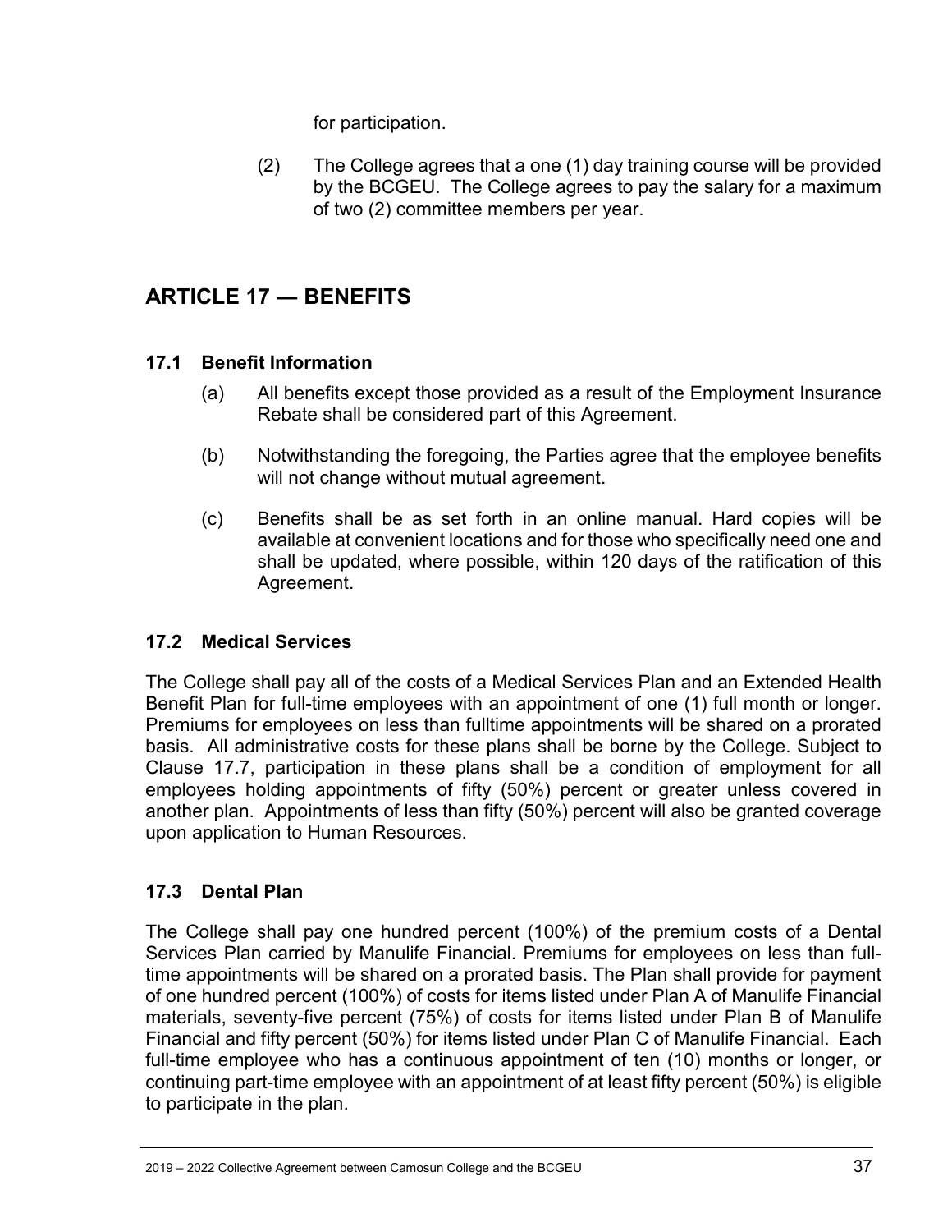for participation.

(2) The College agrees that a one (1) day training course will be provided by the BCGEU. The College agrees to pay the salary for a maximum of two (2) committee members per year.

## ARTICLE 17 — BENEFITS

### 17.1 Benefit Information

(a) All benefits except those provided as a result of the Employment Insurance Rebate shall be considered part of this Agreement.

(b) Notwithstanding the foregoing, the Parties agree that the employee benefits will not change without mutual agreement.

(c) Benefits shall be as set forth in an online manual. Hard copies will be available at convenient locations and for those who specifically need one and shall be updated, where possible, within 120 days of the ratification of this Agreement.

### 17.2 Medical Services

The College shall pay all of the costs of a Medical Services Plan and an Extended Health Benefit Plan for full-time employees with an appointment of one (1) full month or longer. Premiums for employees on less than fulltime appointments will be shared on a prorated basis. All administrative costs for these plans shall be borne by the College. Subject to Clause 17.7, participation in these plans shall be a condition of employment for all employees holding appointments of fifty (50%) percent or greater unless covered in another plan. Appointments of less than fifty (50%) percent will also be granted coverage upon application to Human Resources.

### 17.3 Dental Plan

The College shall pay one hundred percent (100%) of the premium costs of a Dental Services Plan carried by Manulife Financial. Premiums for employees on less than full-time appointments will be shared on a prorated basis. The Plan shall provide for payment of one hundred percent (100%) of costs for items listed under Plan A of Manulife Financial materials, seventy-five percent (75%) of costs for items listed under Plan B of Manulife Financial and fifty percent (50%) for items listed under Plan C of Manulife Financial. Each full-time employee who has a continuous appointment of ten (10) months or longer, or continuing part-time employee with an appointment of at least fifty percent (50%) is eligible to participate in the plan.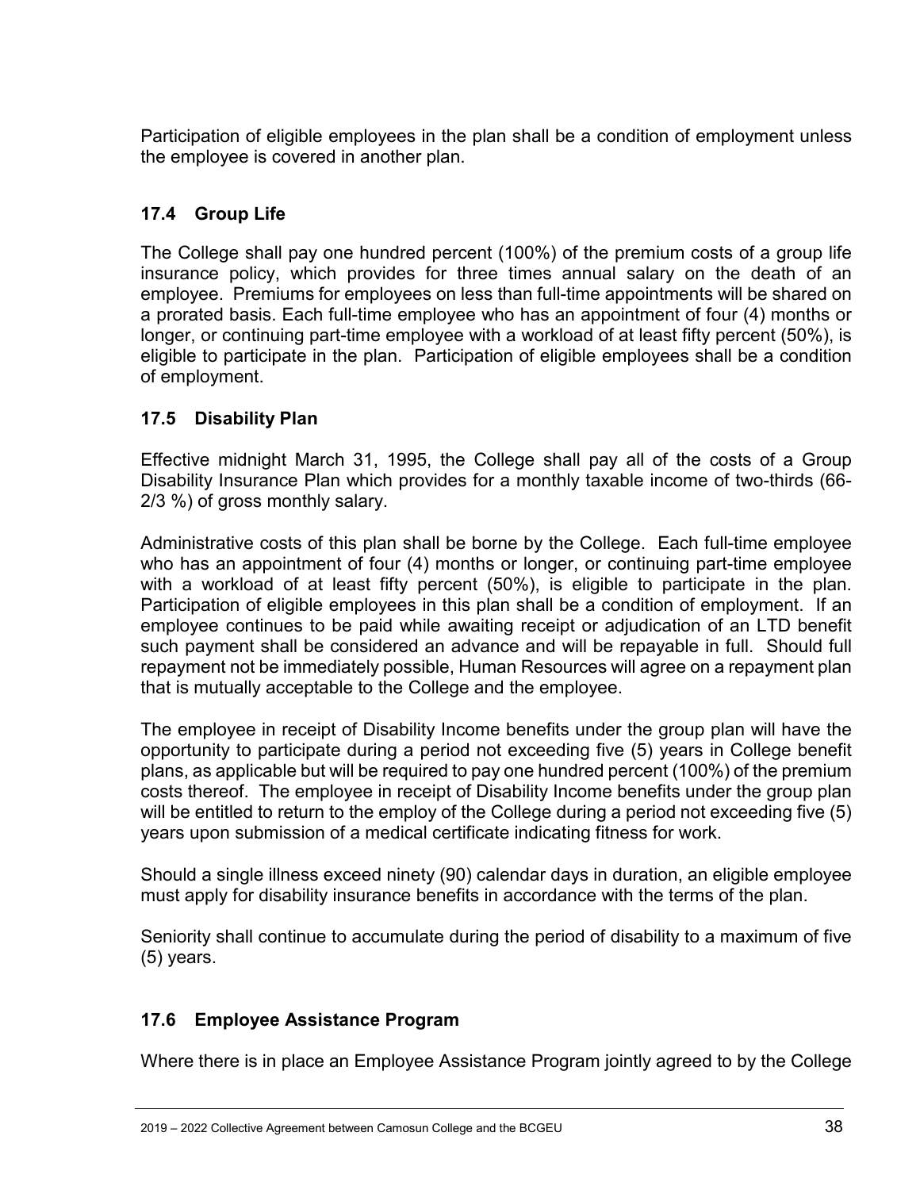Participation of eligible employees in the plan shall be a condition of employment unless the employee is covered in another plan.

### 17.4 Group Life

The College shall pay one hundred percent (100%) of the premium costs of a group life insurance policy, which provides for three times annual salary on the death of an employee. Premiums for employees on less than full-time appointments will be shared on a prorated basis. Each full-time employee who has an appointment of four (4) months or longer, or continuing part-time employee with a workload of at least fifty percent (50%), is eligible to participate in the plan. Participation of eligible employees shall be a condition of employment.

### 17.5 Disability Plan

Effective midnight March 31, 1995, the College shall pay all of the costs of a Group Disability Insurance Plan which provides for a monthly taxable income of two-thirds (66-2/3 %) of gross monthly salary.

Administrative costs of this plan shall be borne by the College. Each full-time employee who has an appointment of four (4) months or longer, or continuing part-time employee with a workload of at least fifty percent (50%), is eligible to participate in the plan. Participation of eligible employees in this plan shall be a condition of employment. If an employee continues to be paid while awaiting receipt or adjudication of an LTD benefit such payment shall be considered an advance and will be repayable in full. Should full repayment not be immediately possible, Human Resources will agree on a repayment plan that is mutually acceptable to the College and the employee.

The employee in receipt of Disability Income benefits under the group plan will have the opportunity to participate during a period not exceeding five (5) years in College benefit plans, as applicable but will be required to pay one hundred percent (100%) of the premium costs thereof. The employee in receipt of Disability Income benefits under the group plan will be entitled to return to the employ of the College during a period not exceeding five (5) years upon submission of a medical certificate indicating fitness for work.

Should a single illness exceed ninety (90) calendar days in duration, an eligible employee must apply for disability insurance benefits in accordance with the terms of the plan.

Seniority shall continue to accumulate during the period of disability to a maximum of five (5) years.

### 17.6 Employee Assistance Program

Where there is in place an Employee Assistance Program jointly agreed to by the College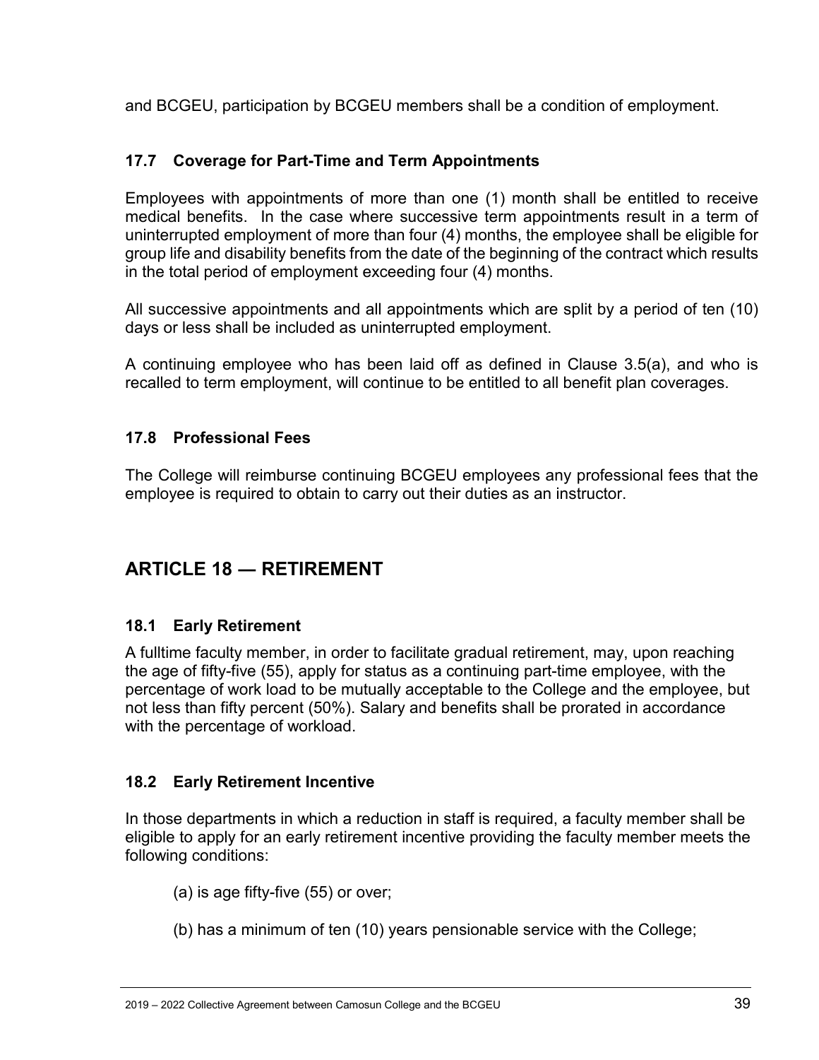and BCGEU, participation by BCGEU members shall be a condition of employment.

### 17.7 Coverage for Part-Time and Term Appointments

Employees with appointments of more than one (1) month shall be entitled to receive medical benefits. In the case where successive term appointments result in a term of uninterrupted employment of more than four (4) months, the employee shall be eligible for group life and disability benefits from the date of the beginning of the contract which results in the total period of employment exceeding four (4) months.

All successive appointments and all appointments which are split by a period of ten (10) days or less shall be included as uninterrupted employment.

A continuing employee who has been laid off as defined in Clause 3.5(a), and who is recalled to term employment, will continue to be entitled to all benefit plan coverages.

### 17.8 Professional Fees

The College will reimburse continuing BCGEU employees any professional fees that the employee is required to obtain to carry out their duties as an instructor.

## ARTICLE 18 — RETIREMENT

### 18.1 Early Retirement

A fulltime faculty member, in order to facilitate gradual retirement, may, upon reaching the age of fifty-five (55), apply for status as a continuing part-time employee, with the percentage of work load to be mutually acceptable to the College and the employee, but not less than fifty percent (50%). Salary and benefits shall be prorated in accordance with the percentage of workload.

### 18.2 Early Retirement Incentive

In those departments in which a reduction in staff is required, a faculty member shall be eligible to apply for an early retirement incentive providing the faculty member meets the following conditions:

(a) is age fifty-five (55) or over;

(b) has a minimum of ten (10) years pensionable service with the College;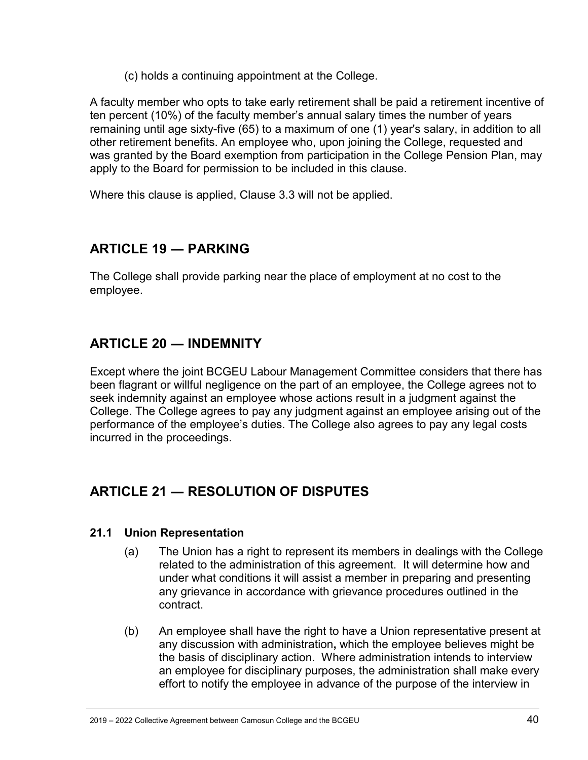(c) holds a continuing appointment at the College.

A faculty member who opts to take early retirement shall be paid a retirement incentive of ten percent (10%) of the faculty member's annual salary times the number of years remaining until age sixty-five (65) to a maximum of one (1) year's salary, in addition to all other retirement benefits. An employee who, upon joining the College, requested and was granted by the Board exemption from participation in the College Pension Plan, may apply to the Board for permission to be included in this clause.

Where this clause is applied, Clause 3.3 will not be applied.

## ARTICLE 19 — PARKING

The College shall provide parking near the place of employment at no cost to the employee.

## ARTICLE 20 — INDEMNITY

Except where the joint BCGEU Labour Management Committee considers that there has been flagrant or willful negligence on the part of an employee, the College agrees not to seek indemnity against an employee whose actions result in a judgment against the College. The College agrees to pay any judgment against an employee arising out of the performance of the employee's duties. The College also agrees to pay any legal costs incurred in the proceedings.

## ARTICLE 21 — RESOLUTION OF DISPUTES

### 21.1 Union Representation

(a) The Union has a right to represent its members in dealings with the College related to the administration of this agreement. It will determine how and under what conditions it will assist a member in preparing and presenting any grievance in accordance with grievance procedures outlined in the contract.

(b) An employee shall have the right to have a Union representative present at any discussion with administration**,** which the employee believes might be the basis of disciplinary action. Where administration intends to interview an employee for disciplinary purposes, the administration shall make every effort to notify the employee in advance of the purpose of the interview in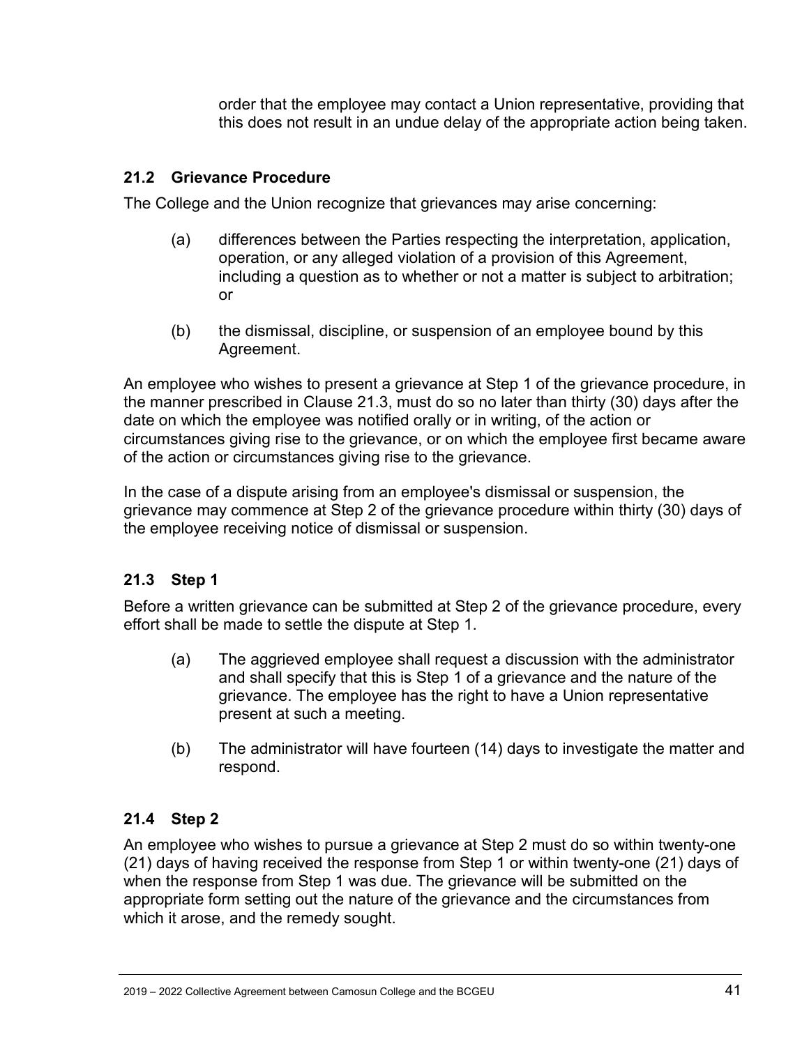order that the employee may contact a Union representative, providing that this does not result in an undue delay of the appropriate action being taken.

### 21.2 Grievance Procedure

The College and the Union recognize that grievances may arise concerning:

(a) differences between the Parties respecting the interpretation, application, operation, or any alleged violation of a provision of this Agreement, including a question as to whether or not a matter is subject to arbitration; or

(b) the dismissal, discipline, or suspension of an employee bound by this Agreement.

An employee who wishes to present a grievance at Step 1 of the grievance procedure, in the manner prescribed in Clause 21.3, must do so no later than thirty (30) days after the date on which the employee was notified orally or in writing, of the action or circumstances giving rise to the grievance, or on which the employee first became aware of the action or circumstances giving rise to the grievance.

In the case of a dispute arising from an employee's dismissal or suspension, the grievance may commence at Step 2 of the grievance procedure within thirty (30) days of the employee receiving notice of dismissal or suspension.

### 21.3 Step 1

Before a written grievance can be submitted at Step 2 of the grievance procedure, every effort shall be made to settle the dispute at Step 1.

(a) The aggrieved employee shall request a discussion with the administrator and shall specify that this is Step 1 of a grievance and the nature of the grievance. The employee has the right to have a Union representative present at such a meeting.

(b) The administrator will have fourteen (14) days to investigate the matter and respond.

### 21.4 Step 2

An employee who wishes to pursue a grievance at Step 2 must do so within twenty-one (21) days of having received the response from Step 1 or within twenty-one (21) days of when the response from Step 1 was due. The grievance will be submitted on the appropriate form setting out the nature of the grievance and the circumstances from which it arose, and the remedy sought.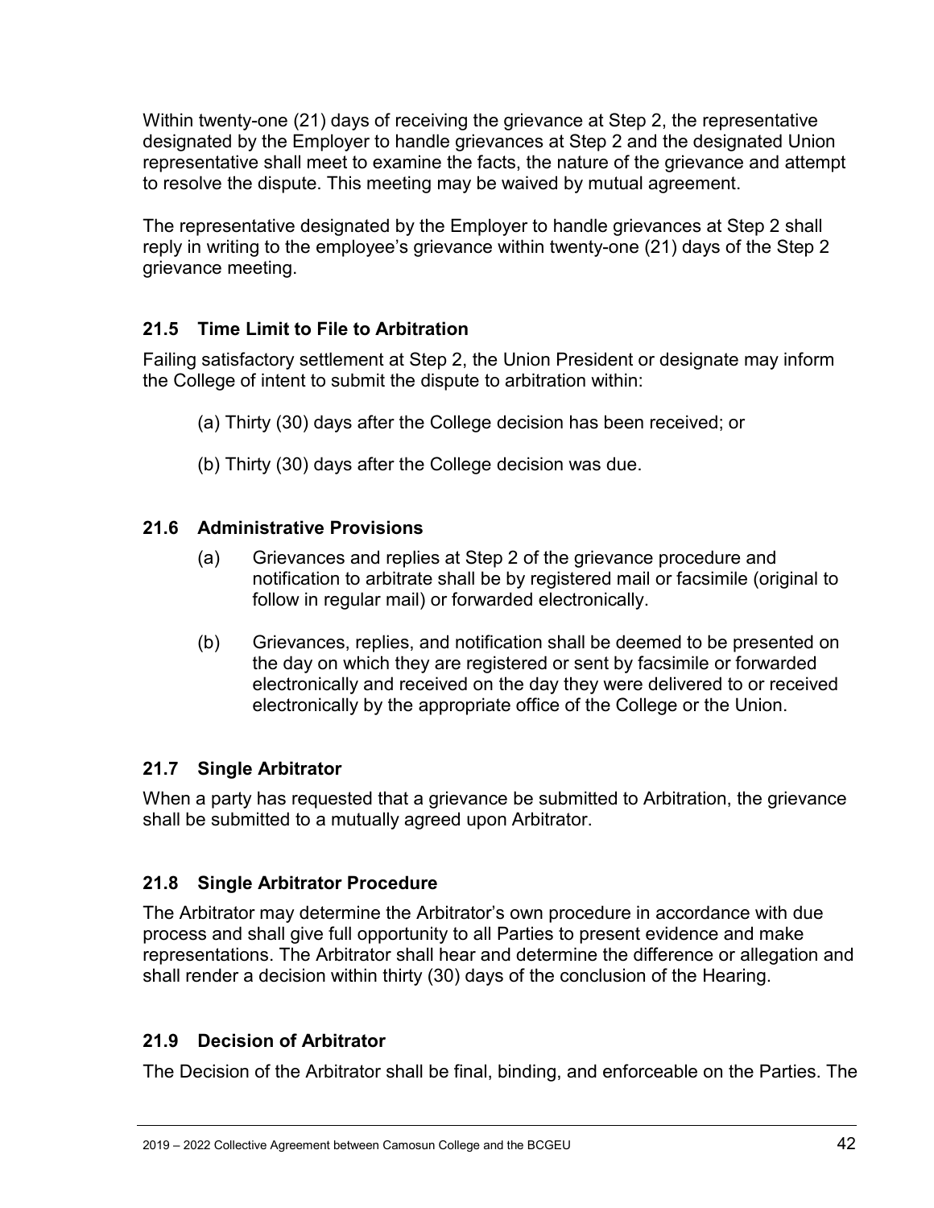Within twenty-one (21) days of receiving the grievance at Step 2, the representative designated by the Employer to handle grievances at Step 2 and the designated Union representative shall meet to examine the facts, the nature of the grievance and attempt to resolve the dispute. This meeting may be waived by mutual agreement.

The representative designated by the Employer to handle grievances at Step 2 shall reply in writing to the employee's grievance within twenty-one (21) days of the Step 2 grievance meeting.

### 21.5 Time Limit to File to Arbitration

Failing satisfactory settlement at Step 2, the Union President or designate may inform the College of intent to submit the dispute to arbitration within:

(a) Thirty (30) days after the College decision has been received; or

(b) Thirty (30) days after the College decision was due.

### 21.6 Administrative Provisions

(a) Grievances and replies at Step 2 of the grievance procedure and notification to arbitrate shall be by registered mail or facsimile (original to follow in regular mail) or forwarded electronically.

(b) Grievances, replies, and notification shall be deemed to be presented on the day on which they are registered or sent by facsimile or forwarded electronically and received on the day they were delivered to or received electronically by the appropriate office of the College or the Union.

### 21.7 Single Arbitrator

When a party has requested that a grievance be submitted to Arbitration, the grievance shall be submitted to a mutually agreed upon Arbitrator.

### 21.8 Single Arbitrator Procedure

The Arbitrator may determine the Arbitrator's own procedure in accordance with due process and shall give full opportunity to all Parties to present evidence and make representations. The Arbitrator shall hear and determine the difference or allegation and shall render a decision within thirty (30) days of the conclusion of the Hearing.

### 21.9 Decision of Arbitrator

The Decision of the Arbitrator shall be final, binding, and enforceable on the Parties. The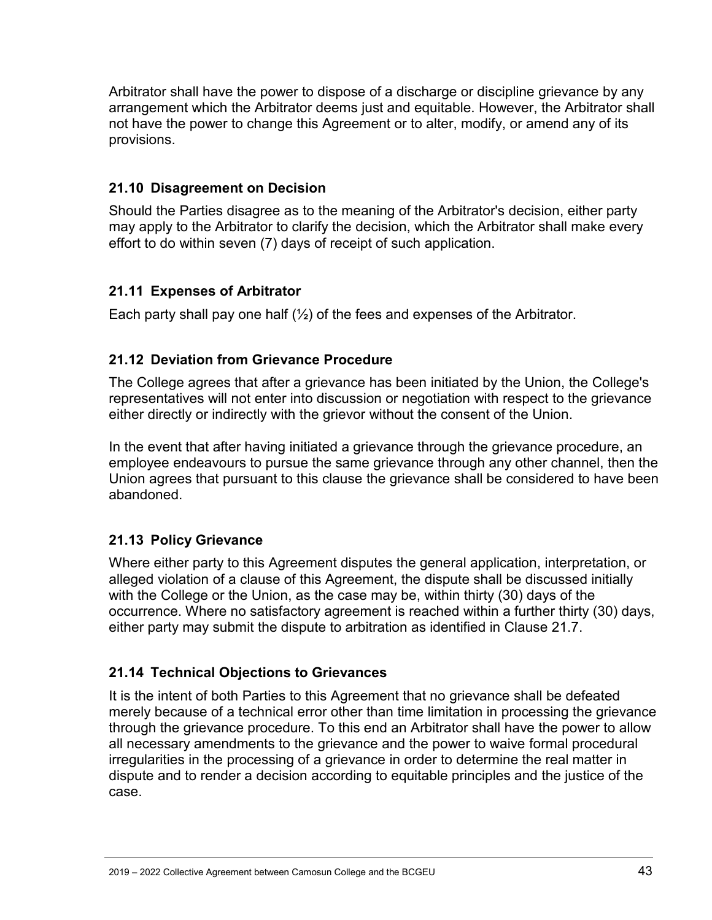Arbitrator shall have the power to dispose of a discharge or discipline grievance by any arrangement which the Arbitrator deems just and equitable. However, the Arbitrator shall not have the power to change this Agreement or to alter, modify, or amend any of its provisions.

### 21.10 Disagreement on Decision

Should the Parties disagree as to the meaning of the Arbitrator's decision, either party may apply to the Arbitrator to clarify the decision, which the Arbitrator shall make every effort to do within seven (7) days of receipt of such application.

### 21.11 Expenses of Arbitrator

Each party shall pay one half (½) of the fees and expenses of the Arbitrator.

### 21.12 Deviation from Grievance Procedure

The College agrees that after a grievance has been initiated by the Union, the College's representatives will not enter into discussion or negotiation with respect to the grievance either directly or indirectly with the grievor without the consent of the Union.

In the event that after having initiated a grievance through the grievance procedure, an employee endeavours to pursue the same grievance through any other channel, then the Union agrees that pursuant to this clause the grievance shall be considered to have been abandoned.

### 21.13 Policy Grievance

Where either party to this Agreement disputes the general application, interpretation, or alleged violation of a clause of this Agreement, the dispute shall be discussed initially with the College or the Union, as the case may be, within thirty (30) days of the occurrence. Where no satisfactory agreement is reached within a further thirty (30) days, either party may submit the dispute to arbitration as identified in Clause 21.7.

### 21.14 Technical Objections to Grievances

It is the intent of both Parties to this Agreement that no grievance shall be defeated merely because of a technical error other than time limitation in processing the grievance through the grievance procedure. To this end an Arbitrator shall have the power to allow all necessary amendments to the grievance and the power to waive formal procedural irregularities in the processing of a grievance in order to determine the real matter in dispute and to render a decision according to equitable principles and the justice of the case.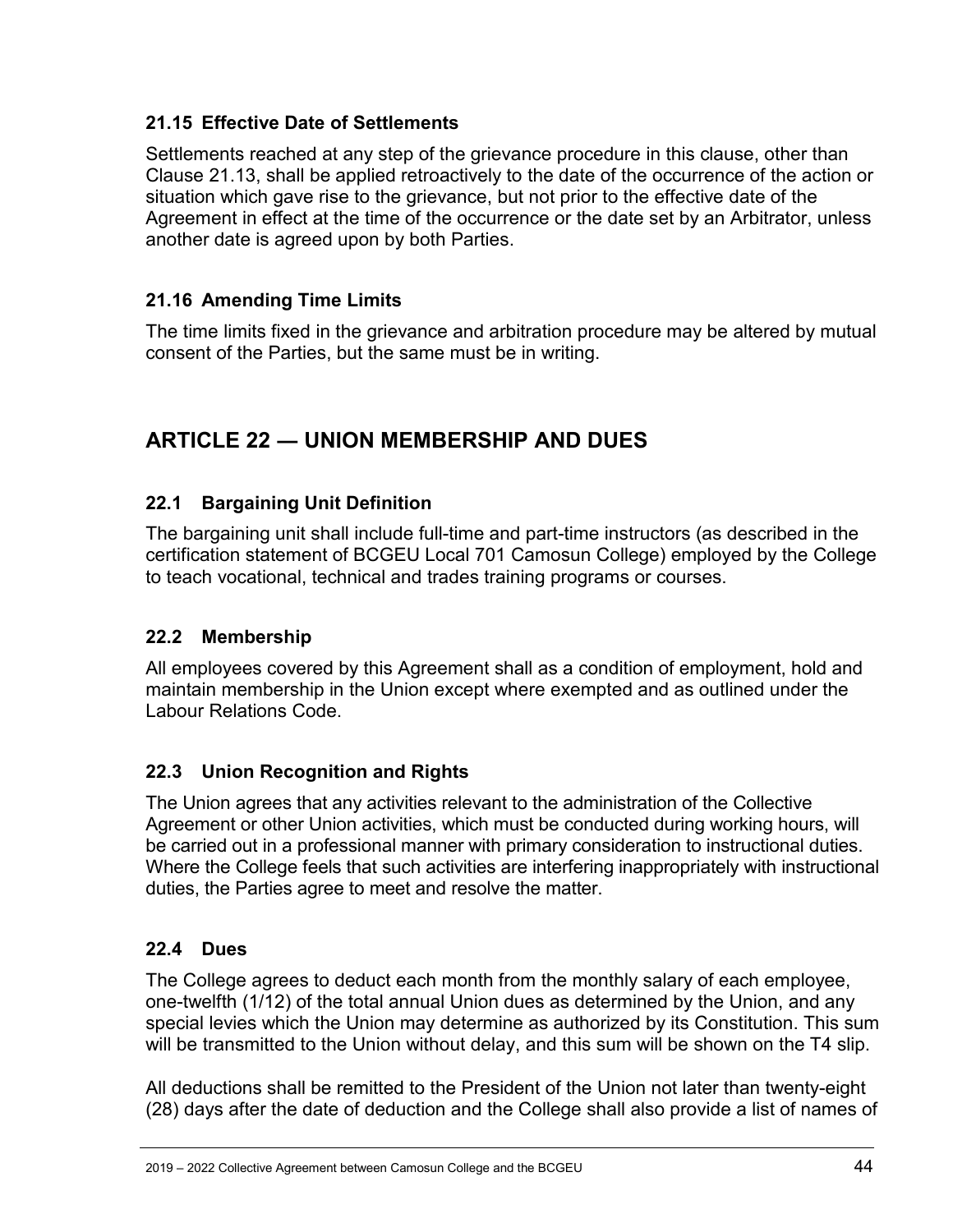### 21.15 Effective Date of Settlements

Settlements reached at any step of the grievance procedure in this clause, other than Clause 21.13, shall be applied retroactively to the date of the occurrence of the action or situation which gave rise to the grievance, but not prior to the effective date of the Agreement in effect at the time of the occurrence or the date set by an Arbitrator, unless another date is agreed upon by both Parties.

### 21.16 Amending Time Limits

The time limits fixed in the grievance and arbitration procedure may be altered by mutual consent of the Parties, but the same must be in writing.

## ARTICLE 22 — UNION MEMBERSHIP AND DUES

### 22.1 Bargaining Unit Definition

The bargaining unit shall include full-time and part-time instructors (as described in the certification statement of BCGEU Local 701 Camosun College) employed by the College to teach vocational, technical and trades training programs or courses.

### 22.2 Membership

All employees covered by this Agreement shall as a condition of employment, hold and maintain membership in the Union except where exempted and as outlined under the Labour Relations Code.

### 22.3 Union Recognition and Rights

The Union agrees that any activities relevant to the administration of the Collective Agreement or other Union activities, which must be conducted during working hours, will be carried out in a professional manner with primary consideration to instructional duties. Where the College feels that such activities are interfering inappropriately with instructional duties, the Parties agree to meet and resolve the matter.

### 22.4 Dues

The College agrees to deduct each month from the monthly salary of each employee, one-twelfth (1/12) of the total annual Union dues as determined by the Union, and any special levies which the Union may determine as authorized by its Constitution. This sum will be transmitted to the Union without delay, and this sum will be shown on the T4 slip.

All deductions shall be remitted to the President of the Union not later than twenty-eight (28) days after the date of deduction and the College shall also provide a list of names of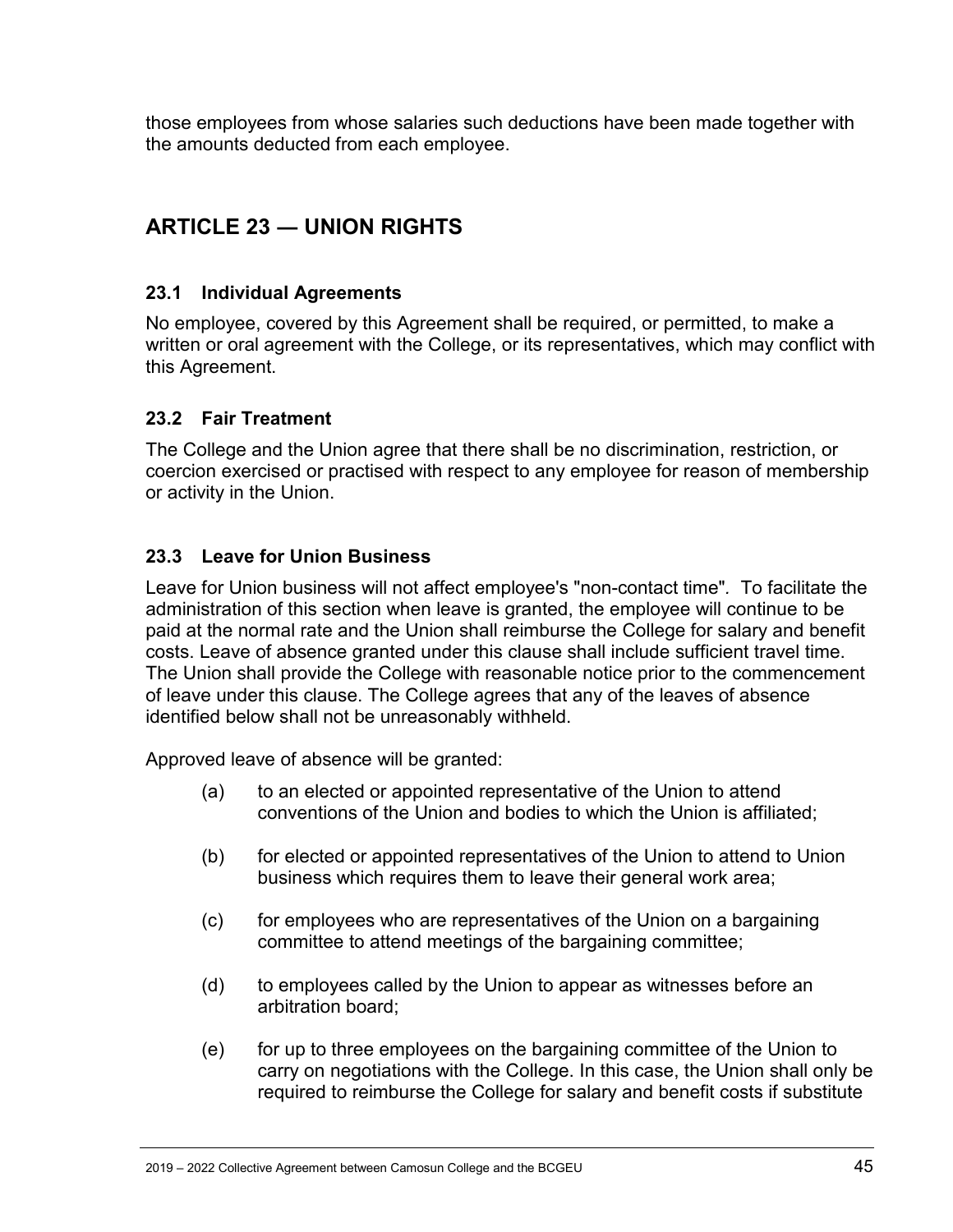those employees from whose salaries such deductions have been made together with the amounts deducted from each employee.

## ARTICLE 23 — UNION RIGHTS

### 23.1 Individual Agreements

No employee, covered by this Agreement shall be required, or permitted, to make a written or oral agreement with the College, or its representatives, which may conflict with this Agreement.

### 23.2 Fair Treatment

The College and the Union agree that there shall be no discrimination, restriction, or coercion exercised or practised with respect to any employee for reason of membership or activity in the Union.

### 23.3 Leave for Union Business

Leave for Union business will not affect employee's "non-contact time". To facilitate the administration of this section when leave is granted, the employee will continue to be paid at the normal rate and the Union shall reimburse the College for salary and benefit costs. Leave of absence granted under this clause shall include sufficient travel time. The Union shall provide the College with reasonable notice prior to the commencement of leave under this clause. The College agrees that any of the leaves of absence identified below shall not be unreasonably withheld.

Approved leave of absence will be granted:

(a) to an elected or appointed representative of the Union to attend conventions of the Union and bodies to which the Union is affiliated;

(b) for elected or appointed representatives of the Union to attend to Union business which requires them to leave their general work area;

(c) for employees who are representatives of the Union on a bargaining committee to attend meetings of the bargaining committee;

(d) to employees called by the Union to appear as witnesses before an arbitration board;

(e) for up to three employees on the bargaining committee of the Union to carry on negotiations with the College. In this case, the Union shall only be required to reimburse the College for salary and benefit costs if substitute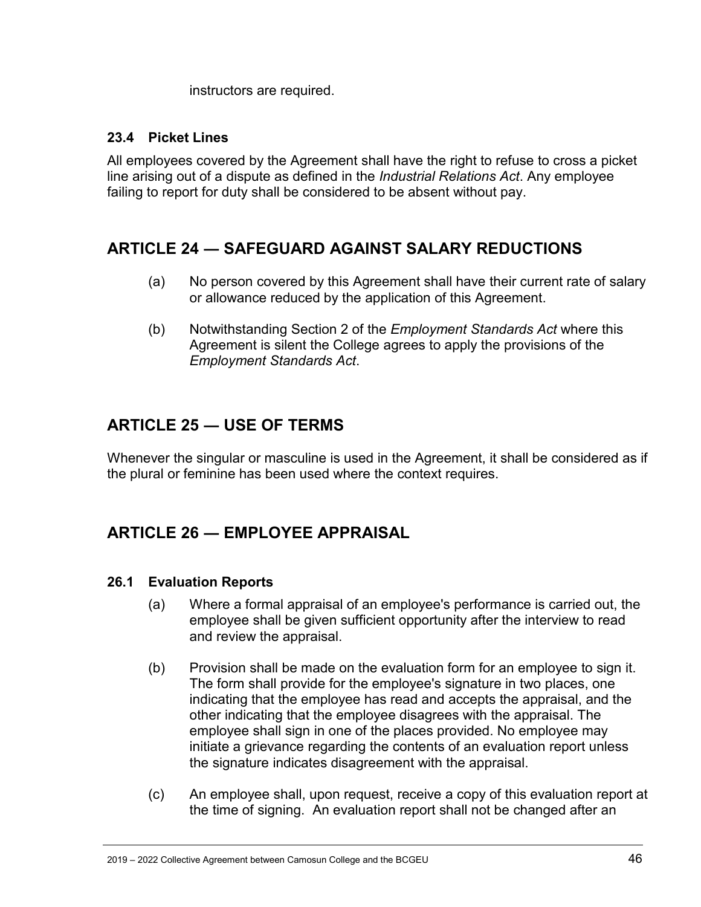instructors are required.

### 23.4 Picket Lines

All employees covered by the Agreement shall have the right to refuse to cross a picket line arising out of a dispute as defined in the *Industrial Relations Act*. Any employee failing to report for duty shall be considered to be absent without pay.

## ARTICLE 24 — SAFEGUARD AGAINST SALARY REDUCTIONS

(a) No person covered by this Agreement shall have their current rate of salary or allowance reduced by the application of this Agreement.

(b) Notwithstanding Section 2 of the *Employment Standards Act* where this Agreement is silent the College agrees to apply the provisions of the *Employment Standards Act*.

## ARTICLE 25 — USE OF TERMS

Whenever the singular or masculine is used in the Agreement, it shall be considered as if the plural or feminine has been used where the context requires.

## ARTICLE 26 — EMPLOYEE APPRAISAL

### 26.1 Evaluation Reports

(a) Where a formal appraisal of an employee's performance is carried out, the employee shall be given sufficient opportunity after the interview to read and review the appraisal.

(b) Provision shall be made on the evaluation form for an employee to sign it. The form shall provide for the employee's signature in two places, one indicating that the employee has read and accepts the appraisal, and the other indicating that the employee disagrees with the appraisal. The employee shall sign in one of the places provided. No employee may initiate a grievance regarding the contents of an evaluation report unless the signature indicates disagreement with the appraisal.

(c) An employee shall, upon request, receive a copy of this evaluation report at the time of signing. An evaluation report shall not be changed after an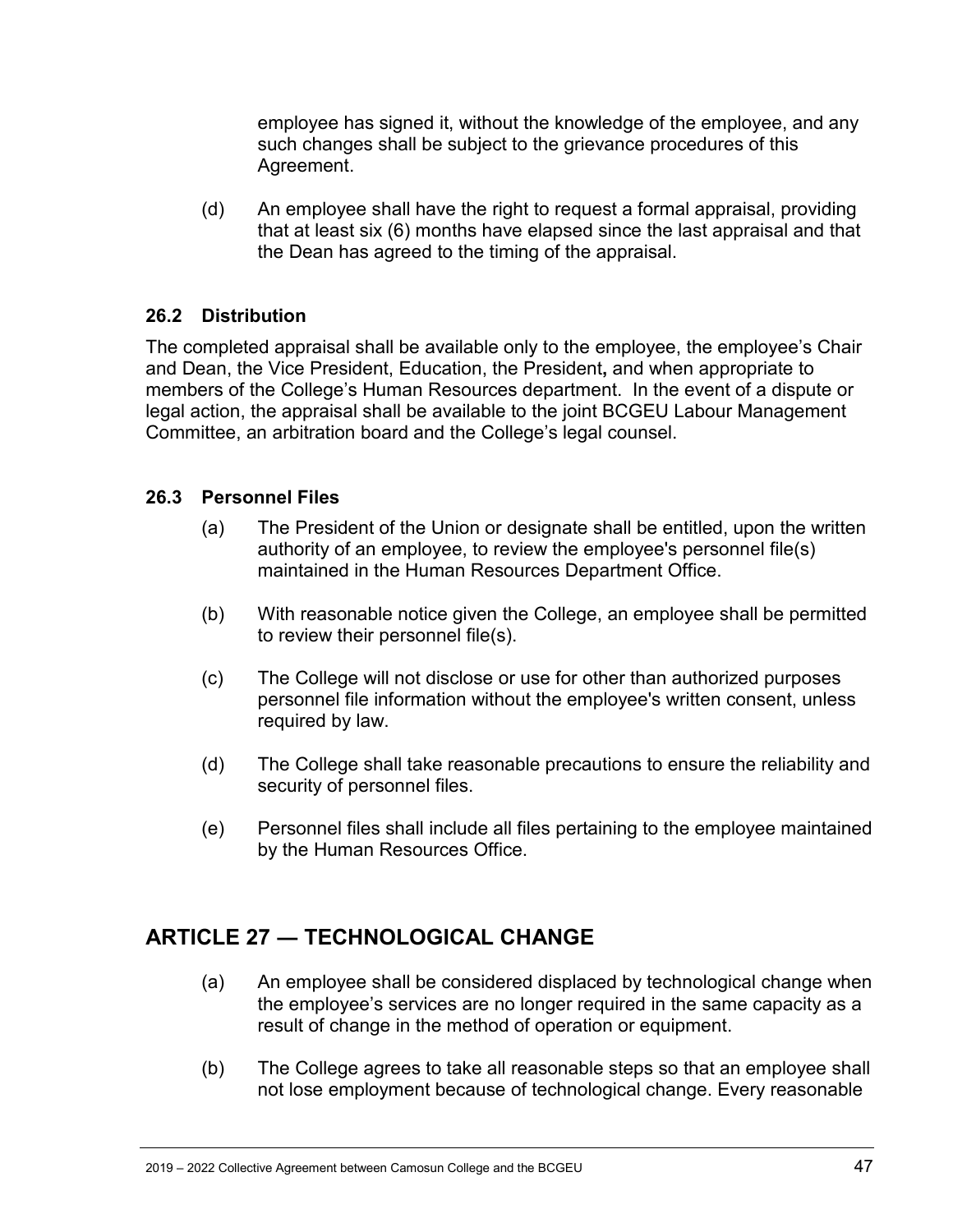employee has signed it, without the knowledge of the employee, and any such changes shall be subject to the grievance procedures of this Agreement.

(d) An employee shall have the right to request a formal appraisal, providing that at least six (6) months have elapsed since the last appraisal and that the Dean has agreed to the timing of the appraisal.

### 26.2 Distribution

The completed appraisal shall be available only to the employee, the employee's Chair and Dean, the Vice President, Education, the President**,** and when appropriate to members of the College's Human Resources department. In the event of a dispute or legal action, the appraisal shall be available to the joint BCGEU Labour Management Committee, an arbitration board and the College's legal counsel.

### 26.3 Personnel Files

(a) The President of the Union or designate shall be entitled, upon the written authority of an employee, to review the employee's personnel file(s) maintained in the Human Resources Department Office.

(b) With reasonable notice given the College, an employee shall be permitted to review their personnel file(s).

(c) The College will not disclose or use for other than authorized purposes personnel file information without the employee's written consent, unless required by law.

(d) The College shall take reasonable precautions to ensure the reliability and security of personnel files.

(e) Personnel files shall include all files pertaining to the employee maintained by the Human Resources Office.

## ARTICLE 27 — TECHNOLOGICAL CHANGE

(a) An employee shall be considered displaced by technological change when the employee's services are no longer required in the same capacity as a result of change in the method of operation or equipment.

(b) The College agrees to take all reasonable steps so that an employee shall not lose employment because of technological change. Every reasonable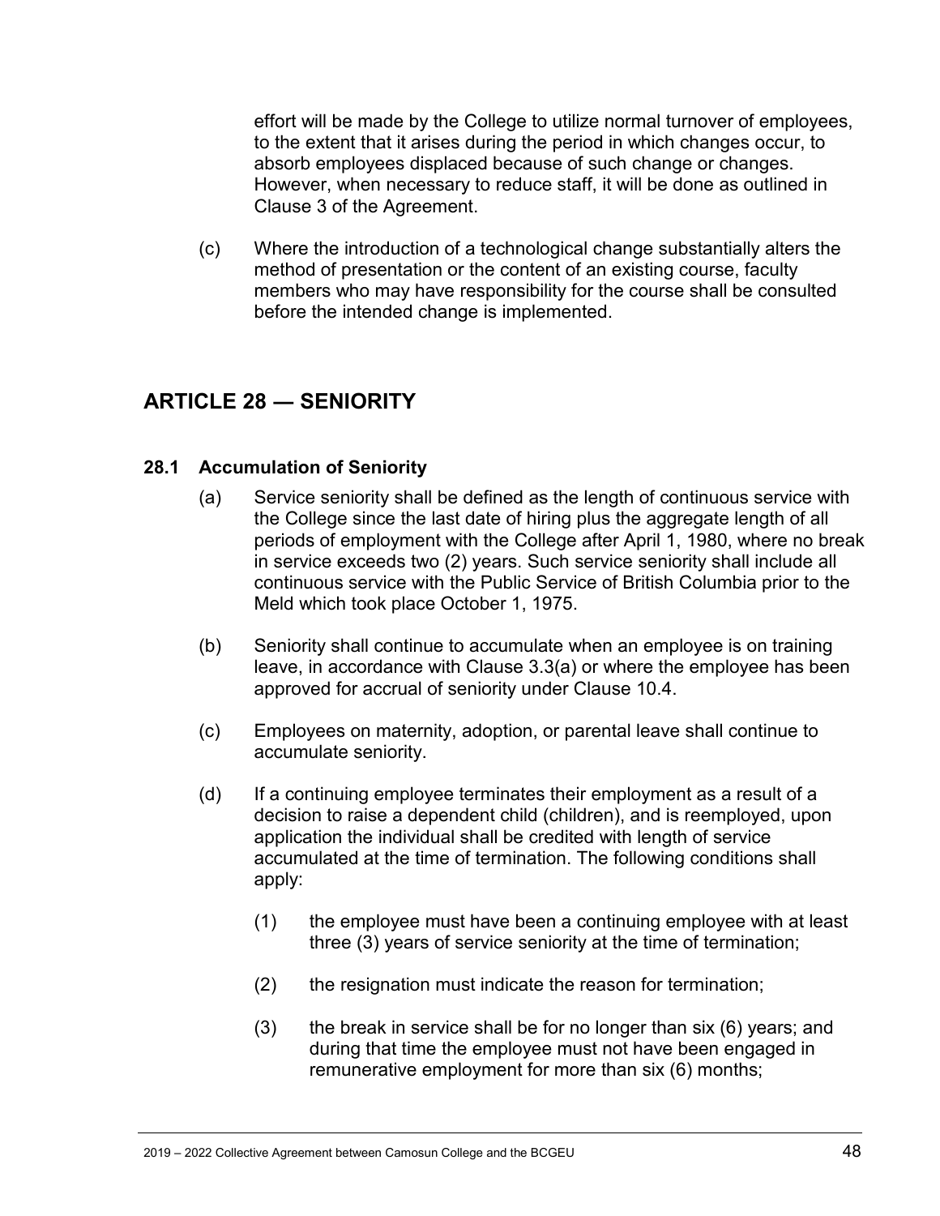effort will be made by the College to utilize normal turnover of employees, to the extent that it arises during the period in which changes occur, to absorb employees displaced because of such change or changes. However, when necessary to reduce staff, it will be done as outlined in Clause 3 of the Agreement.

(c) Where the introduction of a technological change substantially alters the method of presentation or the content of an existing course, faculty members who may have responsibility for the course shall be consulted before the intended change is implemented.

## ARTICLE 28 — SENIORITY

### 28.1 Accumulation of Seniority

(a) Service seniority shall be defined as the length of continuous service with the College since the last date of hiring plus the aggregate length of all periods of employment with the College after April 1, 1980, where no break in service exceeds two (2) years. Such service seniority shall include all continuous service with the Public Service of British Columbia prior to the Meld which took place October 1, 1975.

(b) Seniority shall continue to accumulate when an employee is on training leave, in accordance with Clause 3.3(a) or where the employee has been approved for accrual of seniority under Clause 10.4.

(c) Employees on maternity, adoption, or parental leave shall continue to accumulate seniority.

(d) If a continuing employee terminates their employment as a result of a decision to raise a dependent child (children), and is reemployed, upon application the individual shall be credited with length of service accumulated at the time of termination. The following conditions shall apply:

(1) the employee must have been a continuing employee with at least three (3) years of service seniority at the time of termination;

(2) the resignation must indicate the reason for termination;

(3) the break in service shall be for no longer than six (6) years; and during that time the employee must not have been engaged in remunerative employment for more than six (6) months;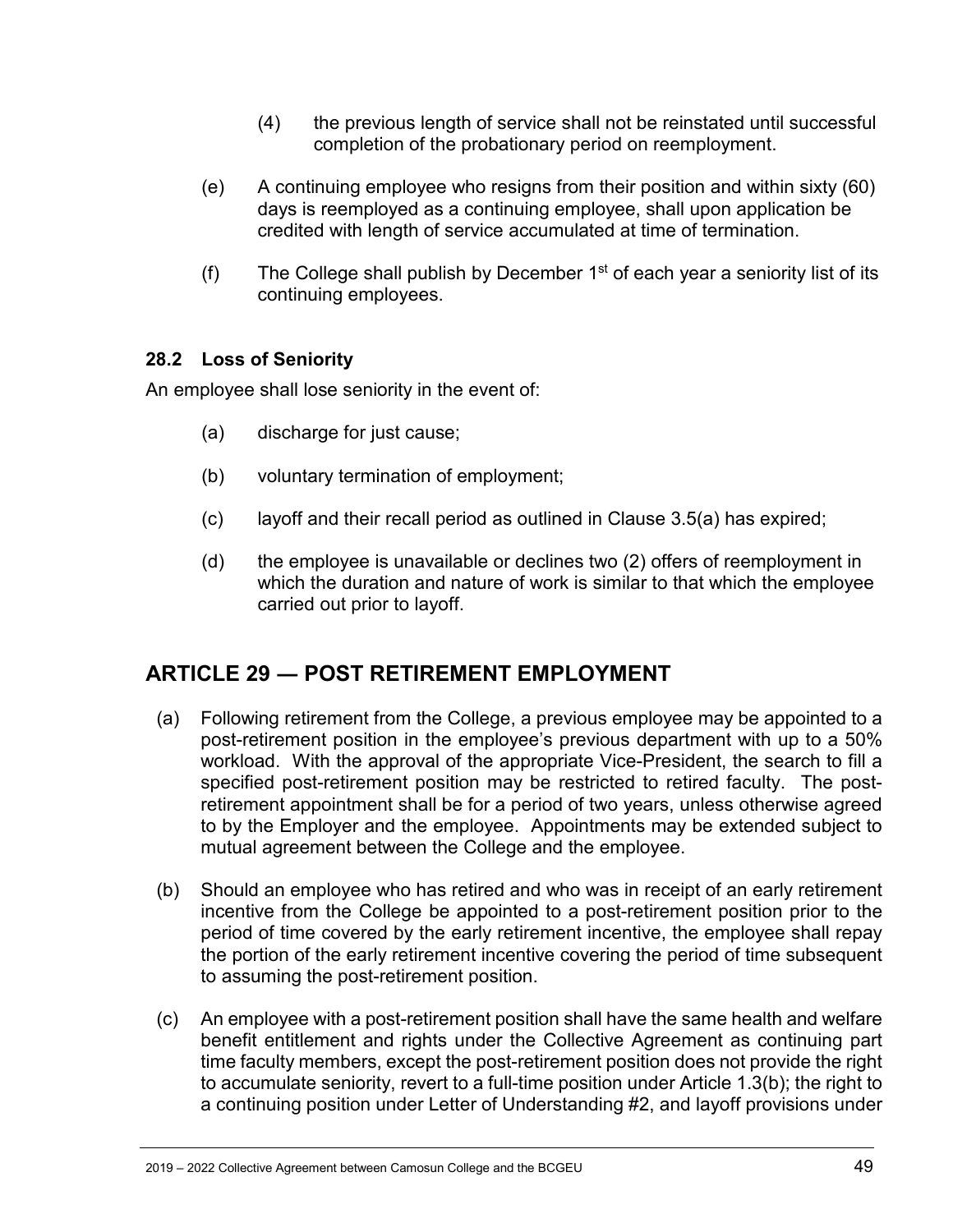(4) the previous length of service shall not be reinstated until successful completion of the probationary period on reemployment.

(e) A continuing employee who resigns from their position and within sixty (60) days is reemployed as a continuing employee, shall upon application be credited with length of service accumulated at time of termination.

(f) The College shall publish by December 1st of each year a seniority list of its continuing employees.

### 28.2 Loss of Seniority

An employee shall lose seniority in the event of:

(a) discharge for just cause;

(b) voluntary termination of employment;

(c) layoff and their recall period as outlined in Clause 3.5(a) has expired;

(d) the employee is unavailable or declines two (2) offers of reemployment in which the duration and nature of work is similar to that which the employee carried out prior to layoff.

## ARTICLE 29 — POST RETIREMENT EMPLOYMENT

(a) Following retirement from the College, a previous employee may be appointed to a post-retirement position in the employee's previous department with up to a 50% workload. With the approval of the appropriate Vice-President, the search to fill a specified post-retirement position may be restricted to retired faculty. The post-retirement appointment shall be for a period of two years, unless otherwise agreed to by the Employer and the employee. Appointments may be extended subject to mutual agreement between the College and the employee.

(b) Should an employee who has retired and who was in receipt of an early retirement incentive from the College be appointed to a post-retirement position prior to the period of time covered by the early retirement incentive, the employee shall repay the portion of the early retirement incentive covering the period of time subsequent to assuming the post-retirement position.

(c) An employee with a post-retirement position shall have the same health and welfare benefit entitlement and rights under the Collective Agreement as continuing part time faculty members, except the post-retirement position does not provide the right to accumulate seniority, revert to a full-time position under Article 1.3(b); the right to a continuing position under Letter of Understanding #2, and layoff provisions under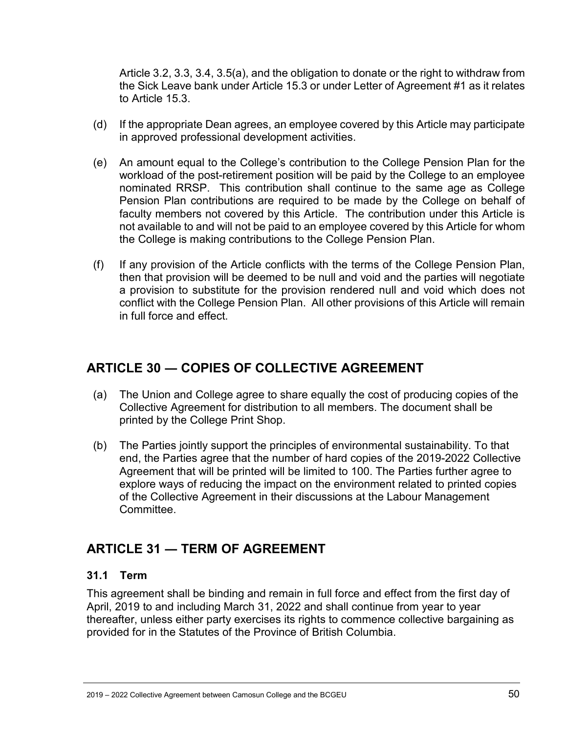Article 3.2, 3.3, 3.4, 3.5(a), and the obligation to donate or the right to withdraw from the Sick Leave bank under Article 15.3 or under Letter of Agreement #1 as it relates to Article 15.3.

(d) If the appropriate Dean agrees, an employee covered by this Article may participate in approved professional development activities.

(e) An amount equal to the College's contribution to the College Pension Plan for the workload of the post-retirement position will be paid by the College to an employee nominated RRSP. This contribution shall continue to the same age as College Pension Plan contributions are required to be made by the College on behalf of faculty members not covered by this Article. The contribution under this Article is not available to and will not be paid to an employee covered by this Article for whom the College is making contributions to the College Pension Plan.

(f) If any provision of the Article conflicts with the terms of the College Pension Plan, then that provision will be deemed to be null and void and the parties will negotiate a provision to substitute for the provision rendered null and void which does not conflict with the College Pension Plan. All other provisions of this Article will remain in full force and effect.

## ARTICLE 30 — COPIES OF COLLECTIVE AGREEMENT

(a) The Union and College agree to share equally the cost of producing copies of the Collective Agreement for distribution to all members. The document shall be printed by the College Print Shop.

(b) The Parties jointly support the principles of environmental sustainability. To that end, the Parties agree that the number of hard copies of the 2019-2022 Collective Agreement that will be printed will be limited to 100. The Parties further agree to explore ways of reducing the impact on the environment related to printed copies of the Collective Agreement in their discussions at the Labour Management Committee.

## ARTICLE 31 — TERM OF AGREEMENT

### 31.1 Term

This agreement shall be binding and remain in full force and effect from the first day of April, 2019 to and including March 31, 2022 and shall continue from year to year thereafter, unless either party exercises its rights to commence collective bargaining as provided for in the Statutes of the Province of British Columbia.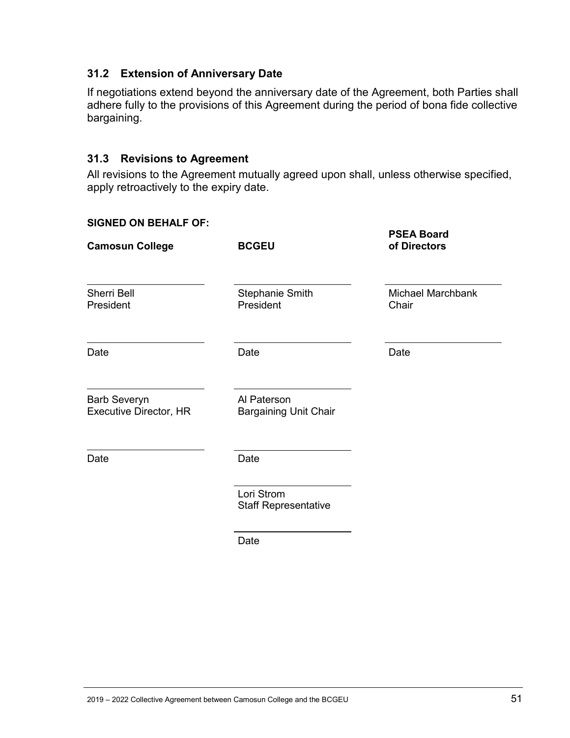### 31.2 Extension of Anniversary Date

If negotiations extend beyond the anniversary date of the Agreement, both Parties shall adhere fully to the provisions of this Agreement during the period of bona fide collective bargaining.

### 31.3 Revisions to Agreement

All revisions to the Agreement mutually agreed upon shall, unless otherwise specified, apply retroactively to the expiry date.

**SIGNED ON BEHALF OF:**

| **Camosun College** | **BCGEU** | **PSEA Board of Directors** |
|---|---|---|
| Sherri Bell<br>President | Stephanie Smith<br>President | Michael Marchbank<br>Chair |
| Date | Date | Date |
| Barb Severyn<br>Executive Director, HR | Al Paterson<br>Bargaining Unit Chair | |
| Date | Date | |
| | Lori Strom<br>Staff Representative | |
| | Date | |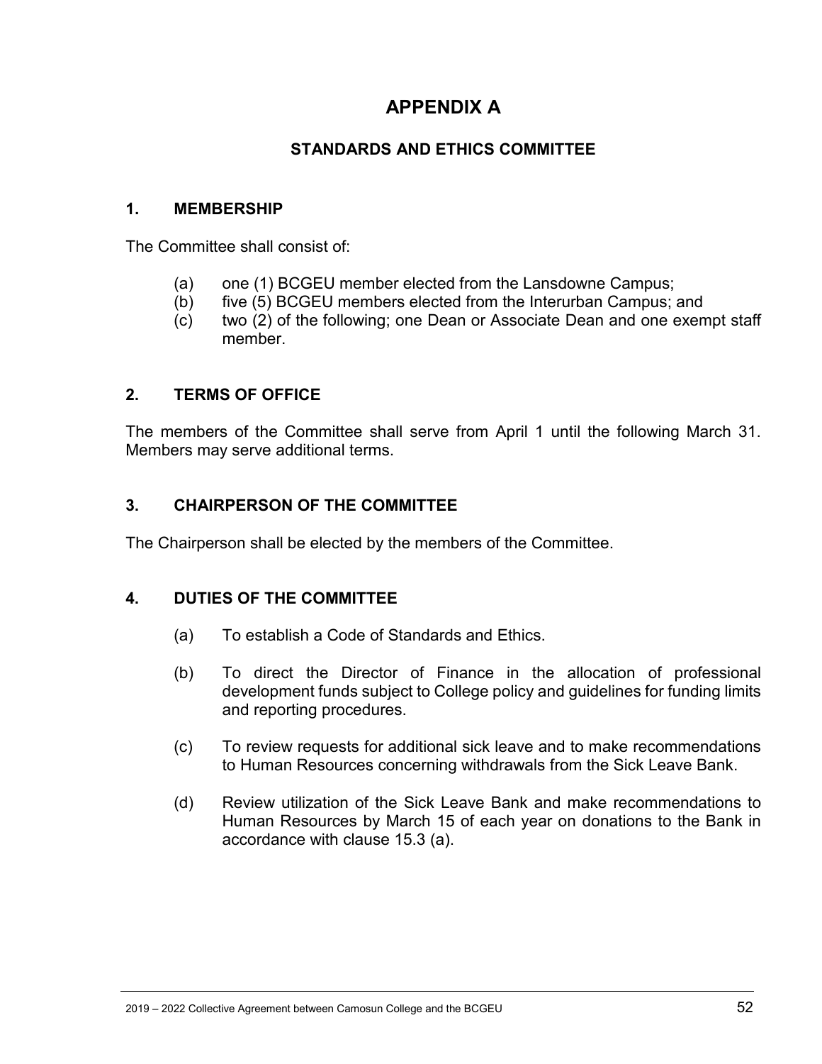# APPENDIX A

## STANDARDS AND ETHICS COMMITTEE

### 1. MEMBERSHIP

The Committee shall consist of:

(a) one (1) BCGEU member elected from the Lansdowne Campus;
(b) five (5) BCGEU members elected from the Interurban Campus; and
(c) two (2) of the following; one Dean or Associate Dean and one exempt staff member.

### 2. TERMS OF OFFICE

The members of the Committee shall serve from April 1 until the following March 31. Members may serve additional terms.

### 3. CHAIRPERSON OF THE COMMITTEE

The Chairperson shall be elected by the members of the Committee.

### 4. DUTIES OF THE COMMITTEE

(a) To establish a Code of Standards and Ethics.

(b) To direct the Director of Finance in the allocation of professional development funds subject to College policy and guidelines for funding limits and reporting procedures.

(c) To review requests for additional sick leave and to make recommendations to Human Resources concerning withdrawals from the Sick Leave Bank.

(d) Review utilization of the Sick Leave Bank and make recommendations to Human Resources by March 15 of each year on donations to the Bank in accordance with clause 15.3 (a).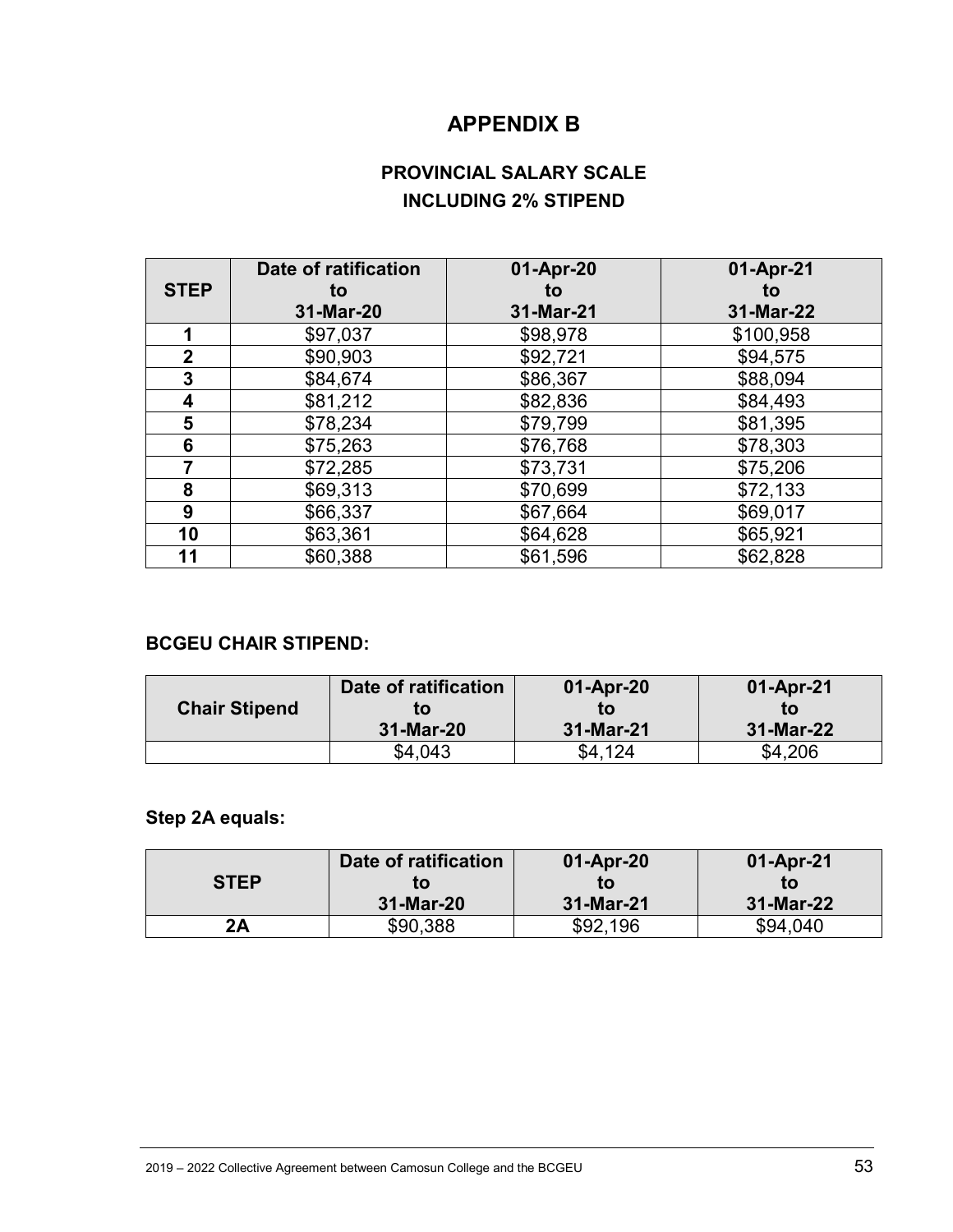# APPENDIX B

## PROVINCIAL SALARY SCALE INCLUDING 2% STIPEND

| STEP | Date of ratification to 31-Mar-20 | 01-Apr-20 to 31-Mar-21 | 01-Apr-21 to 31-Mar-22 |
|---|---|---|---|
| 1 | $97,037 | $98,978 | $100,958 |
| 2 | $90,903 | $92,721 | $94,575 |
| 3 | $84,674 | $86,367 | $88,094 |
| 4 | $81,212 | $82,836 | $84,493 |
| 5 | $78,234 | $79,799 | $81,395 |
| 6 | $75,263 | $76,768 | $78,303 |
| 7 | $72,285 | $73,731 | $75,206 |
| 8 | $69,313 | $70,699 | $72,133 |
| 9 | $66,337 | $67,664 | $69,017 |
| 10 | $63,361 | $64,628 | $65,921 |
| 11 | $60,388 | $61,596 | $62,828 |

**BCGEU CHAIR STIPEND:**

| Chair Stipend | Date of ratification to 31-Mar-20 | 01-Apr-20 to 31-Mar-21 | 01-Apr-21 to 31-Mar-22 |
|---|---|---|---|
| | $4,043 | $4,124 | $4,206 |

**Step 2A equals:**

| STEP | Date of ratification to 31-Mar-20 | 01-Apr-20 to 31-Mar-21 | 01-Apr-21 to 31-Mar-22 |
|---|---|---|---|
| 2A | $90,388 | $92,196 | $94,040 |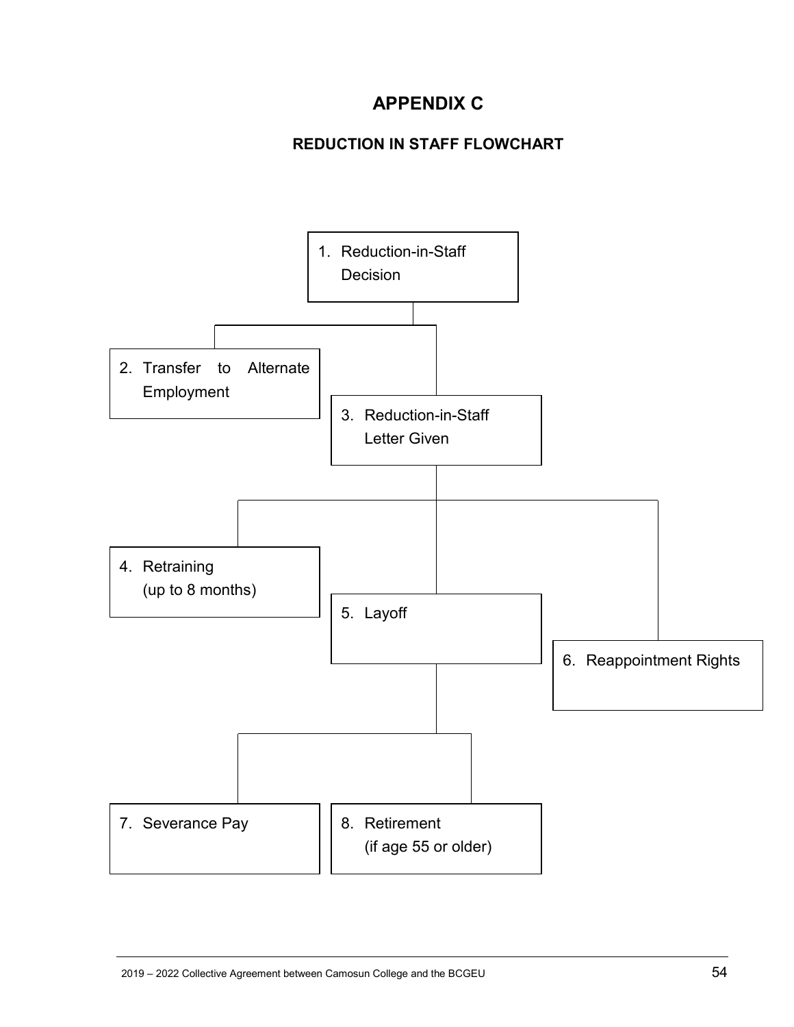# APPENDIX C

## REDUCTION IN STAFF FLOWCHART

1. Reduction-in-Staff Decision
2. Transfer to Alternate Employment
3. Reduction-in-Staff Letter Given
4. Retraining (up to 8 months)
5. Layoff
6. Reappointment Rights
7. Severance Pay
8. Retirement (if age 55 or older)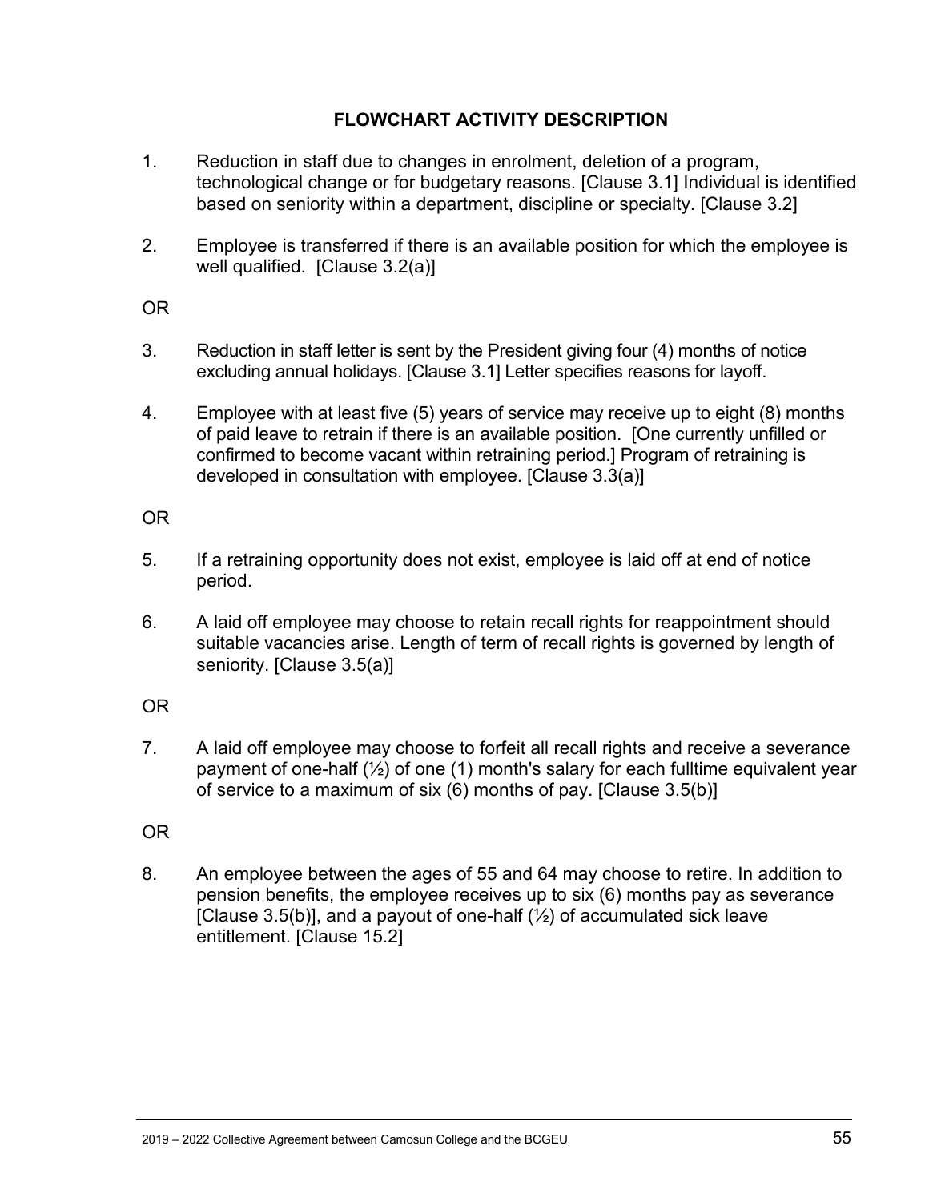## FLOWCHART ACTIVITY DESCRIPTION

1. Reduction in staff due to changes in enrolment, deletion of a program, technological change or for budgetary reasons. [Clause 3.1] Individual is identified based on seniority within a department, discipline or specialty. [Clause 3.2]

2. Employee is transferred if there is an available position for which the employee is well qualified. [Clause 3.2(a)]

OR

3. Reduction in staff letter is sent by the President giving four (4) months of notice excluding annual holidays. [Clause 3.1] Letter specifies reasons for layoff.

4. Employee with at least five (5) years of service may receive up to eight (8) months of paid leave to retrain if there is an available position. [One currently unfilled or confirmed to become vacant within retraining period.] Program of retraining is developed in consultation with employee. [Clause 3.3(a)]

OR

5. If a retraining opportunity does not exist, employee is laid off at end of notice period.

6. A laid off employee may choose to retain recall rights for reappointment should suitable vacancies arise. Length of term of recall rights is governed by length of seniority. [Clause 3.5(a)]

OR

7. A laid off employee may choose to forfeit all recall rights and receive a severance payment of one-half (½) of one (1) month's salary for each fulltime equivalent year of service to a maximum of six (6) months of pay. [Clause 3.5(b)]

OR

8. An employee between the ages of 55 and 64 may choose to retire. In addition to pension benefits, the employee receives up to six (6) months pay as severance [Clause 3.5(b)], and a payout of one-half (½) of accumulated sick leave entitlement. [Clause 15.2]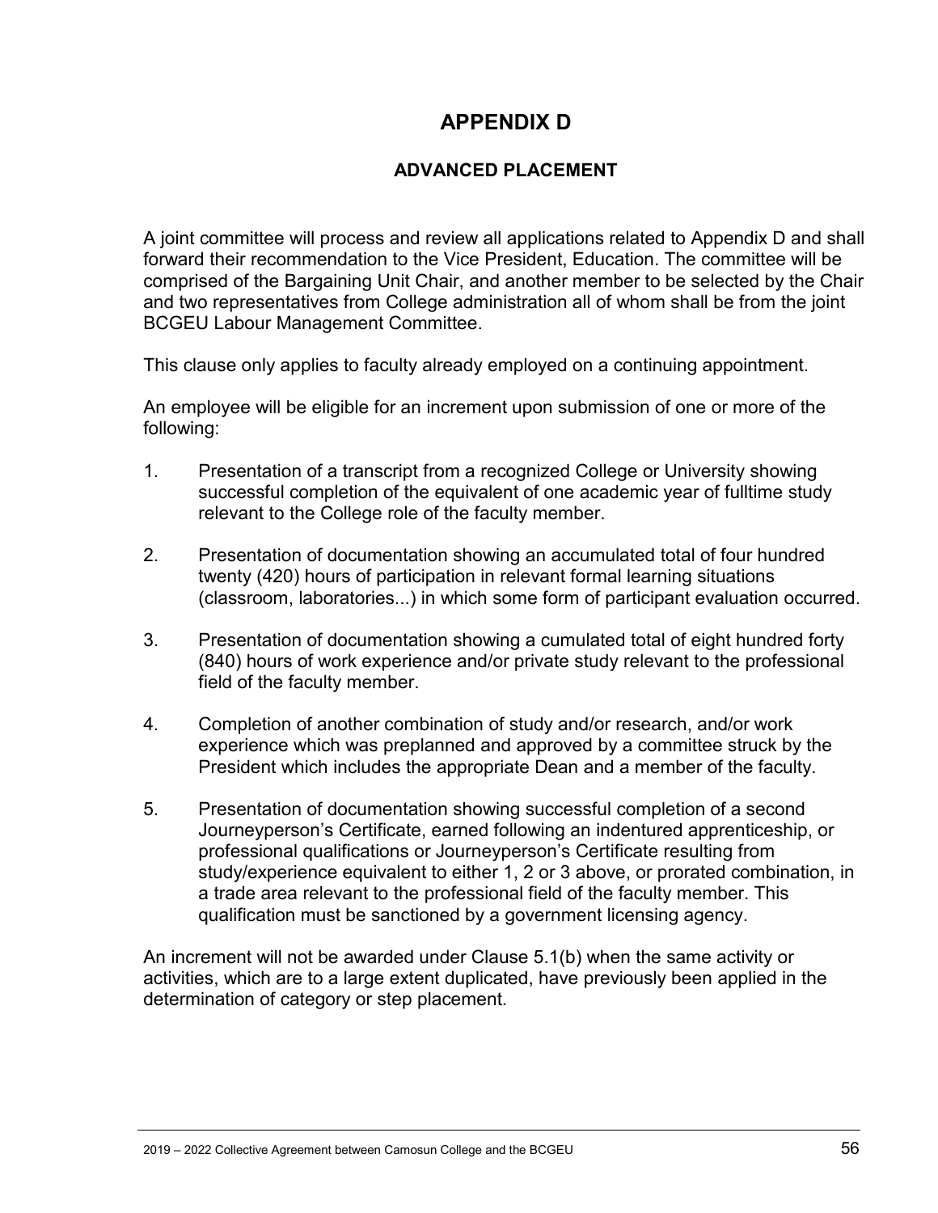# APPENDIX D

## ADVANCED PLACEMENT

A joint committee will process and review all applications related to Appendix D and shall forward their recommendation to the Vice President, Education. The committee will be comprised of the Bargaining Unit Chair, and another member to be selected by the Chair and two representatives from College administration all of whom shall be from the joint BCGEU Labour Management Committee.

This clause only applies to faculty already employed on a continuing appointment.

An employee will be eligible for an increment upon submission of one or more of the following:

1. Presentation of a transcript from a recognized College or University showing successful completion of the equivalent of one academic year of fulltime study relevant to the College role of the faculty member.

2. Presentation of documentation showing an accumulated total of four hundred twenty (420) hours of participation in relevant formal learning situations (classroom, laboratories...) in which some form of participant evaluation occurred.

3. Presentation of documentation showing a cumulated total of eight hundred forty (840) hours of work experience and/or private study relevant to the professional field of the faculty member.

4. Completion of another combination of study and/or research, and/or work experience which was preplanned and approved by a committee struck by the President which includes the appropriate Dean and a member of the faculty.

5. Presentation of documentation showing successful completion of a second Journeyperson's Certificate, earned following an indentured apprenticeship, or professional qualifications or Journeyperson's Certificate resulting from study/experience equivalent to either 1, 2 or 3 above, or prorated combination, in a trade area relevant to the professional field of the faculty member. This qualification must be sanctioned by a government licensing agency.

An increment will not be awarded under Clause 5.1(b) when the same activity or activities, which are to a large extent duplicated, have previously been applied in the determination of category or step placement.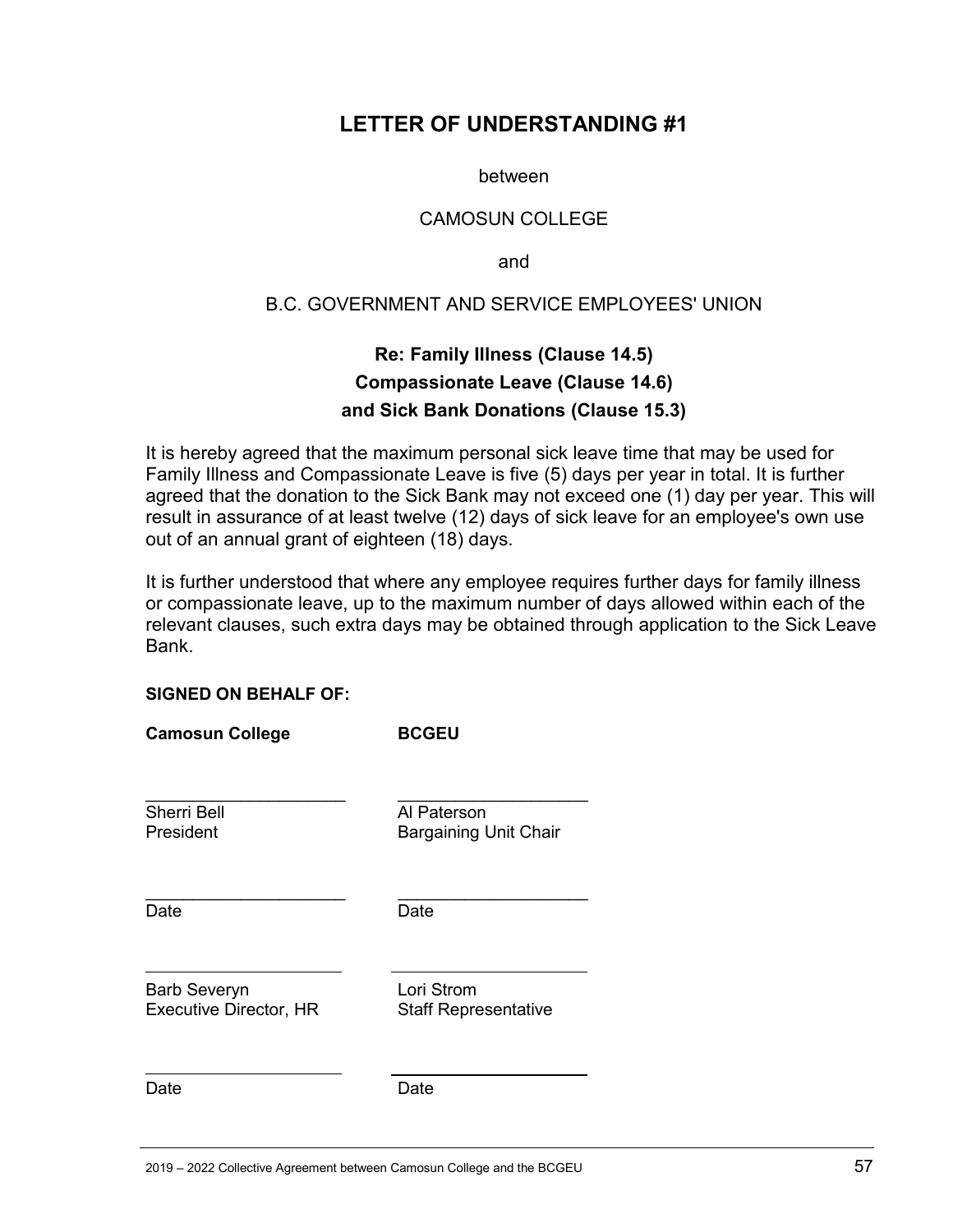# LETTER OF UNDERSTANDING #1

between

CAMOSUN COLLEGE

and

B.C. GOVERNMENT AND SERVICE EMPLOYEES' UNION

**Re: Family Illness (Clause 14.5)**
**Compassionate Leave (Clause 14.6)**
**and Sick Bank Donations (Clause 15.3)**

It is hereby agreed that the maximum personal sick leave time that may be used for Family Illness and Compassionate Leave is five (5) days per year in total. It is further agreed that the donation to the Sick Bank may not exceed one (1) day per year. This will result in assurance of at least twelve (12) days of sick leave for an employee's own use out of an annual grant of eighteen (18) days.

It is further understood that where any employee requires further days for family illness or compassionate leave, up to the maximum number of days allowed within each of the relevant clauses, such extra days may be obtained through application to the Sick Leave Bank.

**SIGNED ON BEHALF OF:**

| **Camosun College** | **BCGEU** |
|---|---|
| \_\_\_\_\_\_\_\_\_\_\_\_\_\_\_\_\_\_\_\_ | \_\_\_\_\_\_\_\_\_\_\_\_\_\_\_\_\_\_\_\_ |
| Sherri Bell<br>President | Al Paterson<br>Bargaining Unit Chair |
| \_\_\_\_\_\_\_\_\_\_\_\_\_\_\_\_\_\_\_\_ | \_\_\_\_\_\_\_\_\_\_\_\_\_\_\_\_\_\_\_\_ |
| Date | Date |
| \_\_\_\_\_\_\_\_\_\_\_\_\_\_\_\_\_\_\_\_ | \_\_\_\_\_\_\_\_\_\_\_\_\_\_\_\_\_\_\_\_ |
| Barb Severyn<br>Executive Director, HR | Lori Strom<br>Staff Representative |
| \_\_\_\_\_\_\_\_\_\_\_\_\_\_\_\_\_\_\_\_ | \_\_\_\_\_\_\_\_\_\_\_\_\_\_\_\_\_\_\_\_ |
| Date | Date |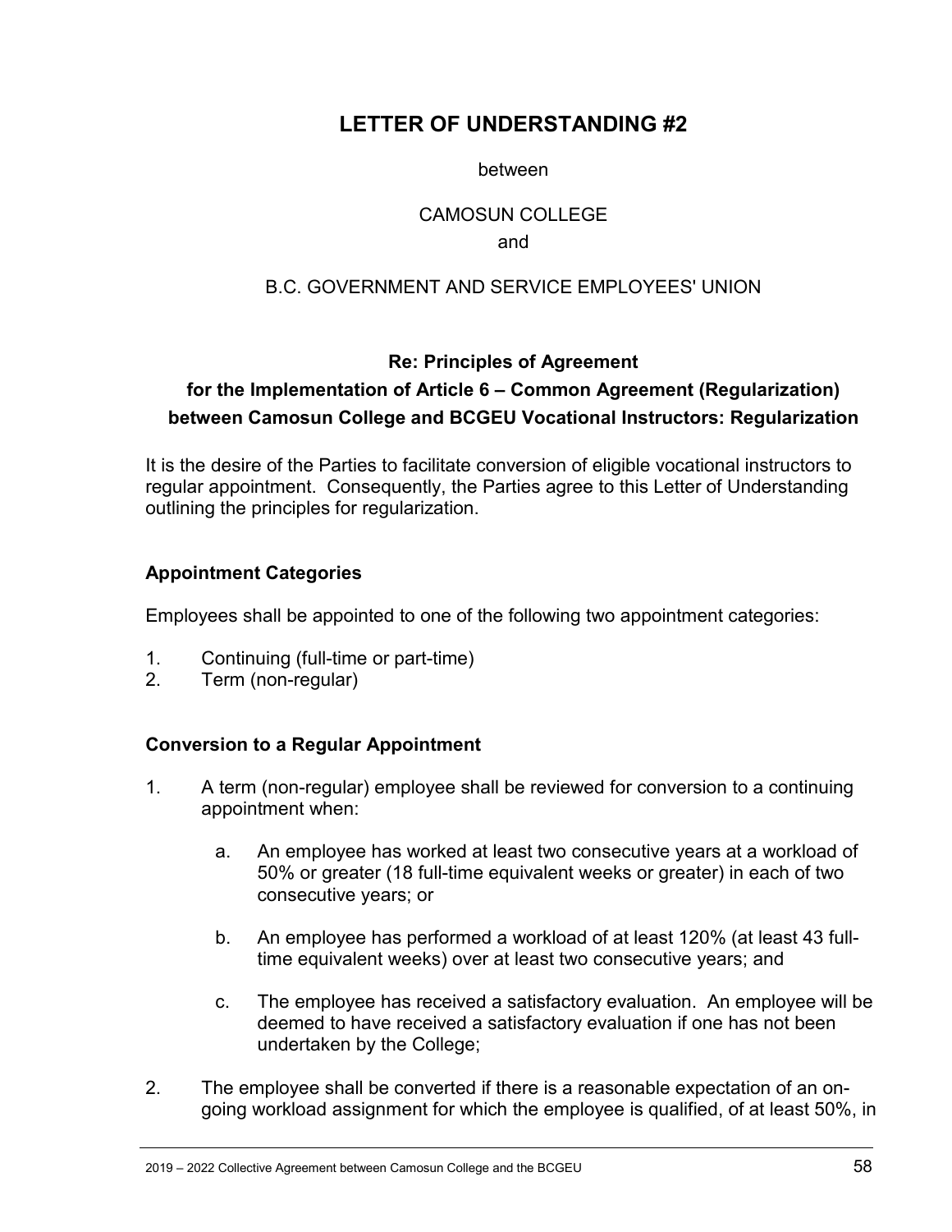# LETTER OF UNDERSTANDING #2

between

CAMOSUN COLLEGE

and

B.C. GOVERNMENT AND SERVICE EMPLOYEES' UNION

### Re: Principles of Agreement for the Implementation of Article 6 – Common Agreement (Regularization) between Camosun College and BCGEU Vocational Instructors: Regularization

It is the desire of the Parties to facilitate conversion of eligible vocational instructors to regular appointment. Consequently, the Parties agree to this Letter of Understanding outlining the principles for regularization.

### Appointment Categories

Employees shall be appointed to one of the following two appointment categories:

1. Continuing (full-time or part-time)
2. Term (non-regular)

### Conversion to a Regular Appointment

1. A term (non-regular) employee shall be reviewed for conversion to a continuing appointment when:

   a. An employee has worked at least two consecutive years at a workload of 50% or greater (18 full-time equivalent weeks or greater) in each of two consecutive years; or

   b. An employee has performed a workload of at least 120% (at least 43 full-time equivalent weeks) over at least two consecutive years; and

   c. The employee has received a satisfactory evaluation. An employee will be deemed to have received a satisfactory evaluation if one has not been undertaken by the College;

2. The employee shall be converted if there is a reasonable expectation of an on-going workload assignment for which the employee is qualified, of at least 50%, in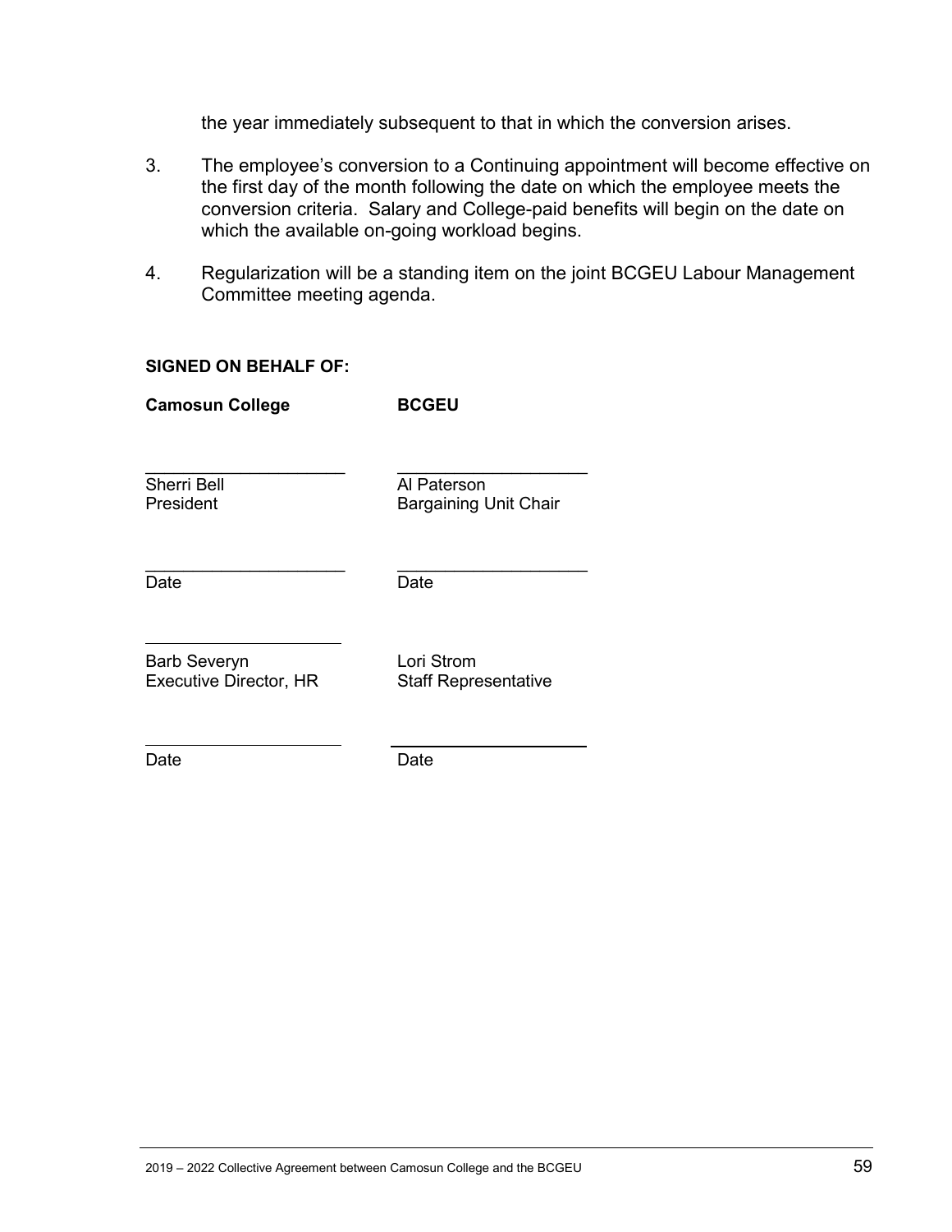the year immediately subsequent to that in which the conversion arises.

3. The employee's conversion to a Continuing appointment will become effective on the first day of the month following the date on which the employee meets the conversion criteria. Salary and College-paid benefits will begin on the date on which the available on-going workload begins.

4. Regularization will be a standing item on the joint BCGEU Labour Management Committee meeting agenda.

**SIGNED ON BEHALF OF:**

| **Camosun College** | **BCGEU** |
|---|---|
| \_\_\_\_\_\_\_\_\_\_\_\_\_\_\_\_\_\_\_\_ | \_\_\_\_\_\_\_\_\_\_\_\_\_\_\_\_\_\_\_\_ |
| Sherri Bell<br>President | Al Paterson<br>Bargaining Unit Chair |
| \_\_\_\_\_\_\_\_\_\_\_\_\_\_\_\_\_\_\_\_ | \_\_\_\_\_\_\_\_\_\_\_\_\_\_\_\_\_\_\_\_ |
| Date | Date |
| \_\_\_\_\_\_\_\_\_\_\_\_\_\_\_\_\_\_\_\_ | |
| Barb Severyn<br>Executive Director, HR | Lori Strom<br>Staff Representative |
| \_\_\_\_\_\_\_\_\_\_\_\_\_\_\_\_\_\_\_\_ | \_\_\_\_\_\_\_\_\_\_\_\_\_\_\_\_\_\_\_\_ |
| Date | Date |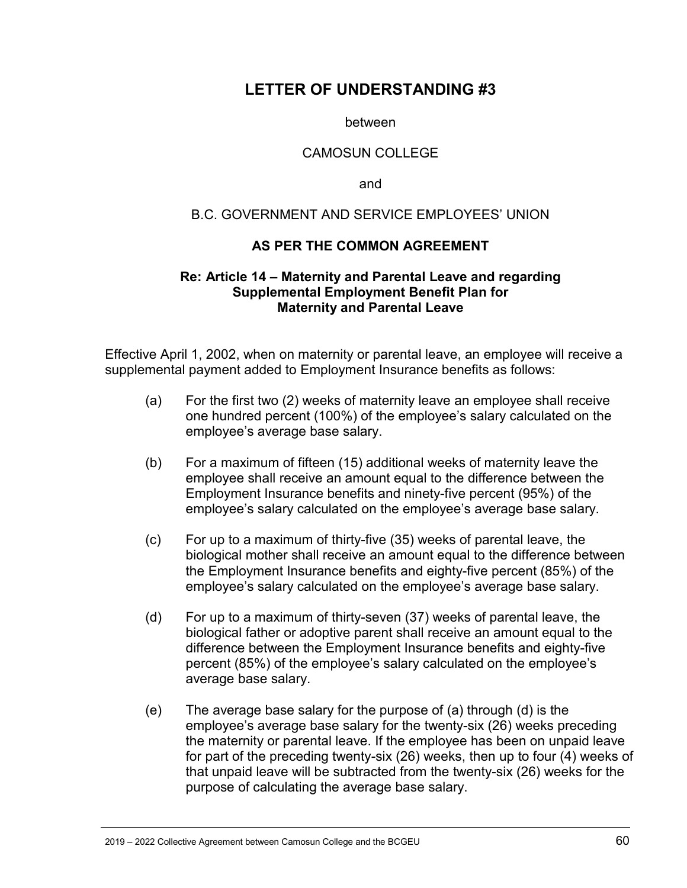# LETTER OF UNDERSTANDING #3

between

CAMOSUN COLLEGE

and

B.C. GOVERNMENT AND SERVICE EMPLOYEES' UNION

**AS PER THE COMMON AGREEMENT**

**Re: Article 14 – Maternity and Parental Leave and regarding Supplemental Employment Benefit Plan for Maternity and Parental Leave**

Effective April 1, 2002, when on maternity or parental leave, an employee will receive a supplemental payment added to Employment Insurance benefits as follows:

(a) For the first two (2) weeks of maternity leave an employee shall receive one hundred percent (100%) of the employee's salary calculated on the employee's average base salary.

(b) For a maximum of fifteen (15) additional weeks of maternity leave the employee shall receive an amount equal to the difference between the Employment Insurance benefits and ninety-five percent (95%) of the employee's salary calculated on the employee's average base salary.

(c) For up to a maximum of thirty-five (35) weeks of parental leave, the biological mother shall receive an amount equal to the difference between the Employment Insurance benefits and eighty-five percent (85%) of the employee's salary calculated on the employee's average base salary.

(d) For up to a maximum of thirty-seven (37) weeks of parental leave, the biological father or adoptive parent shall receive an amount equal to the difference between the Employment Insurance benefits and eighty-five percent (85%) of the employee's salary calculated on the employee's average base salary.

(e) The average base salary for the purpose of (a) through (d) is the employee's average base salary for the twenty-six (26) weeks preceding the maternity or parental leave. If the employee has been on unpaid leave for part of the preceding twenty-six (26) weeks, then up to four (4) weeks of that unpaid leave will be subtracted from the twenty-six (26) weeks for the purpose of calculating the average base salary.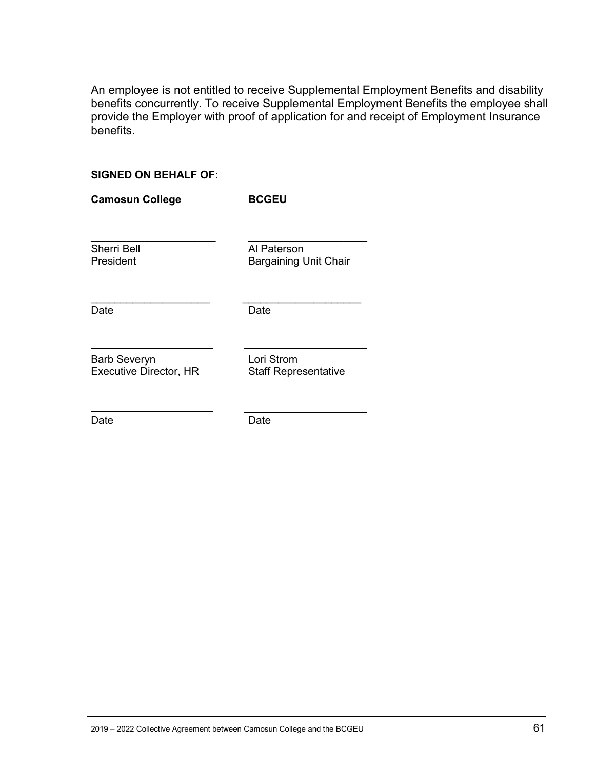An employee is not entitled to receive Supplemental Employment Benefits and disability benefits concurrently. To receive Supplemental Employment Benefits the employee shall provide the Employer with proof of application for and receipt of Employment Insurance benefits.

**SIGNED ON BEHALF OF:**

| **Camosun College** | **BCGEU** |
|---|---|
| \_\_\_\_\_\_\_\_\_\_\_\_\_\_\_\_\_\_\_\_ | \_\_\_\_\_\_\_\_\_\_\_\_\_\_\_\_\_\_\_\_ |
| Sherri Bell<br>President | Al Paterson<br>Bargaining Unit Chair |
| \_\_\_\_\_\_\_\_\_\_\_\_\_\_\_\_\_\_\_\_ | \_\_\_\_\_\_\_\_\_\_\_\_\_\_\_\_\_\_\_\_ |
| Date | Date |
| \_\_\_\_\_\_\_\_\_\_\_\_\_\_\_\_\_\_\_\_ | \_\_\_\_\_\_\_\_\_\_\_\_\_\_\_\_\_\_\_\_ |
| Barb Severyn<br>Executive Director, HR | Lori Strom<br>Staff Representative |
| \_\_\_\_\_\_\_\_\_\_\_\_\_\_\_\_\_\_\_\_ | \_\_\_\_\_\_\_\_\_\_\_\_\_\_\_\_\_\_\_\_ |
| Date | Date |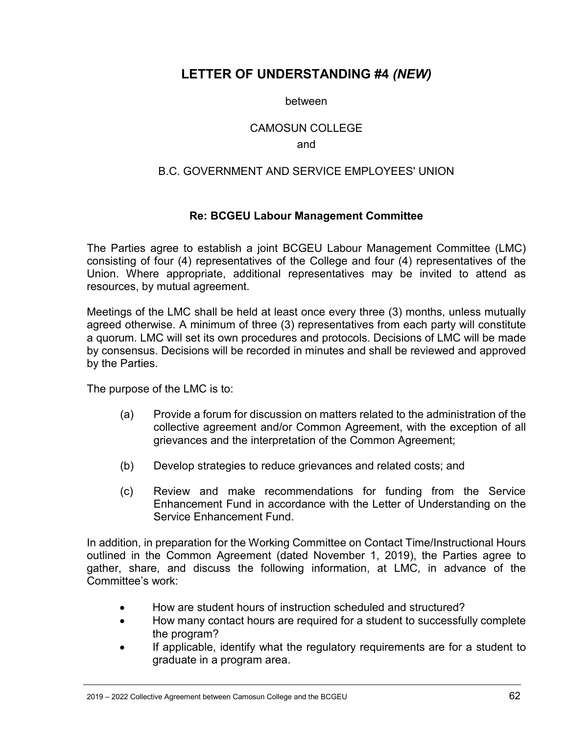# LETTER OF UNDERSTANDING #4 *(NEW)*

between

CAMOSUN COLLEGE

and

B.C. GOVERNMENT AND SERVICE EMPLOYEES' UNION

### Re: BCGEU Labour Management Committee

The Parties agree to establish a joint BCGEU Labour Management Committee (LMC) consisting of four (4) representatives of the College and four (4) representatives of the Union. Where appropriate, additional representatives may be invited to attend as resources, by mutual agreement.

Meetings of the LMC shall be held at least once every three (3) months, unless mutually agreed otherwise. A minimum of three (3) representatives from each party will constitute a quorum. LMC will set its own procedures and protocols. Decisions of LMC will be made by consensus. Decisions will be recorded in minutes and shall be reviewed and approved by the Parties.

The purpose of the LMC is to:

(a) Provide a forum for discussion on matters related to the administration of the collective agreement and/or Common Agreement, with the exception of all grievances and the interpretation of the Common Agreement;

(b) Develop strategies to reduce grievances and related costs; and

(c) Review and make recommendations for funding from the Service Enhancement Fund in accordance with the Letter of Understanding on the Service Enhancement Fund.

In addition, in preparation for the Working Committee on Contact Time/Instructional Hours outlined in the Common Agreement (dated November 1, 2019), the Parties agree to gather, share, and discuss the following information, at LMC, in advance of the Committee's work:

- How are student hours of instruction scheduled and structured?
- How many contact hours are required for a student to successfully complete the program?
- If applicable, identify what the regulatory requirements are for a student to graduate in a program area.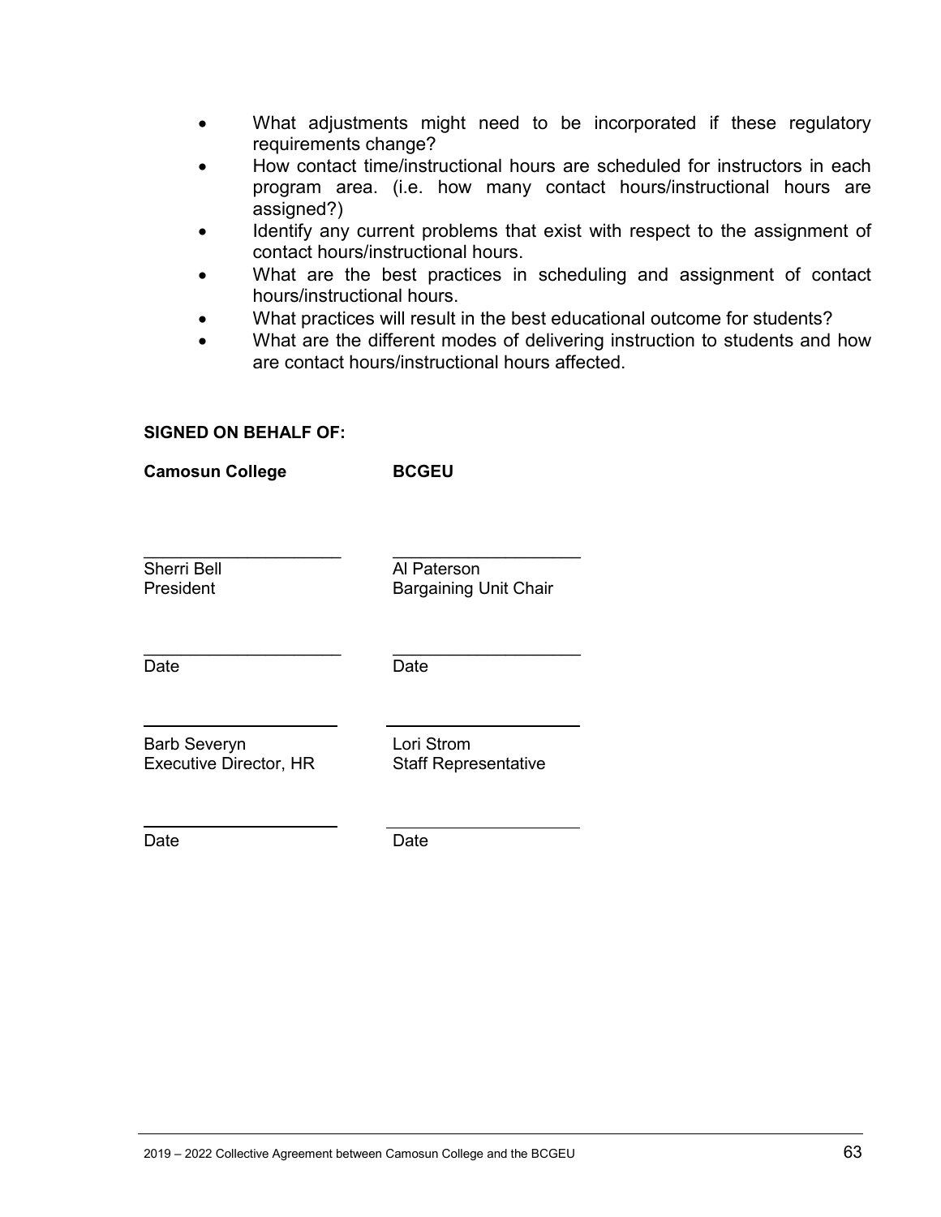- What adjustments might need to be incorporated if these regulatory requirements change?
- How contact time/instructional hours are scheduled for instructors in each program area. (i.e. how many contact hours/instructional hours are assigned?)
- Identify any current problems that exist with respect to the assignment of contact hours/instructional hours.
- What are the best practices in scheduling and assignment of contact hours/instructional hours.
- What practices will result in the best educational outcome for students?
- What are the different modes of delivering instruction to students and how are contact hours/instructional hours affected.

**SIGNED ON BEHALF OF:**

| **Camosun College** | **BCGEU** |
|---|---|
| \_\_\_\_\_\_\_\_\_\_\_\_\_\_\_\_\_\_\_\_ | \_\_\_\_\_\_\_\_\_\_\_\_\_\_\_\_\_\_\_\_ |
| Sherri Bell<br>President | Al Paterson<br>Bargaining Unit Chair |
| \_\_\_\_\_\_\_\_\_\_\_\_\_\_\_\_\_\_\_\_ | \_\_\_\_\_\_\_\_\_\_\_\_\_\_\_\_\_\_\_\_ |
| Date | Date |
| \_\_\_\_\_\_\_\_\_\_\_\_\_\_\_\_\_\_\_\_ | \_\_\_\_\_\_\_\_\_\_\_\_\_\_\_\_\_\_\_\_ |
| Barb Severyn<br>Executive Director, HR | Lori Strom<br>Staff Representative |
| \_\_\_\_\_\_\_\_\_\_\_\_\_\_\_\_\_\_\_\_ | \_\_\_\_\_\_\_\_\_\_\_\_\_\_\_\_\_\_\_\_ |
| Date | Date |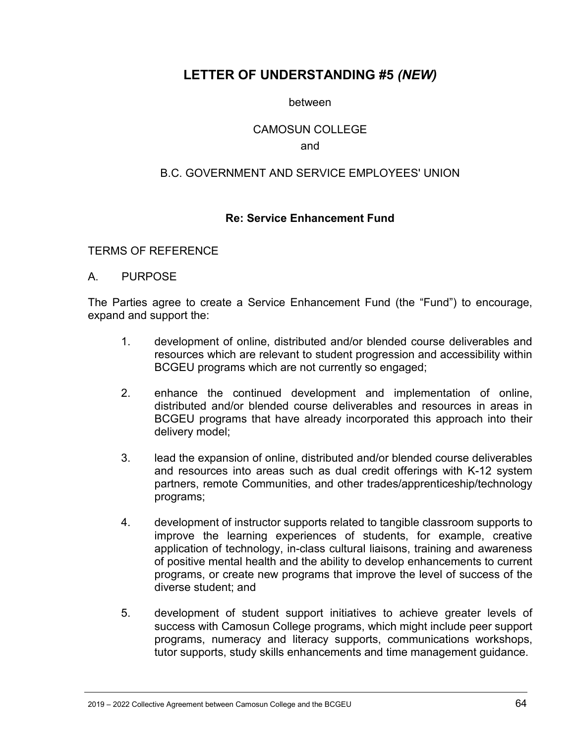# LETTER OF UNDERSTANDING #5 *(NEW)*

between

CAMOSUN COLLEGE

and

B.C. GOVERNMENT AND SERVICE EMPLOYEES' UNION

**Re: Service Enhancement Fund**

TERMS OF REFERENCE

A. PURPOSE

The Parties agree to create a Service Enhancement Fund (the "Fund") to encourage, expand and support the:

1. development of online, distributed and/or blended course deliverables and resources which are relevant to student progression and accessibility within BCGEU programs which are not currently so engaged;

2. enhance the continued development and implementation of online, distributed and/or blended course deliverables and resources in areas in BCGEU programs that have already incorporated this approach into their delivery model;

3. lead the expansion of online, distributed and/or blended course deliverables and resources into areas such as dual credit offerings with K-12 system partners, remote Communities, and other trades/apprenticeship/technology programs;

4. development of instructor supports related to tangible classroom supports to improve the learning experiences of students, for example, creative application of technology, in-class cultural liaisons, training and awareness of positive mental health and the ability to develop enhancements to current programs, or create new programs that improve the level of success of the diverse student; and

5. development of student support initiatives to achieve greater levels of success with Camosun College programs, which might include peer support programs, numeracy and literacy supports, communications workshops, tutor supports, study skills enhancements and time management guidance.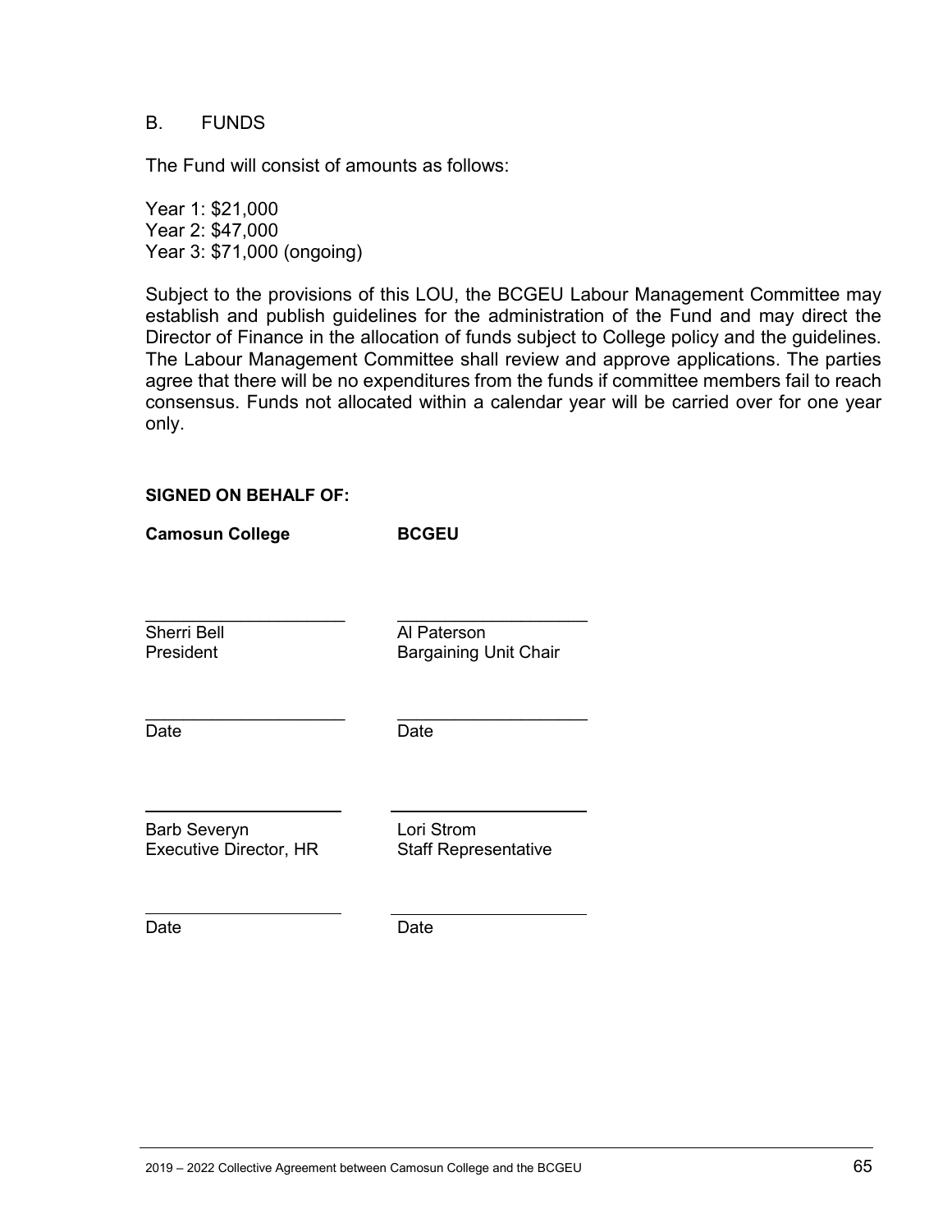## B. FUNDS

The Fund will consist of amounts as follows:

Year 1: $21,000
Year 2: $47,000
Year 3: $71,000 (ongoing)

Subject to the provisions of this LOU, the BCGEU Labour Management Committee may establish and publish guidelines for the administration of the Fund and may direct the Director of Finance in the allocation of funds subject to College policy and the guidelines. The Labour Management Committee shall review and approve applications. The parties agree that there will be no expenditures from the funds if committee members fail to reach consensus. Funds not allocated within a calendar year will be carried over for one year only.

**SIGNED ON BEHALF OF:**

| **Camosun College** | **BCGEU** |
|---|---|
| \_\_\_\_\_\_\_\_\_\_\_\_\_\_\_\_\_\_\_\_ | \_\_\_\_\_\_\_\_\_\_\_\_\_\_\_\_\_\_\_\_ |
| Sherri Bell<br>President | Al Paterson<br>Bargaining Unit Chair |
| \_\_\_\_\_\_\_\_\_\_\_\_\_\_\_\_\_\_\_\_ | \_\_\_\_\_\_\_\_\_\_\_\_\_\_\_\_\_\_\_\_ |
| Date | Date |
| \_\_\_\_\_\_\_\_\_\_\_\_\_\_\_\_\_\_\_\_ | \_\_\_\_\_\_\_\_\_\_\_\_\_\_\_\_\_\_\_\_ |
| Barb Severyn<br>Executive Director, HR | Lori Strom<br>Staff Representative |
| \_\_\_\_\_\_\_\_\_\_\_\_\_\_\_\_\_\_\_\_ | \_\_\_\_\_\_\_\_\_\_\_\_\_\_\_\_\_\_\_\_ |
| Date | Date |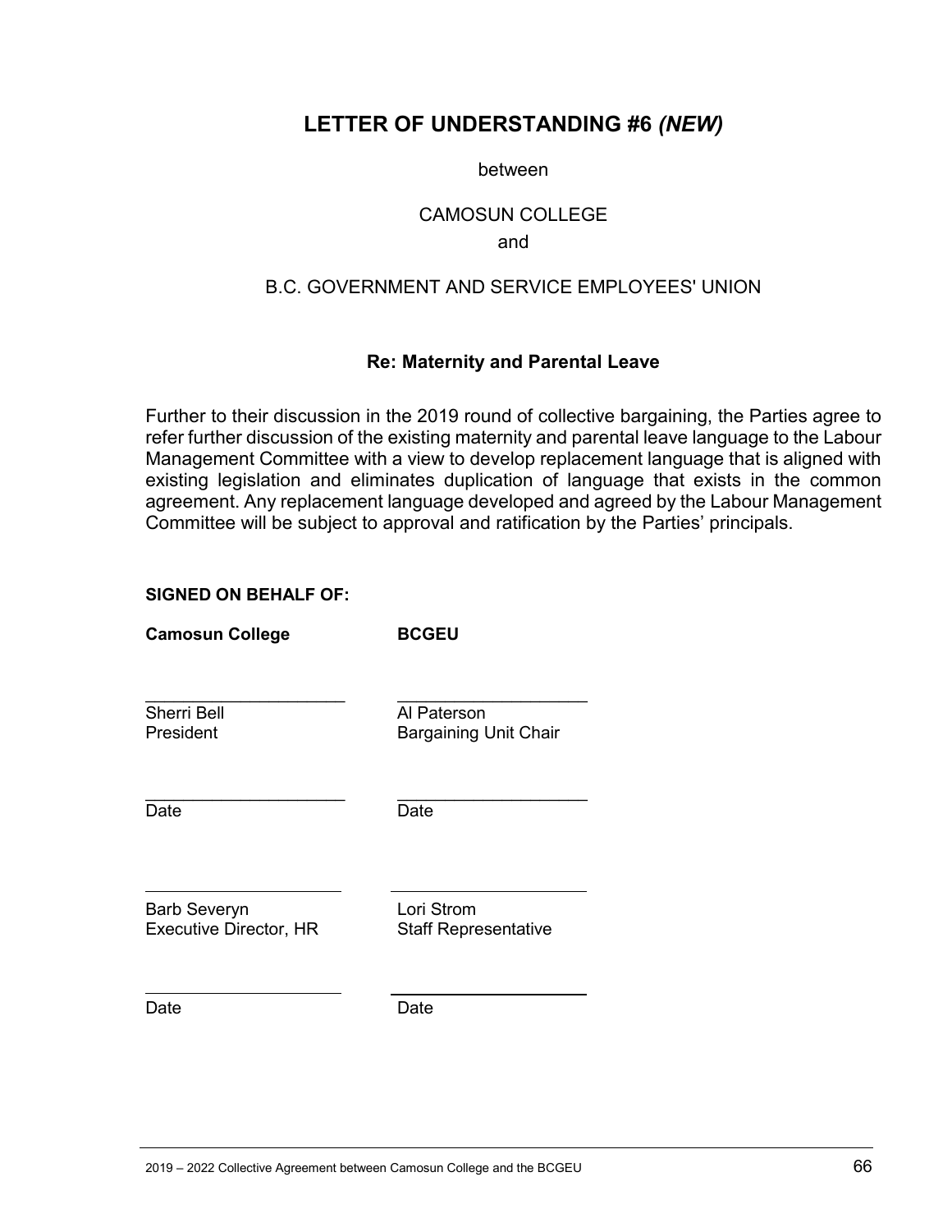# LETTER OF UNDERSTANDING #6 *(NEW)*

between

CAMOSUN COLLEGE

and

B.C. GOVERNMENT AND SERVICE EMPLOYEES' UNION

**Re: Maternity and Parental Leave**

Further to their discussion in the 2019 round of collective bargaining, the Parties agree to refer further discussion of the existing maternity and parental leave language to the Labour Management Committee with a view to develop replacement language that is aligned with existing legislation and eliminates duplication of language that exists in the common agreement. Any replacement language developed and agreed by the Labour Management Committee will be subject to approval and ratification by the Parties' principals.

**SIGNED ON BEHALF OF:**

| **Camosun College** | **BCGEU** |
|---|---|
| \_\_\_\_\_\_\_\_\_\_\_\_\_\_\_\_\_\_\_\_ | \_\_\_\_\_\_\_\_\_\_\_\_\_\_\_\_\_\_\_\_ |
| Sherri Bell<br>President | Al Paterson<br>Bargaining Unit Chair |
| \_\_\_\_\_\_\_\_\_\_\_\_\_\_\_\_\_\_\_\_ | \_\_\_\_\_\_\_\_\_\_\_\_\_\_\_\_\_\_\_\_ |
| Date | Date |
| \_\_\_\_\_\_\_\_\_\_\_\_\_\_\_\_\_\_\_\_ | \_\_\_\_\_\_\_\_\_\_\_\_\_\_\_\_\_\_\_\_ |
| Barb Severyn<br>Executive Director, HR | Lori Strom<br>Staff Representative |
| \_\_\_\_\_\_\_\_\_\_\_\_\_\_\_\_\_\_\_\_ | \_\_\_\_\_\_\_\_\_\_\_\_\_\_\_\_\_\_\_\_ |
| Date | Date |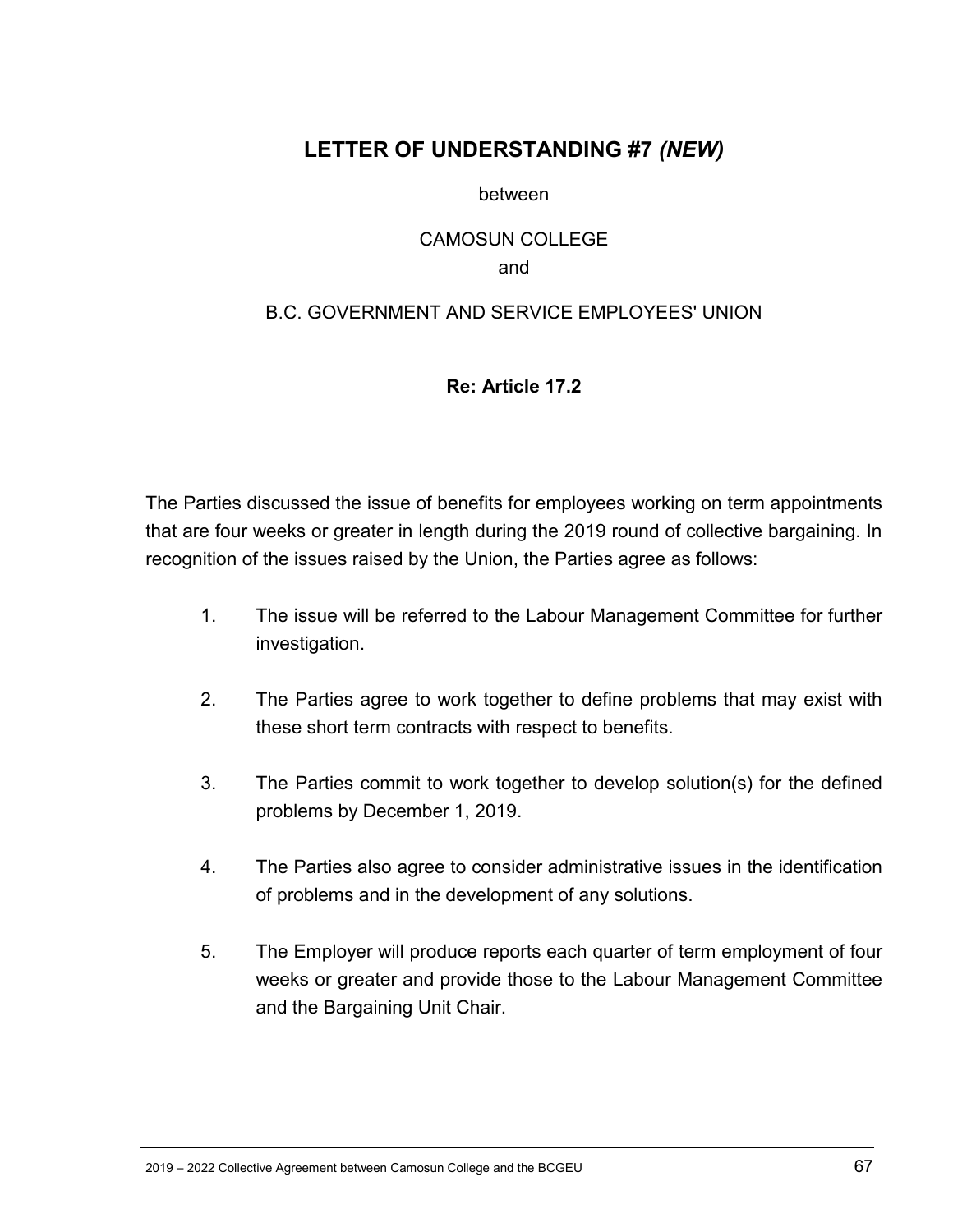# LETTER OF UNDERSTANDING #7 *(NEW)*

between

CAMOSUN COLLEGE

and

B.C. GOVERNMENT AND SERVICE EMPLOYEES' UNION

**Re: Article 17.2**

The Parties discussed the issue of benefits for employees working on term appointments that are four weeks or greater in length during the 2019 round of collective bargaining. In recognition of the issues raised by the Union, the Parties agree as follows:

1. The issue will be referred to the Labour Management Committee for further investigation.

2. The Parties agree to work together to define problems that may exist with these short term contracts with respect to benefits.

3. The Parties commit to work together to develop solution(s) for the defined problems by December 1, 2019.

4. The Parties also agree to consider administrative issues in the identification of problems and in the development of any solutions.

5. The Employer will produce reports each quarter of term employment of four weeks or greater and provide those to the Labour Management Committee and the Bargaining Unit Chair.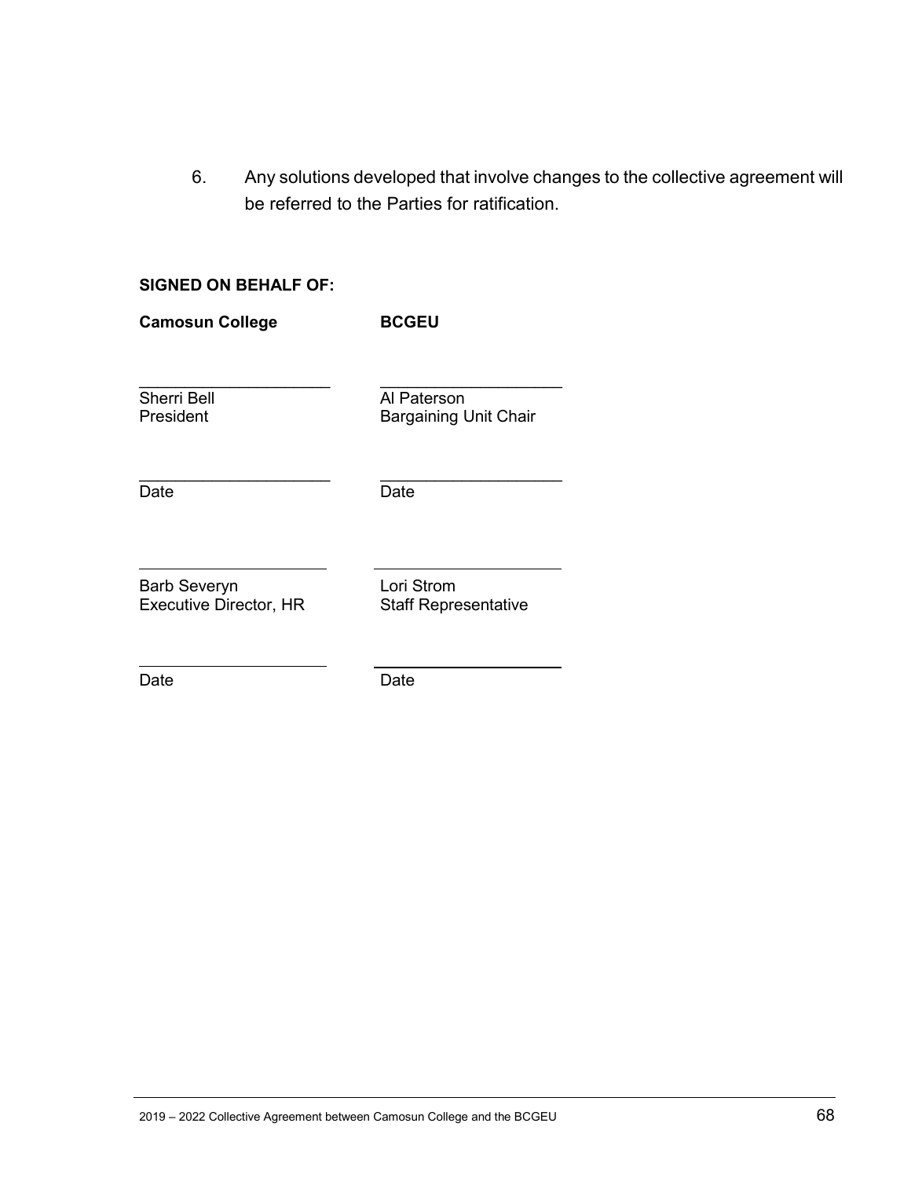6. Any solutions developed that involve changes to the collective agreement will be referred to the Parties for ratification.

**SIGNED ON BEHALF OF:**

| **Camosun College** | **BCGEU** |
| --- | --- |
| ____________________<br>Sherri Bell<br>President | ____________________<br>Al Paterson<br>Bargaining Unit Chair |
| ____________________<br>Date | ____________________<br>Date |
| ____________________<br>Barb Severyn<br>Executive Director, HR | ____________________<br>Lori Strom<br>Staff Representative |
| ____________________<br>Date | ____________________<br>Date |